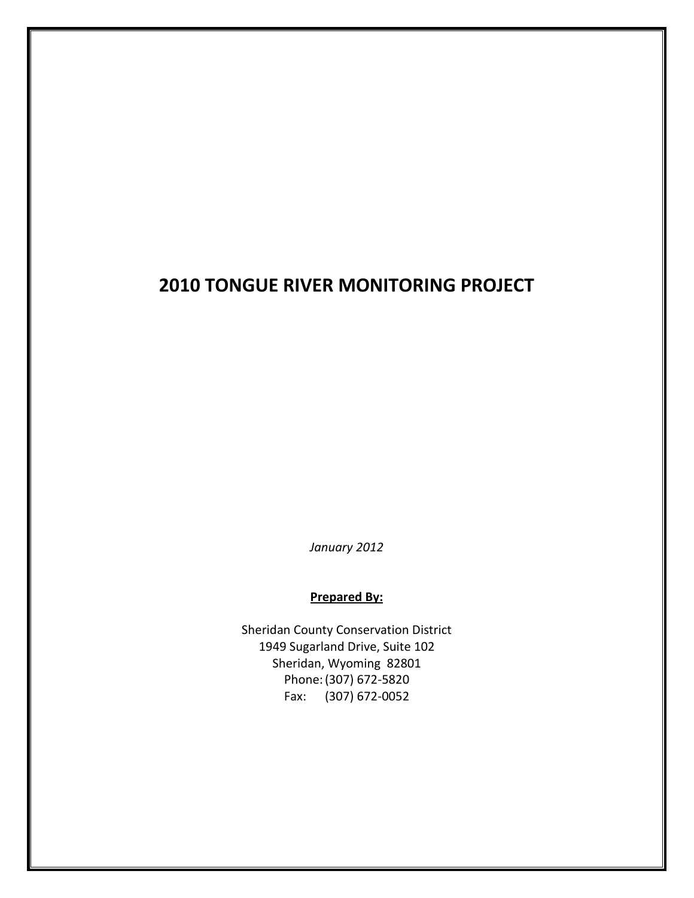# 2010 TONGUE RIVER MONITORING PROJECT

*January 2012*

**Prepared By:**

Sheridan County Conservation District
1949 Sugarland Drive, Suite 102
Sheridan, Wyoming 82801
Phone: (307) 672-5820
Fax: (307) 672-0052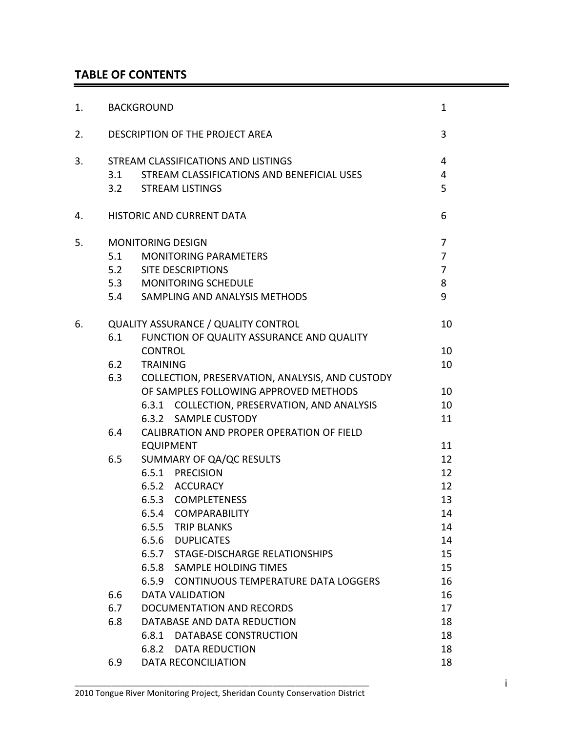## TABLE OF CONTENTS

| | | |
|---|---|---|
| 1. | BACKGROUND | 1 |
| 2. | DESCRIPTION OF THE PROJECT AREA | 3 |
| 3. | STREAM CLASSIFICATIONS AND LISTINGS | 4 |
| | 3.1 STREAM CLASSIFICATIONS AND BENEFICIAL USES | 4 |
| | 3.2 STREAM LISTINGS | 5 |
| 4. | HISTORIC AND CURRENT DATA | 6 |
| 5. | MONITORING DESIGN | 7 |
| | 5.1 MONITORING PARAMETERS | 7 |
| | 5.2 SITE DESCRIPTIONS | 7 |
| | 5.3 MONITORING SCHEDULE | 8 |
| | 5.4 SAMPLING AND ANALYSIS METHODS | 9 |
| 6. | QUALITY ASSURANCE / QUALITY CONTROL | 10 |
| | 6.1 FUNCTION OF QUALITY ASSURANCE AND QUALITY CONTROL | 10 |
| | 6.2 TRAINING | 10 |
| | 6.3 COLLECTION, PRESERVATION, ANALYSIS, AND CUSTODY OF SAMPLES FOLLOWING APPROVED METHODS | 10 |
| | 6.3.1 COLLECTION, PRESERVATION, AND ANALYSIS | 10 |
| | 6.3.2 SAMPLE CUSTODY | 11 |
| | 6.4 CALIBRATION AND PROPER OPERATION OF FIELD EQUIPMENT | 11 |
| | 6.5 SUMMARY OF QA/QC RESULTS | 12 |
| | 6.5.1 PRECISION | 12 |
| | 6.5.2 ACCURACY | 12 |
| | 6.5.3 COMPLETENESS | 13 |
| | 6.5.4 COMPARABILITY | 14 |
| | 6.5.5 TRIP BLANKS | 14 |
| | 6.5.6 DUPLICATES | 14 |
| | 6.5.7 STAGE-DISCHARGE RELATIONSHIPS | 15 |
| | 6.5.8 SAMPLE HOLDING TIMES | 15 |
| | 6.5.9 CONTINUOUS TEMPERATURE DATA LOGGERS | 16 |
| | 6.6 DATA VALIDATION | 16 |
| | 6.7 DOCUMENTATION AND RECORDS | 17 |
| | 6.8 DATABASE AND DATA REDUCTION | 18 |
| | 6.8.1 DATABASE CONSTRUCTION | 18 |
| | 6.8.2 DATA REDUCTION | 18 |
| | 6.9 DATA RECONCILIATION | 18 |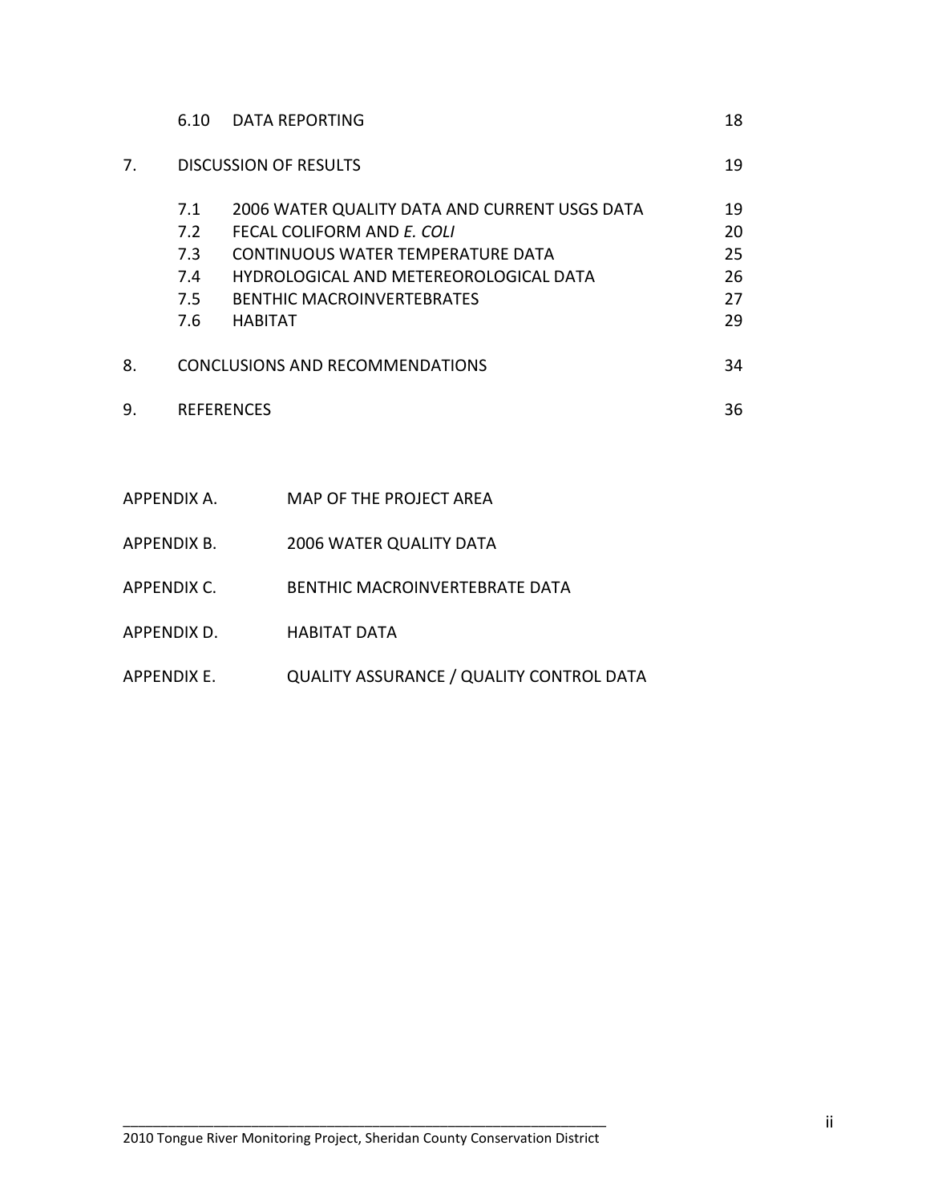| | | |
|---|---|---|
| 6.10 | DATA REPORTING | 18 |
| 7. | DISCUSSION OF RESULTS | 19 |
| 7.1 | 2006 WATER QUALITY DATA AND CURRENT USGS DATA | 19 |
| 7.2 | FECAL COLIFORM AND *E. COLI* | 20 |
| 7.3 | CONTINUOUS WATER TEMPERATURE DATA | 25 |
| 7.4 | HYDROLOGICAL AND METEREOROLOGICAL DATA | 26 |
| 7.5 | BENTHIC MACROINVERTEBRATES | 27 |
| 7.6 | HABITAT | 29 |
| 8. | CONCLUSIONS AND RECOMMENDATIONS | 34 |
| 9. | REFERENCES | 36 |

APPENDIX A. MAP OF THE PROJECT AREA

APPENDIX B. 2006 WATER QUALITY DATA

APPENDIX C. BENTHIC MACROINVERTEBRATE DATA

APPENDIX D. HABITAT DATA

APPENDIX E. QUALITY ASSURANCE / QUALITY CONTROL DATA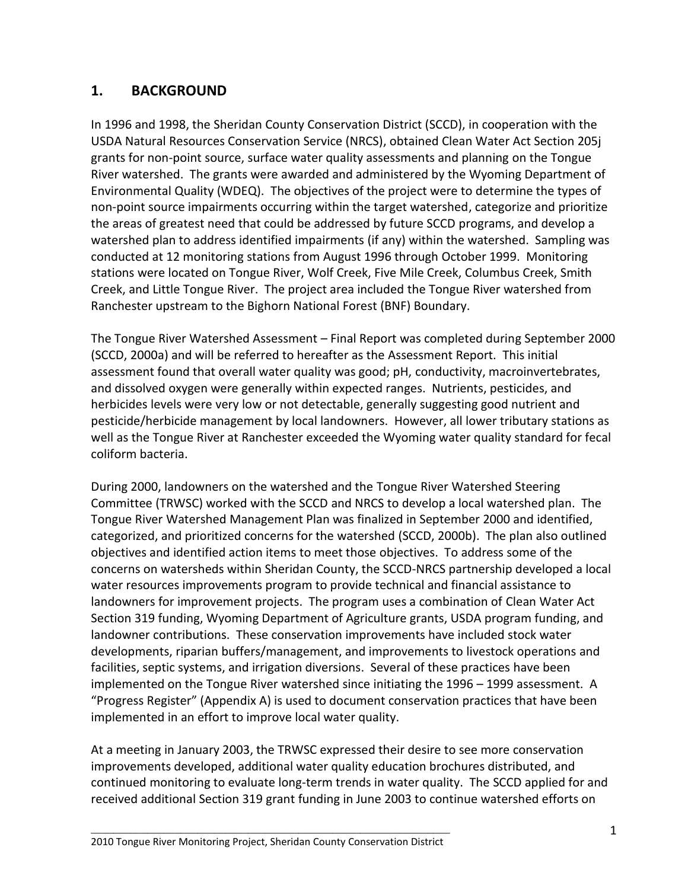## 1. BACKGROUND

In 1996 and 1998, the Sheridan County Conservation District (SCCD), in cooperation with the USDA Natural Resources Conservation Service (NRCS), obtained Clean Water Act Section 205j grants for non-point source, surface water quality assessments and planning on the Tongue River watershed. The grants were awarded and administered by the Wyoming Department of Environmental Quality (WDEQ). The objectives of the project were to determine the types of non-point source impairments occurring within the target watershed, categorize and prioritize the areas of greatest need that could be addressed by future SCCD programs, and develop a watershed plan to address identified impairments (if any) within the watershed. Sampling was conducted at 12 monitoring stations from August 1996 through October 1999. Monitoring stations were located on Tongue River, Wolf Creek, Five Mile Creek, Columbus Creek, Smith Creek, and Little Tongue River. The project area included the Tongue River watershed from Ranchester upstream to the Bighorn National Forest (BNF) Boundary.

The Tongue River Watershed Assessment – Final Report was completed during September 2000 (SCCD, 2000a) and will be referred to hereafter as the Assessment Report. This initial assessment found that overall water quality was good; pH, conductivity, macroinvertebrates, and dissolved oxygen were generally within expected ranges. Nutrients, pesticides, and herbicides levels were very low or not detectable, generally suggesting good nutrient and pesticide/herbicide management by local landowners. However, all lower tributary stations as well as the Tongue River at Ranchester exceeded the Wyoming water quality standard for fecal coliform bacteria.

During 2000, landowners on the watershed and the Tongue River Watershed Steering Committee (TRWSC) worked with the SCCD and NRCS to develop a local watershed plan. The Tongue River Watershed Management Plan was finalized in September 2000 and identified, categorized, and prioritized concerns for the watershed (SCCD, 2000b). The plan also outlined objectives and identified action items to meet those objectives. To address some of the concerns on watersheds within Sheridan County, the SCCD-NRCS partnership developed a local water resources improvements program to provide technical and financial assistance to landowners for improvement projects. The program uses a combination of Clean Water Act Section 319 funding, Wyoming Department of Agriculture grants, USDA program funding, and landowner contributions. These conservation improvements have included stock water developments, riparian buffers/management, and improvements to livestock operations and facilities, septic systems, and irrigation diversions. Several of these practices have been implemented on the Tongue River watershed since initiating the 1996 – 1999 assessment. A "Progress Register" (Appendix A) is used to document conservation practices that have been implemented in an effort to improve local water quality.

At a meeting in January 2003, the TRWSC expressed their desire to see more conservation improvements developed, additional water quality education brochures distributed, and continued monitoring to evaluate long-term trends in water quality. The SCCD applied for and received additional Section 319 grant funding in June 2003 to continue watershed efforts on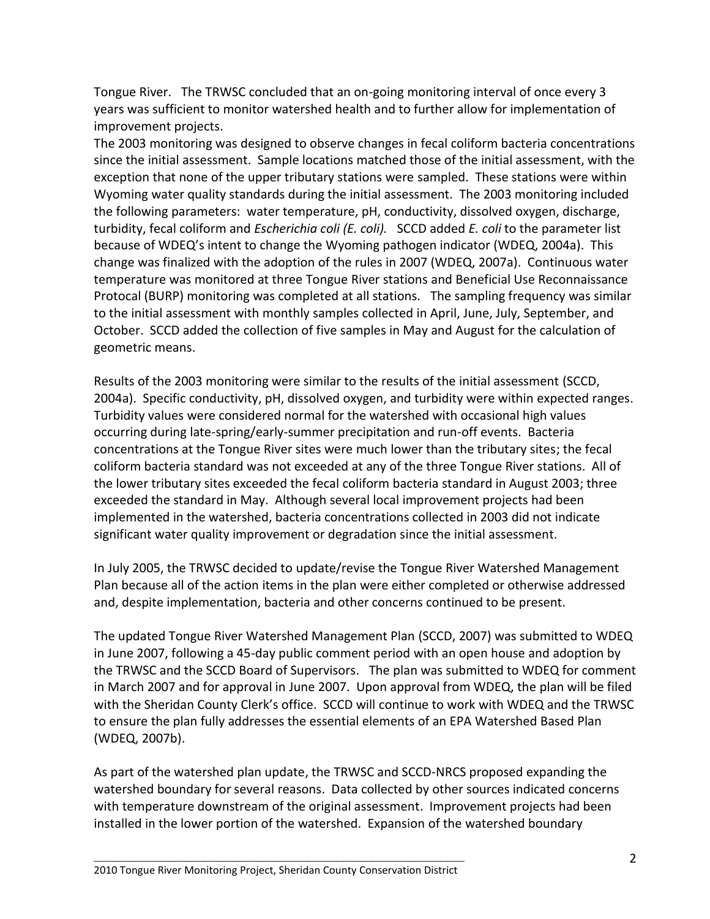Tongue River. The TRWSC concluded that an on-going monitoring interval of once every 3 years was sufficient to monitor watershed health and to further allow for implementation of improvement projects.

The 2003 monitoring was designed to observe changes in fecal coliform bacteria concentrations since the initial assessment. Sample locations matched those of the initial assessment, with the exception that none of the upper tributary stations were sampled. These stations were within Wyoming water quality standards during the initial assessment. The 2003 monitoring included the following parameters: water temperature, pH, conductivity, dissolved oxygen, discharge, turbidity, fecal coliform and *Escherichia coli (E. coli).* SCCD added *E. coli* to the parameter list because of WDEQ's intent to change the Wyoming pathogen indicator (WDEQ, 2004a). This change was finalized with the adoption of the rules in 2007 (WDEQ, 2007a). Continuous water temperature was monitored at three Tongue River stations and Beneficial Use Reconnaissance Protocol (BURP) monitoring was completed at all stations. The sampling frequency was similar to the initial assessment with monthly samples collected in April, June, July, September, and October. SCCD added the collection of five samples in May and August for the calculation of geometric means.

Results of the 2003 monitoring were similar to the results of the initial assessment (SCCD, 2004a). Specific conductivity, pH, dissolved oxygen, and turbidity were within expected ranges. Turbidity values were considered normal for the watershed with occasional high values occurring during late-spring/early-summer precipitation and run-off events. Bacteria concentrations at the Tongue River sites were much lower than the tributary sites; the fecal coliform bacteria standard was not exceeded at any of the three Tongue River stations. All of the lower tributary sites exceeded the fecal coliform bacteria standard in August 2003; three exceeded the standard in May. Although several local improvement projects had been implemented in the watershed, bacteria concentrations collected in 2003 did not indicate significant water quality improvement or degradation since the initial assessment.

In July 2005, the TRWSC decided to update/revise the Tongue River Watershed Management Plan because all of the action items in the plan were either completed or otherwise addressed and, despite implementation, bacteria and other concerns continued to be present.

The updated Tongue River Watershed Management Plan (SCCD, 2007) was submitted to WDEQ in June 2007, following a 45-day public comment period with an open house and adoption by the TRWSC and the SCCD Board of Supervisors. The plan was submitted to WDEQ for comment in March 2007 and for approval in June 2007. Upon approval from WDEQ, the plan will be filed with the Sheridan County Clerk's office. SCCD will continue to work with WDEQ and the TRWSC to ensure the plan fully addresses the essential elements of an EPA Watershed Based Plan (WDEQ, 2007b).

As part of the watershed plan update, the TRWSC and SCCD-NRCS proposed expanding the watershed boundary for several reasons. Data collected by other sources indicated concerns with temperature downstream of the original assessment. Improvement projects had been installed in the lower portion of the watershed. Expansion of the watershed boundary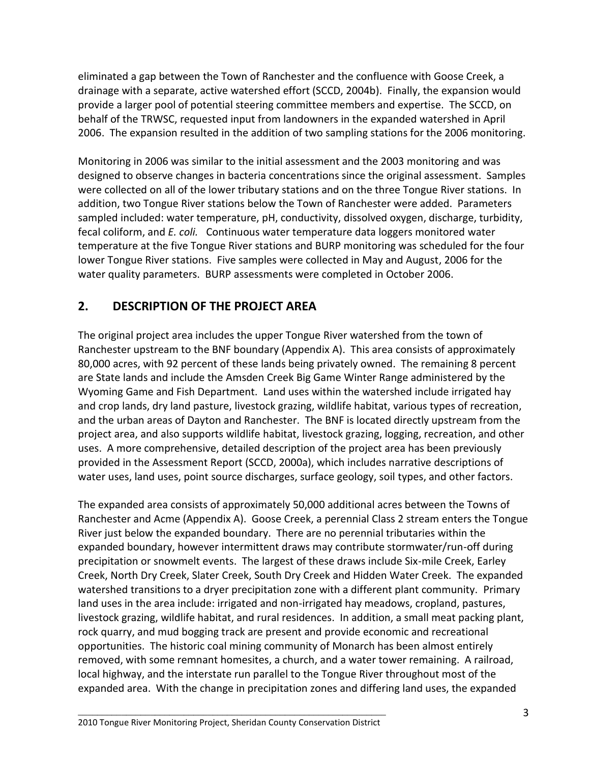eliminated a gap between the Town of Ranchester and the confluence with Goose Creek, a drainage with a separate, active watershed effort (SCCD, 2004b). Finally, the expansion would provide a larger pool of potential steering committee members and expertise. The SCCD, on behalf of the TRWSC, requested input from landowners in the expanded watershed in April 2006. The expansion resulted in the addition of two sampling stations for the 2006 monitoring.

Monitoring in 2006 was similar to the initial assessment and the 2003 monitoring and was designed to observe changes in bacteria concentrations since the original assessment. Samples were collected on all of the lower tributary stations and on the three Tongue River stations. In addition, two Tongue River stations below the Town of Ranchester were added. Parameters sampled included: water temperature, pH, conductivity, dissolved oxygen, discharge, turbidity, fecal coliform, and *E. coli.* Continuous water temperature data loggers monitored water temperature at the five Tongue River stations and BURP monitoring was scheduled for the four lower Tongue River stations. Five samples were collected in May and August, 2006 for the water quality parameters. BURP assessments were completed in October 2006.

## 2. DESCRIPTION OF THE PROJECT AREA

The original project area includes the upper Tongue River watershed from the town of Ranchester upstream to the BNF boundary (Appendix A). This area consists of approximately 80,000 acres, with 92 percent of these lands being privately owned. The remaining 8 percent are State lands and include the Amsden Creek Big Game Winter Range administered by the Wyoming Game and Fish Department. Land uses within the watershed include irrigated hay and crop lands, dry land pasture, livestock grazing, wildlife habitat, various types of recreation, and the urban areas of Dayton and Ranchester. The BNF is located directly upstream from the project area, and also supports wildlife habitat, livestock grazing, logging, recreation, and other uses. A more comprehensive, detailed description of the project area has been previously provided in the Assessment Report (SCCD, 2000a), which includes narrative descriptions of water uses, land uses, point source discharges, surface geology, soil types, and other factors.

The expanded area consists of approximately 50,000 additional acres between the Towns of Ranchester and Acme (Appendix A). Goose Creek, a perennial Class 2 stream enters the Tongue River just below the expanded boundary. There are no perennial tributaries within the expanded boundary, however intermittent draws may contribute stormwater/run-off during precipitation or snowmelt events. The largest of these draws include Six-mile Creek, Earley Creek, North Dry Creek, Slater Creek, South Dry Creek and Hidden Water Creek. The expanded watershed transitions to a dryer precipitation zone with a different plant community. Primary land uses in the area include: irrigated and non-irrigated hay meadows, cropland, pastures, livestock grazing, wildlife habitat, and rural residences. In addition, a small meat packing plant, rock quarry, and mud bogging track are present and provide economic and recreational opportunities. The historic coal mining community of Monarch has been almost entirely removed, with some remnant homesites, a church, and a water tower remaining. A railroad, local highway, and the interstate run parallel to the Tongue River throughout most of the expanded area. With the change in precipitation zones and differing land uses, the expanded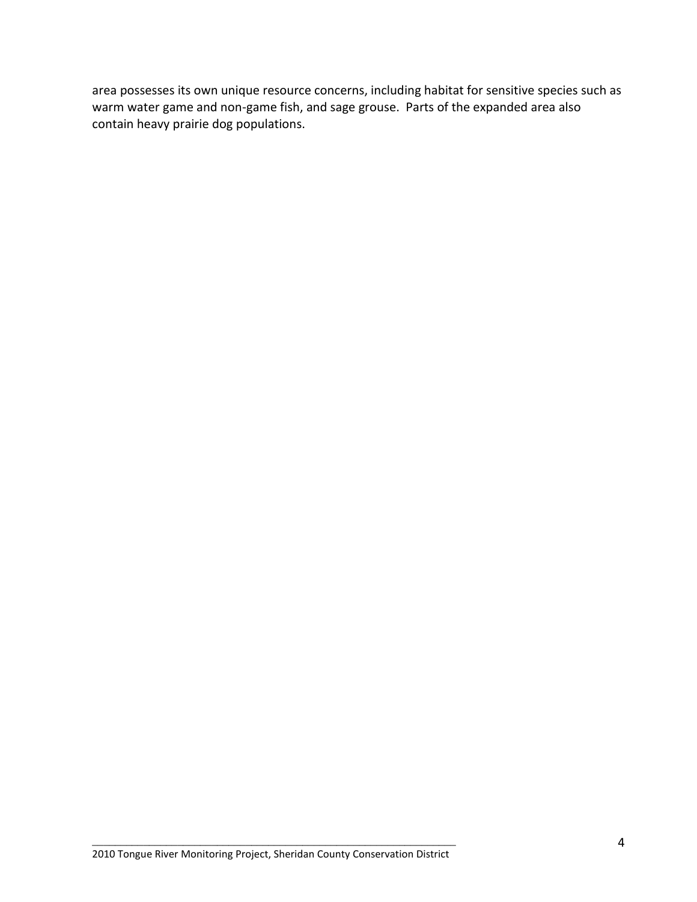area possesses its own unique resource concerns, including habitat for sensitive species such as warm water game and non-game fish, and sage grouse. Parts of the expanded area also contain heavy prairie dog populations.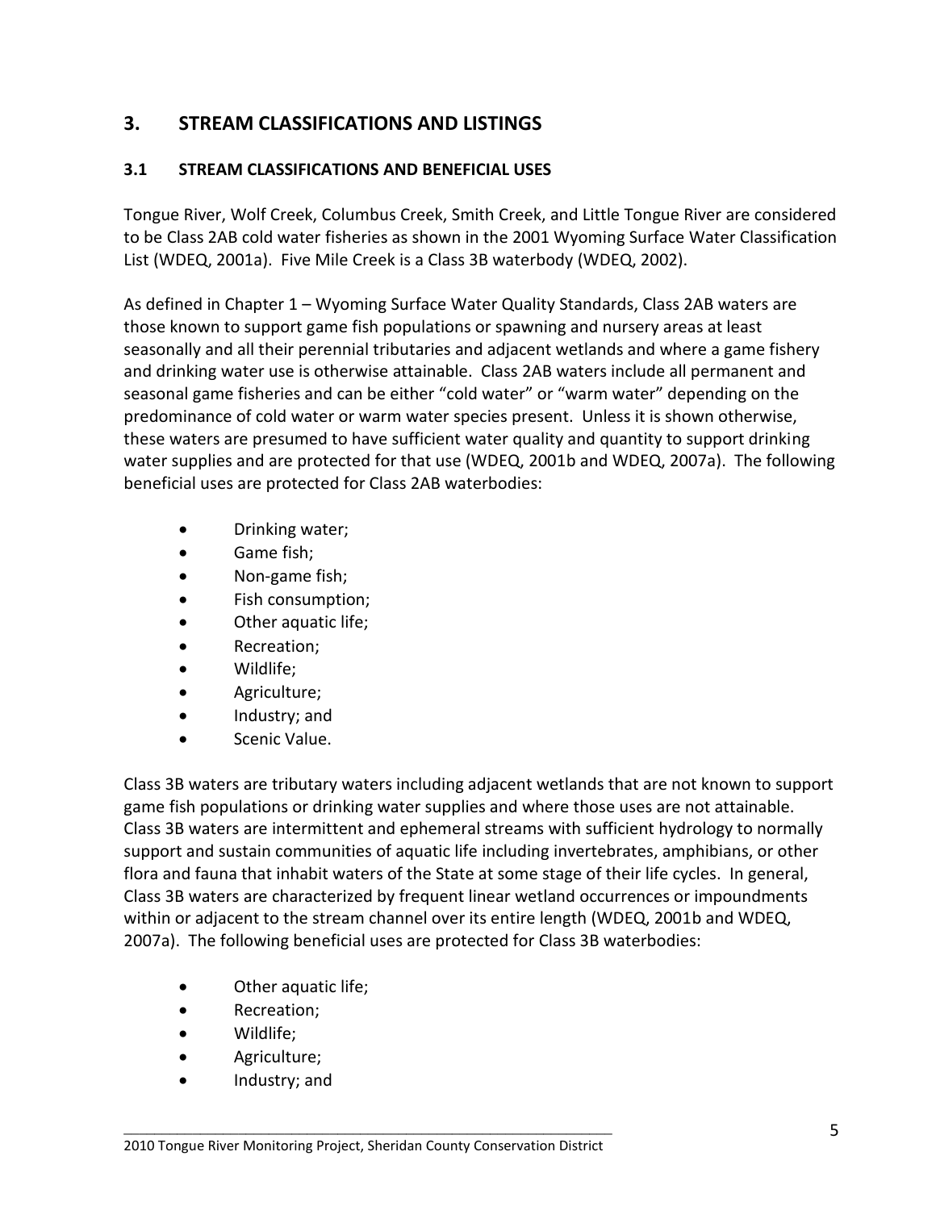# 3. STREAM CLASSIFICATIONS AND LISTINGS

## 3.1 STREAM CLASSIFICATIONS AND BENEFICIAL USES

Tongue River, Wolf Creek, Columbus Creek, Smith Creek, and Little Tongue River are considered to be Class 2AB cold water fisheries as shown in the 2001 Wyoming Surface Water Classification List (WDEQ, 2001a). Five Mile Creek is a Class 3B waterbody (WDEQ, 2002).

As defined in Chapter 1 – Wyoming Surface Water Quality Standards, Class 2AB waters are those known to support game fish populations or spawning and nursery areas at least seasonally and all their perennial tributaries and adjacent wetlands and where a game fishery and drinking water use is otherwise attainable. Class 2AB waters include all permanent and seasonal game fisheries and can be either "cold water" or "warm water" depending on the predominance of cold water or warm water species present. Unless it is shown otherwise, these waters are presumed to have sufficient water quality and quantity to support drinking water supplies and are protected for that use (WDEQ, 2001b and WDEQ, 2007a). The following beneficial uses are protected for Class 2AB waterbodies:

- Drinking water;
- Game fish;
- Non-game fish;
- Fish consumption;
- Other aquatic life;
- Recreation;
- Wildlife;
- Agriculture;
- Industry; and
- Scenic Value.

Class 3B waters are tributary waters including adjacent wetlands that are not known to support game fish populations or drinking water supplies and where those uses are not attainable. Class 3B waters are intermittent and ephemeral streams with sufficient hydrology to normally support and sustain communities of aquatic life including invertebrates, amphibians, or other flora and fauna that inhabit waters of the State at some stage of their life cycles. In general, Class 3B waters are characterized by frequent linear wetland occurrences or impoundments within or adjacent to the stream channel over its entire length (WDEQ, 2001b and WDEQ, 2007a). The following beneficial uses are protected for Class 3B waterbodies:

- Other aquatic life;
- Recreation;
- Wildlife;
- Agriculture;
- Industry; and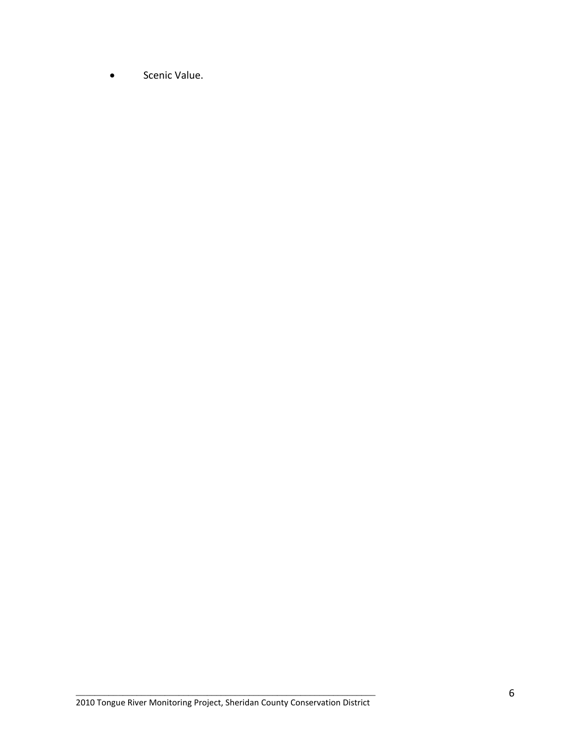- Scenic Value.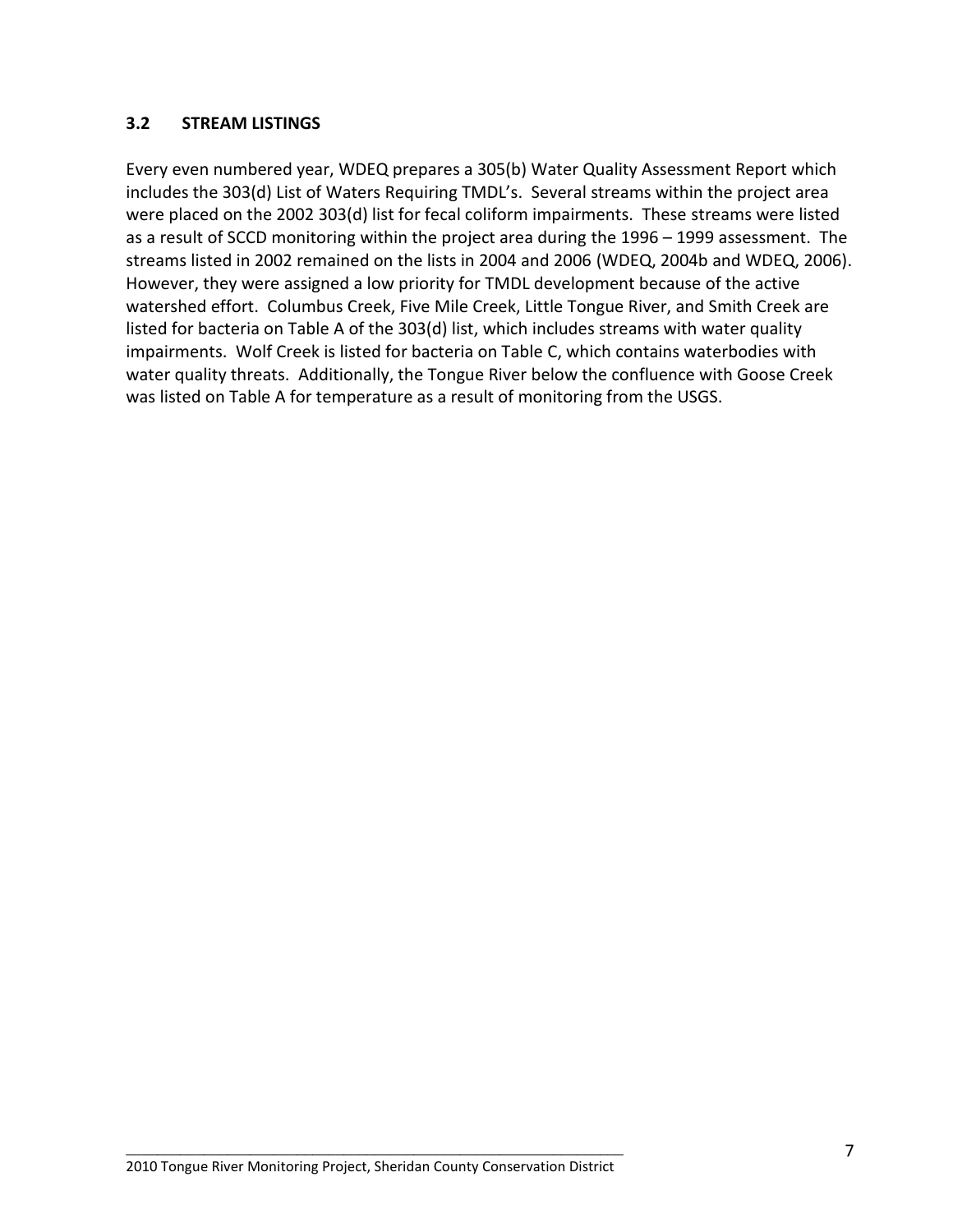### 3.2 STREAM LISTINGS

Every even numbered year, WDEQ prepares a 305(b) Water Quality Assessment Report which includes the 303(d) List of Waters Requiring TMDL's. Several streams within the project area were placed on the 2002 303(d) list for fecal coliform impairments. These streams were listed as a result of SCCD monitoring within the project area during the 1996 – 1999 assessment. The streams listed in 2002 remained on the lists in 2004 and 2006 (WDEQ, 2004b and WDEQ, 2006). However, they were assigned a low priority for TMDL development because of the active watershed effort. Columbus Creek, Five Mile Creek, Little Tongue River, and Smith Creek are listed for bacteria on Table A of the 303(d) list, which includes streams with water quality impairments. Wolf Creek is listed for bacteria on Table C, which contains waterbodies with water quality threats. Additionally, the Tongue River below the confluence with Goose Creek was listed on Table A for temperature as a result of monitoring from the USGS.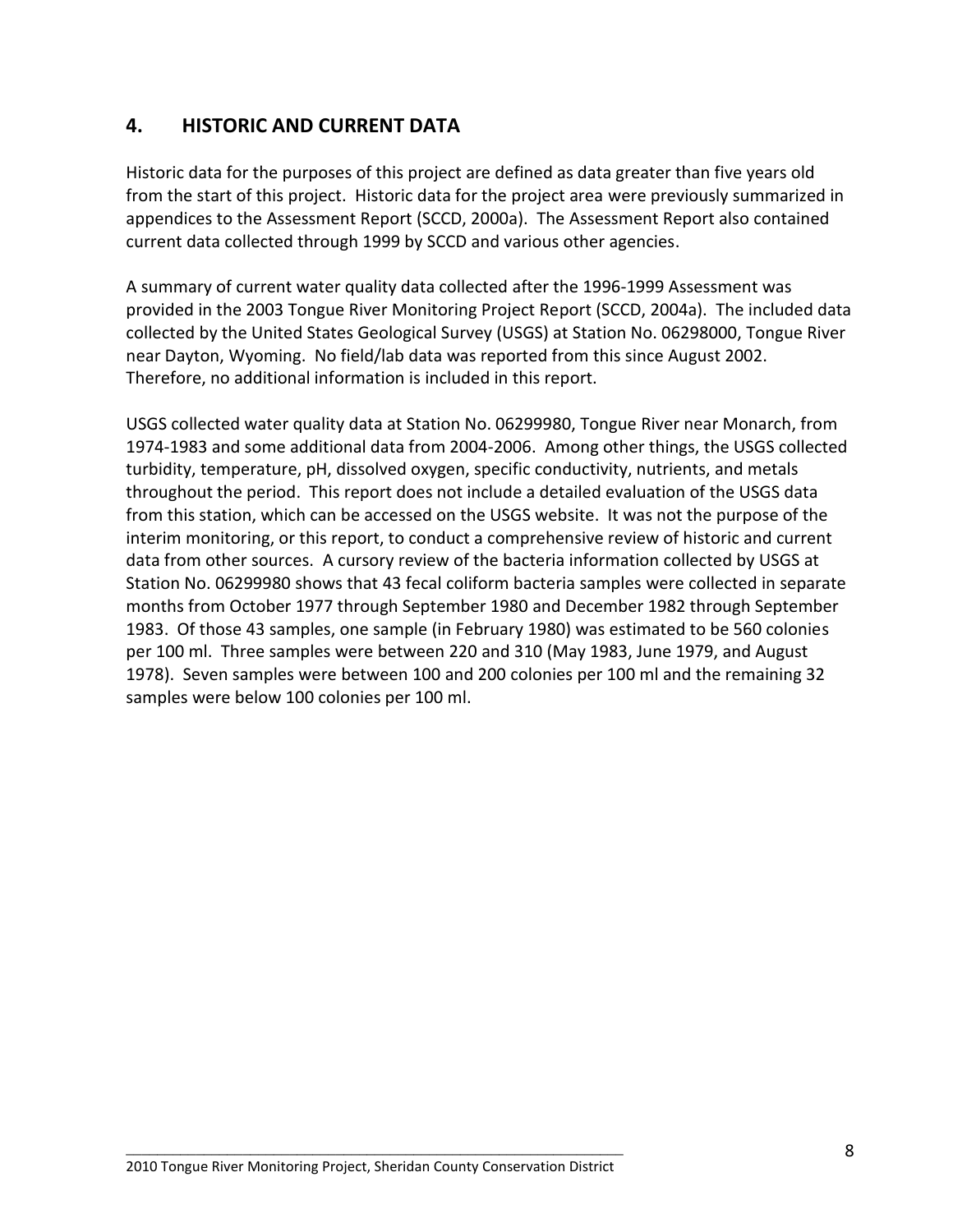## 4. HISTORIC AND CURRENT DATA

Historic data for the purposes of this project are defined as data greater than five years old from the start of this project. Historic data for the project area were previously summarized in appendices to the Assessment Report (SCCD, 2000a). The Assessment Report also contained current data collected through 1999 by SCCD and various other agencies.

A summary of current water quality data collected after the 1996-1999 Assessment was provided in the 2003 Tongue River Monitoring Project Report (SCCD, 2004a). The included data collected by the United States Geological Survey (USGS) at Station No. 06298000, Tongue River near Dayton, Wyoming. No field/lab data was reported from this since August 2002. Therefore, no additional information is included in this report.

USGS collected water quality data at Station No. 06299980, Tongue River near Monarch, from 1974-1983 and some additional data from 2004-2006. Among other things, the USGS collected turbidity, temperature, pH, dissolved oxygen, specific conductivity, nutrients, and metals throughout the period. This report does not include a detailed evaluation of the USGS data from this station, which can be accessed on the USGS website. It was not the purpose of the interim monitoring, or this report, to conduct a comprehensive review of historic and current data from other sources. A cursory review of the bacteria information collected by USGS at Station No. 06299980 shows that 43 fecal coliform bacteria samples were collected in separate months from October 1977 through September 1980 and December 1982 through September 1983. Of those 43 samples, one sample (in February 1980) was estimated to be 560 colonies per 100 ml. Three samples were between 220 and 310 (May 1983, June 1979, and August 1978). Seven samples were between 100 and 200 colonies per 100 ml and the remaining 32 samples were below 100 colonies per 100 ml.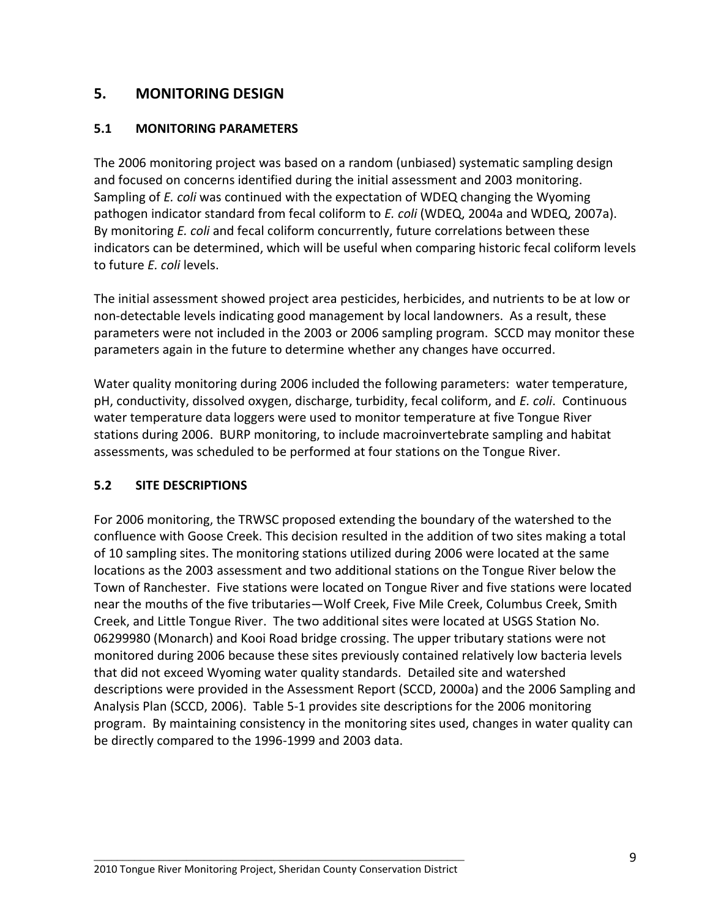# 5. MONITORING DESIGN

## 5.1 MONITORING PARAMETERS

The 2006 monitoring project was based on a random (unbiased) systematic sampling design and focused on concerns identified during the initial assessment and 2003 monitoring. Sampling of *E. coli* was continued with the expectation of WDEQ changing the Wyoming pathogen indicator standard from fecal coliform to *E. coli* (WDEQ, 2004a and WDEQ, 2007a). By monitoring *E. coli* and fecal coliform concurrently, future correlations between these indicators can be determined, which will be useful when comparing historic fecal coliform levels to future *E. coli* levels.

The initial assessment showed project area pesticides, herbicides, and nutrients to be at low or non-detectable levels indicating good management by local landowners. As a result, these parameters were not included in the 2003 or 2006 sampling program. SCCD may monitor these parameters again in the future to determine whether any changes have occurred.

Water quality monitoring during 2006 included the following parameters: water temperature, pH, conductivity, dissolved oxygen, discharge, turbidity, fecal coliform, and *E. coli*. Continuous water temperature data loggers were used to monitor temperature at five Tongue River stations during 2006. BURP monitoring, to include macroinvertebrate sampling and habitat assessments, was scheduled to be performed at four stations on the Tongue River.

## 5.2 SITE DESCRIPTIONS

For 2006 monitoring, the TRWSC proposed extending the boundary of the watershed to the confluence with Goose Creek. This decision resulted in the addition of two sites making a total of 10 sampling sites. The monitoring stations utilized during 2006 were located at the same locations as the 2003 assessment and two additional stations on the Tongue River below the Town of Ranchester. Five stations were located on Tongue River and five stations were located near the mouths of the five tributaries—Wolf Creek, Five Mile Creek, Columbus Creek, Smith Creek, and Little Tongue River. The two additional sites were located at USGS Station No. 06299980 (Monarch) and Kooi Road bridge crossing. The upper tributary stations were not monitored during 2006 because these sites previously contained relatively low bacteria levels that did not exceed Wyoming water quality standards. Detailed site and watershed descriptions were provided in the Assessment Report (SCCD, 2000a) and the 2006 Sampling and Analysis Plan (SCCD, 2006). Table 5-1 provides site descriptions for the 2006 monitoring program. By maintaining consistency in the monitoring sites used, changes in water quality can be directly compared to the 1996-1999 and 2003 data.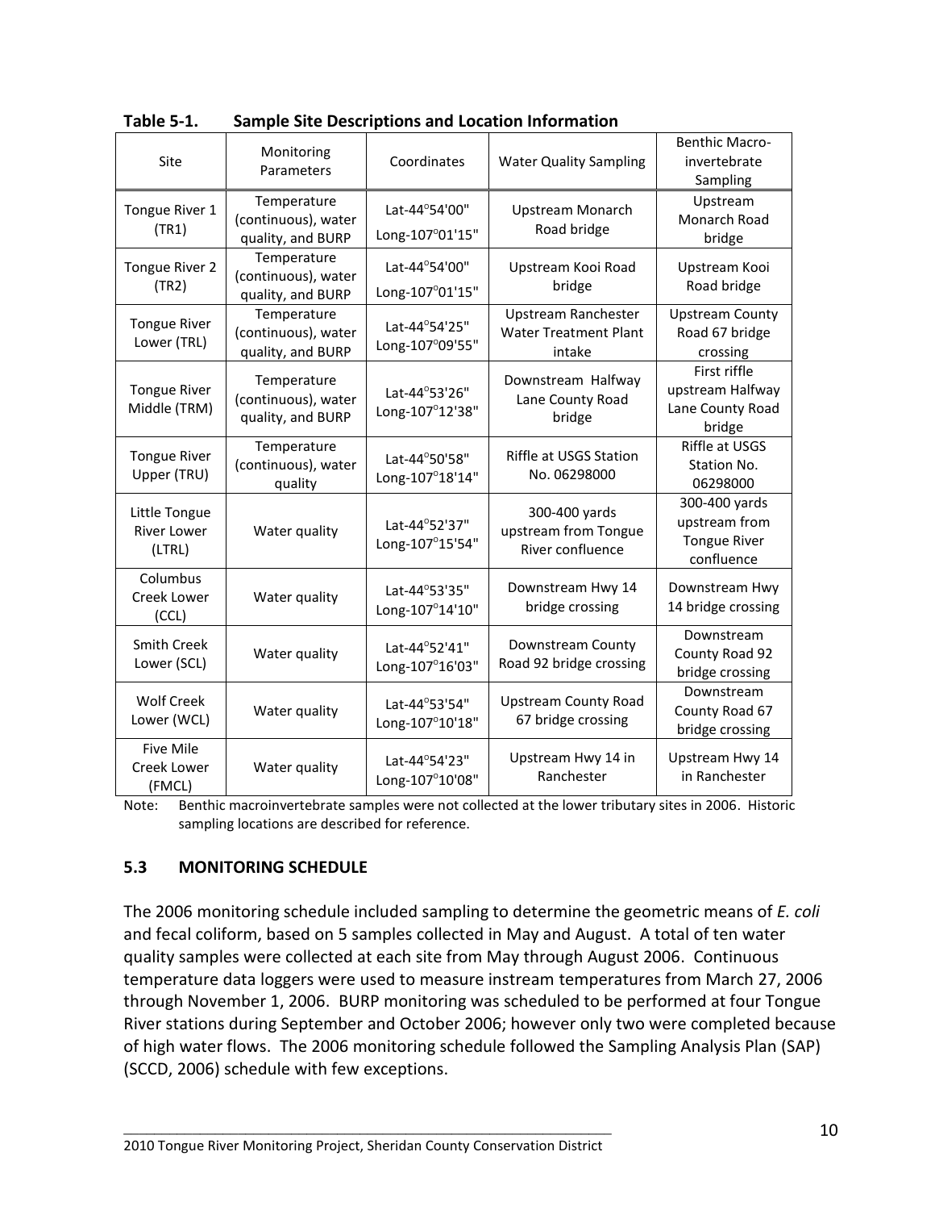**Table 5-1. Sample Site Descriptions and Location Information**

| Site | Monitoring Parameters | Coordinates | Water Quality Sampling | Benthic Macro-invertebrate Sampling |
|---|---|---|---|---|
| Tongue River 1 (TR1) | Temperature (continuous), water quality, and BURP | Lat-44°54'00" Long-107°01'15" | Upstream Monarch Road bridge | Upstream Monarch Road bridge |
| Tongue River 2 (TR2) | Temperature (continuous), water quality, and BURP | Lat-44°54'00" Long-107°01'15" | Upstream Kooi Road bridge | Upstream Kooi Road bridge |
| Tongue River Lower (TRL) | Temperature (continuous), water quality, and BURP | Lat-44°54'25" Long-107°09'55" | Upstream Ranchester Water Treatment Plant intake | Upstream County Road 67 bridge crossing |
| Tongue River Middle (TRM) | Temperature (continuous), water quality, and BURP | Lat-44°53'26" Long-107°12'38" | Downstream Halfway Lane County Road bridge | First riffle upstream Halfway Lane County Road bridge |
| Tongue River Upper (TRU) | Temperature (continuous), water quality | Lat-44°50'58" Long-107°18'14" | Riffle at USGS Station No. 06298000 | Riffle at USGS Station No. 06298000 |
| Little Tongue River Lower (LTRL) | Water quality | Lat-44°52'37" Long-107°15'54" | 300-400 yards upstream from Tongue River confluence | 300-400 yards upstream from Tongue River confluence |
| Columbus Creek Lower (CCL) | Water quality | Lat-44°53'35" Long-107°14'10" | Downstream Hwy 14 bridge crossing | Downstream Hwy 14 bridge crossing |
| Smith Creek Lower (SCL) | Water quality | Lat-44°52'41" Long-107°16'03" | Downstream County Road 92 bridge crossing | Downstream County Road 92 bridge crossing |
| Wolf Creek Lower (WCL) | Water quality | Lat-44°53'54" Long-107°10'18" | Upstream County Road 67 bridge crossing | Downstream County Road 67 bridge crossing |
| Five Mile Creek Lower (FMCL) | Water quality | Lat-44°54'23" Long-107°10'08" | Upstream Hwy 14 in Ranchester | Upstream Hwy 14 in Ranchester |

Note: Benthic macroinvertebrate samples were not collected at the lower tributary sites in 2006. Historic sampling locations are described for reference.

### 5.3 MONITORING SCHEDULE

The 2006 monitoring schedule included sampling to determine the geometric means of *E. coli* and fecal coliform, based on 5 samples collected in May and August. A total of ten water quality samples were collected at each site from May through August 2006. Continuous temperature data loggers were used to measure instream temperatures from March 27, 2006 through November 1, 2006. BURP monitoring was scheduled to be performed at four Tongue River stations during September and October 2006; however only two were completed because of high water flows. The 2006 monitoring schedule followed the Sampling Analysis Plan (SAP) (SCCD, 2006) schedule with few exceptions.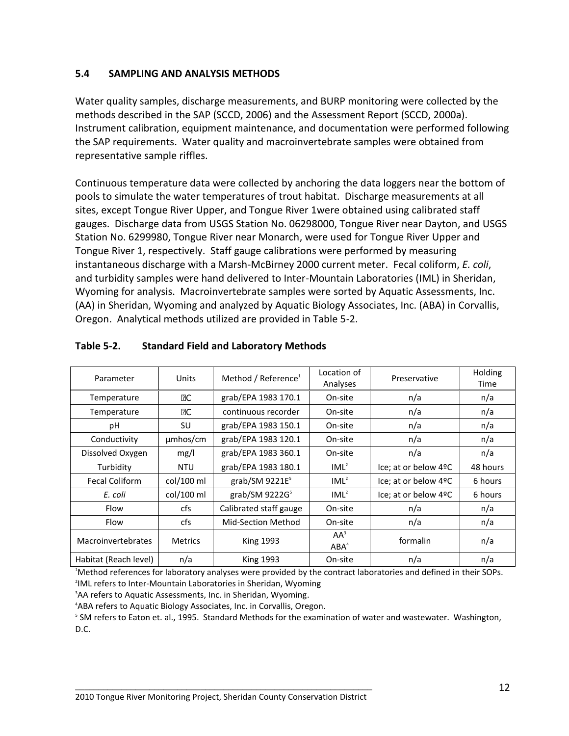### 5.4 SAMPLING AND ANALYSIS METHODS

Water quality samples, discharge measurements, and BURP monitoring were collected by the methods described in the SAP (SCCD, 2006) and the Assessment Report (SCCD, 2000a). Instrument calibration, equipment maintenance, and documentation were performed following the SAP requirements. Water quality and macroinvertebrate samples were obtained from representative sample riffles.

Continuous temperature data were collected by anchoring the data loggers near the bottom of pools to simulate the water temperatures of trout habitat. Discharge measurements at all sites, except Tongue River Upper, and Tongue River 1were obtained using calibrated staff gauges. Discharge data from USGS Station No. 06298000, Tongue River near Dayton, and USGS Station No. 6299980, Tongue River near Monarch, were used for Tongue River Upper and Tongue River 1, respectively. Staff gauge calibrations were performed by measuring instantaneous discharge with a Marsh-McBirney 2000 current meter. Fecal coliform, *E. coli*, and turbidity samples were hand delivered to Inter-Mountain Laboratories (IML) in Sheridan, Wyoming for analysis. Macroinvertebrate samples were sorted by Aquatic Assessments, Inc. (AA) in Sheridan, Wyoming and analyzed by Aquatic Biology Associates, Inc. (ABA) in Corvallis, Oregon. Analytical methods utilized are provided in Table 5-2.

**Table 5-2. Standard Field and Laboratory Methods**

| Parameter | Units | Method / Reference[1] | Location of Analyses | Preservative | Holding Time |
|---|---|---|---|---|---|
| Temperature | °C | grab/EPA 1983 170.1 | On-site | n/a | n/a |
| Temperature | °C | continuous recorder | On-site | n/a | n/a |
| pH | SU | grab/EPA 1983 150.1 | On-site | n/a | n/a |
| Conductivity | µmhos/cm | grab/EPA 1983 120.1 | On-site | n/a | n/a |
| Dissolved Oxygen | mg/l | grab/EPA 1983 360.1 | On-site | n/a | n/a |
| Turbidity | NTU | grab/EPA 1983 180.1 | IML[2] | Ice; at or below 4ºC | 48 hours |
| Fecal Coliform | col/100 ml | grab/SM 9221E[5] | IML[2] | Ice; at or below 4ºC | 6 hours |
| *E. coli* | col/100 ml | grab/SM 9222G[5] | IML[2] | Ice; at or below 4ºC | 6 hours |
| Flow | cfs | Calibrated staff gauge | On-site | n/a | n/a |
| Flow | cfs | Mid-Section Method | On-site | n/a | n/a |
| Macroinvertebrates | Metrics | King 1993 | AA[3] ABA[4] | formalin | n/a |
| Habitat (Reach level) | n/a | King 1993 | On-site | n/a | n/a |

[1]Method references for laboratory analyses were provided by the contract laboratories and defined in their SOPs.
[2]IML refers to Inter-Mountain Laboratories in Sheridan, Wyoming
[3]AA refers to Aquatic Assessments, Inc. in Sheridan, Wyoming.
[4]ABA refers to Aquatic Biology Associates, Inc. in Corvallis, Oregon.
[5] SM refers to Eaton et. al., 1995. Standard Methods for the examination of water and wastewater. Washington, D.C.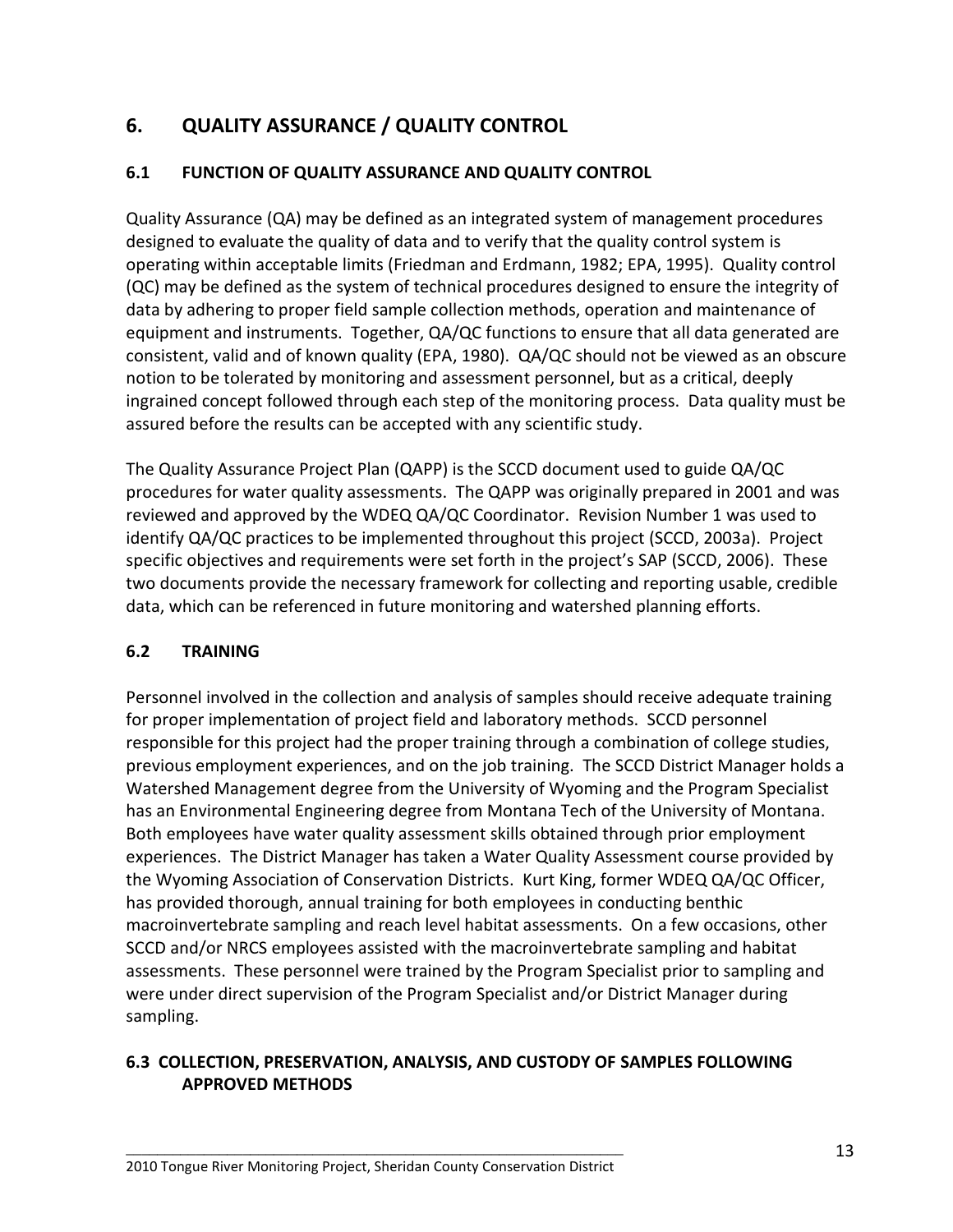# 6. QUALITY ASSURANCE / QUALITY CONTROL

## 6.1 FUNCTION OF QUALITY ASSURANCE AND QUALITY CONTROL

Quality Assurance (QA) may be defined as an integrated system of management procedures designed to evaluate the quality of data and to verify that the quality control system is operating within acceptable limits (Friedman and Erdmann, 1982; EPA, 1995). Quality control (QC) may be defined as the system of technical procedures designed to ensure the integrity of data by adhering to proper field sample collection methods, operation and maintenance of equipment and instruments. Together, QA/QC functions to ensure that all data generated are consistent, valid and of known quality (EPA, 1980). QA/QC should not be viewed as an obscure notion to be tolerated by monitoring and assessment personnel, but as a critical, deeply ingrained concept followed through each step of the monitoring process. Data quality must be assured before the results can be accepted with any scientific study.

The Quality Assurance Project Plan (QAPP) is the SCCD document used to guide QA/QC procedures for water quality assessments. The QAPP was originally prepared in 2001 and was reviewed and approved by the WDEQ QA/QC Coordinator. Revision Number 1 was used to identify QA/QC practices to be implemented throughout this project (SCCD, 2003a). Project specific objectives and requirements were set forth in the project's SAP (SCCD, 2006). These two documents provide the necessary framework for collecting and reporting usable, credible data, which can be referenced in future monitoring and watershed planning efforts.

## 6.2 TRAINING

Personnel involved in the collection and analysis of samples should receive adequate training for proper implementation of project field and laboratory methods. SCCD personnel responsible for this project had the proper training through a combination of college studies, previous employment experiences, and on the job training. The SCCD District Manager holds a Watershed Management degree from the University of Wyoming and the Program Specialist has an Environmental Engineering degree from Montana Tech of the University of Montana. Both employees have water quality assessment skills obtained through prior employment experiences. The District Manager has taken a Water Quality Assessment course provided by the Wyoming Association of Conservation Districts. Kurt King, former WDEQ QA/QC Officer, has provided thorough, annual training for both employees in conducting benthic macroinvertebrate sampling and reach level habitat assessments. On a few occasions, other SCCD and/or NRCS employees assisted with the macroinvertebrate sampling and habitat assessments. These personnel were trained by the Program Specialist prior to sampling and were under direct supervision of the Program Specialist and/or District Manager during sampling.

## 6.3 COLLECTION, PRESERVATION, ANALYSIS, AND CUSTODY OF SAMPLES FOLLOWING APPROVED METHODS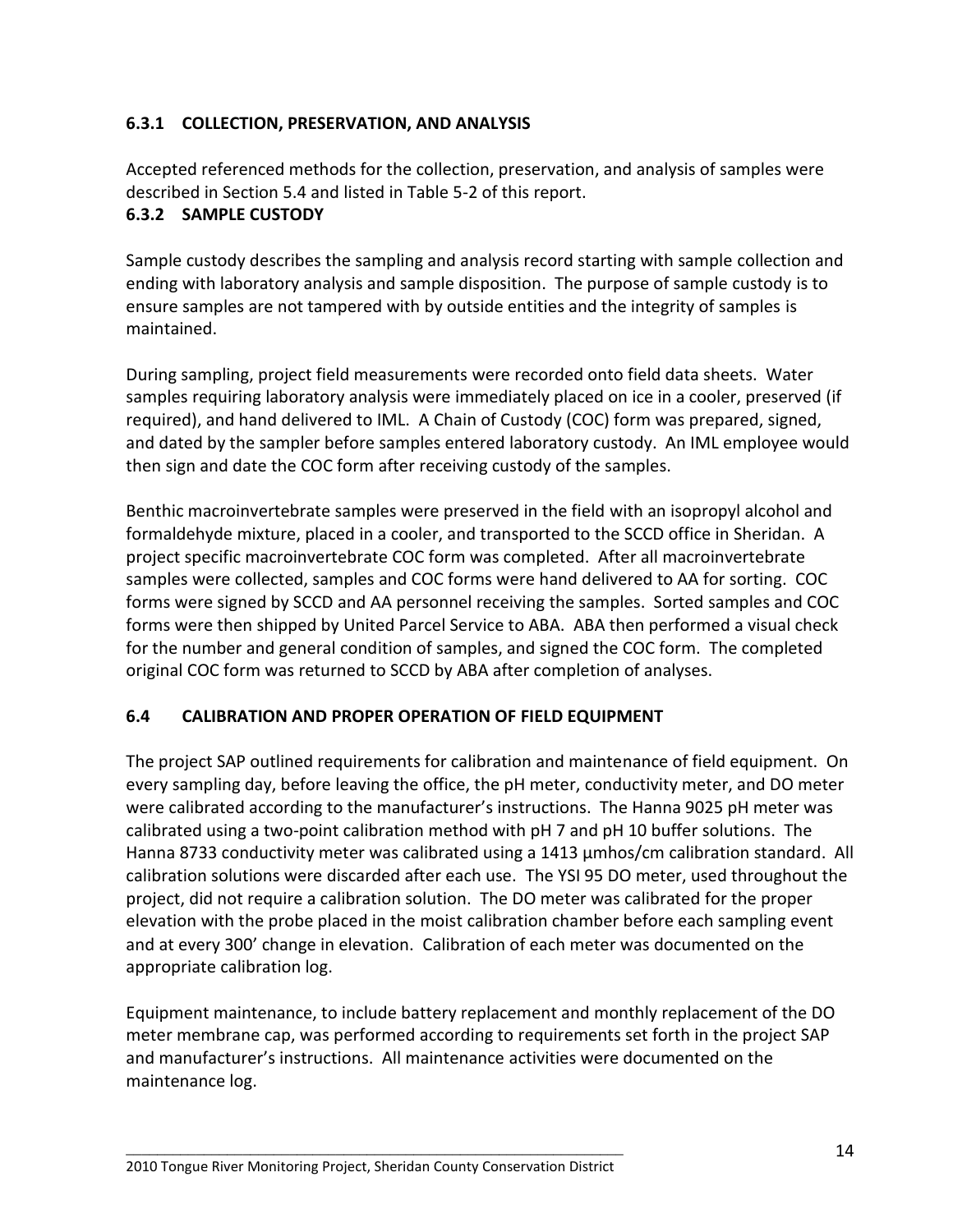### 6.3.1 COLLECTION, PRESERVATION, AND ANALYSIS

Accepted referenced methods for the collection, preservation, and analysis of samples were described in Section 5.4 and listed in Table 5-2 of this report.

### 6.3.2 SAMPLE CUSTODY

Sample custody describes the sampling and analysis record starting with sample collection and ending with laboratory analysis and sample disposition. The purpose of sample custody is to ensure samples are not tampered with by outside entities and the integrity of samples is maintained.

During sampling, project field measurements were recorded onto field data sheets. Water samples requiring laboratory analysis were immediately placed on ice in a cooler, preserved (if required), and hand delivered to IML. A Chain of Custody (COC) form was prepared, signed, and dated by the sampler before samples entered laboratory custody. An IML employee would then sign and date the COC form after receiving custody of the samples.

Benthic macroinvertebrate samples were preserved in the field with an isopropyl alcohol and formaldehyde mixture, placed in a cooler, and transported to the SCCD office in Sheridan. A project specific macroinvertebrate COC form was completed. After all macroinvertebrate samples were collected, samples and COC forms were hand delivered to AA for sorting. COC forms were signed by SCCD and AA personnel receiving the samples. Sorted samples and COC forms were then shipped by United Parcel Service to ABA. ABA then performed a visual check for the number and general condition of samples, and signed the COC form. The completed original COC form was returned to SCCD by ABA after completion of analyses.

## 6.4 CALIBRATION AND PROPER OPERATION OF FIELD EQUIPMENT

The project SAP outlined requirements for calibration and maintenance of field equipment. On every sampling day, before leaving the office, the pH meter, conductivity meter, and DO meter were calibrated according to the manufacturer's instructions. The Hanna 9025 pH meter was calibrated using a two-point calibration method with pH 7 and pH 10 buffer solutions. The Hanna 8733 conductivity meter was calibrated using a 1413 µmhos/cm calibration standard. All calibration solutions were discarded after each use. The YSI 95 DO meter, used throughout the project, did not require a calibration solution. The DO meter was calibrated for the proper elevation with the probe placed in the moist calibration chamber before each sampling event and at every 300' change in elevation. Calibration of each meter was documented on the appropriate calibration log.

Equipment maintenance, to include battery replacement and monthly replacement of the DO meter membrane cap, was performed according to requirements set forth in the project SAP and manufacturer's instructions. All maintenance activities were documented on the maintenance log.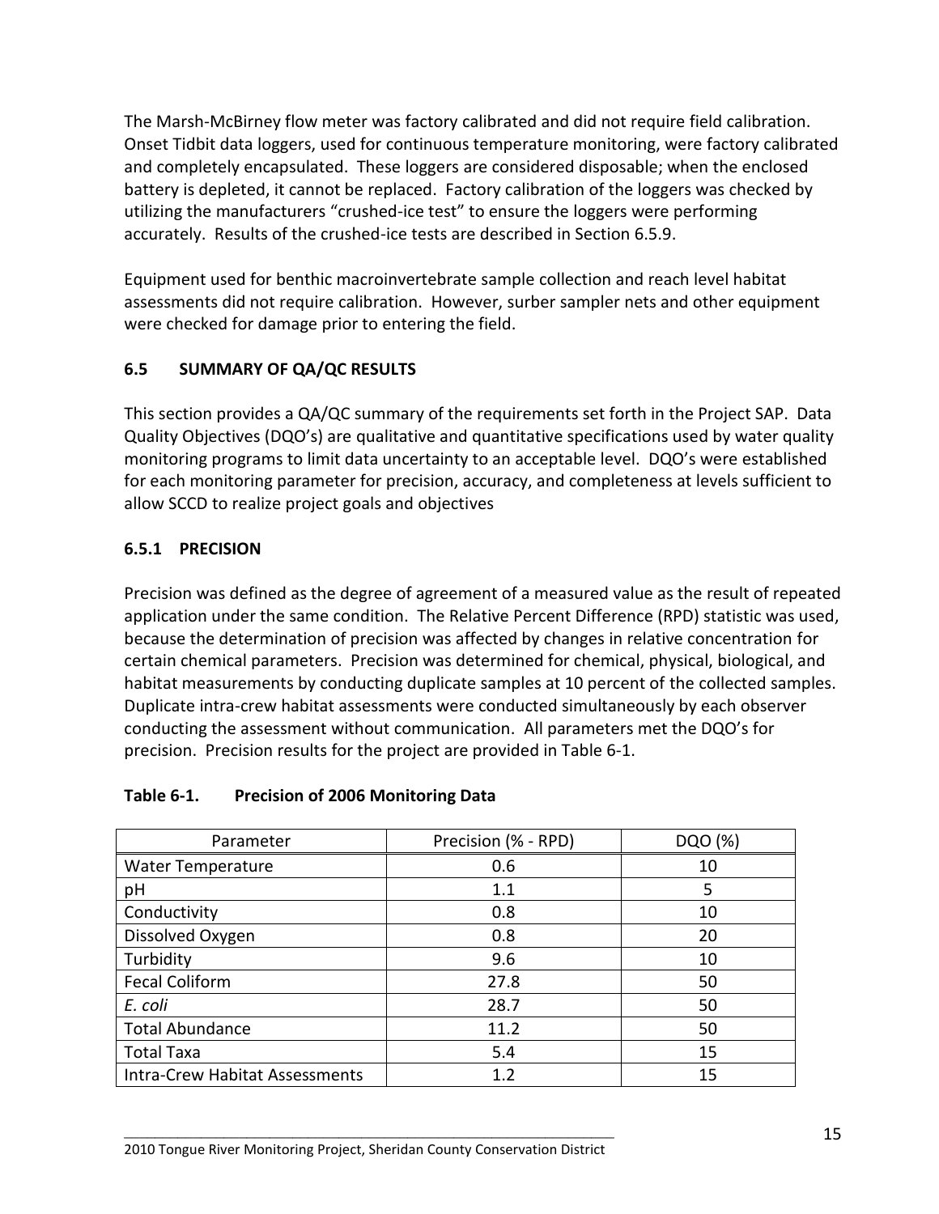The Marsh-McBirney flow meter was factory calibrated and did not require field calibration. Onset Tidbit data loggers, used for continuous temperature monitoring, were factory calibrated and completely encapsulated. These loggers are considered disposable; when the enclosed battery is depleted, it cannot be replaced. Factory calibration of the loggers was checked by utilizing the manufacturers "crushed-ice test" to ensure the loggers were performing accurately. Results of the crushed-ice tests are described in Section 6.5.9.

Equipment used for benthic macroinvertebrate sample collection and reach level habitat assessments did not require calibration. However, surber sampler nets and other equipment were checked for damage prior to entering the field.

## 6.5 SUMMARY OF QA/QC RESULTS

This section provides a QA/QC summary of the requirements set forth in the Project SAP. Data Quality Objectives (DQO's) are qualitative and quantitative specifications used by water quality monitoring programs to limit data uncertainty to an acceptable level. DQO's were established for each monitoring parameter for precision, accuracy, and completeness at levels sufficient to allow SCCD to realize project goals and objectives

### 6.5.1 PRECISION

Precision was defined as the degree of agreement of a measured value as the result of repeated application under the same condition. The Relative Percent Difference (RPD) statistic was used, because the determination of precision was affected by changes in relative concentration for certain chemical parameters. Precision was determined for chemical, physical, biological, and habitat measurements by conducting duplicate samples at 10 percent of the collected samples. Duplicate intra-crew habitat assessments were conducted simultaneously by each observer conducting the assessment without communication. All parameters met the DQO's for precision. Precision results for the project are provided in Table 6-1.

**Table 6-1. Precision of 2006 Monitoring Data**

| Parameter | Precision (% - RPD) | DQO (%) |
|---|---|---|
| Water Temperature | 0.6 | 10 |
| pH | 1.1 | 5 |
| Conductivity | 0.8 | 10 |
| Dissolved Oxygen | 0.8 | 20 |
| Turbidity | 9.6 | 10 |
| Fecal Coliform | 27.8 | 50 |
| *E. coli* | 28.7 | 50 |
| Total Abundance | 11.2 | 50 |
| Total Taxa | 5.4 | 15 |
| Intra-Crew Habitat Assessments | 1.2 | 15 |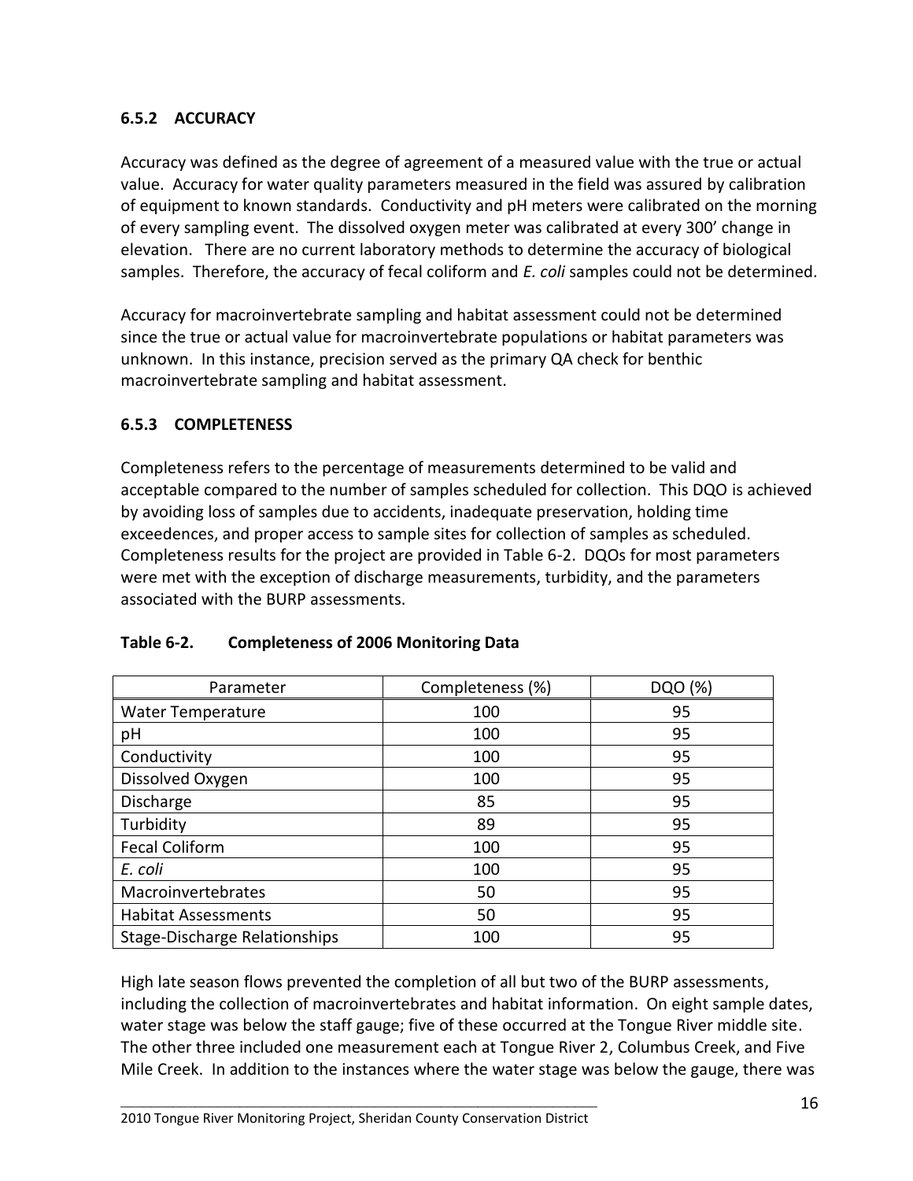### 6.5.2 ACCURACY

Accuracy was defined as the degree of agreement of a measured value with the true or actual value. Accuracy for water quality parameters measured in the field was assured by calibration of equipment to known standards. Conductivity and pH meters were calibrated on the morning of every sampling event. The dissolved oxygen meter was calibrated at every 300' change in elevation. There are no current laboratory methods to determine the accuracy of biological samples. Therefore, the accuracy of fecal coliform and *E. coli* samples could not be determined.

Accuracy for macroinvertebrate sampling and habitat assessment could not be determined since the true or actual value for macroinvertebrate populations or habitat parameters was unknown. In this instance, precision served as the primary QA check for benthic macroinvertebrate sampling and habitat assessment.

### 6.5.3 COMPLETENESS

Completeness refers to the percentage of measurements determined to be valid and acceptable compared to the number of samples scheduled for collection. This DQO is achieved by avoiding loss of samples due to accidents, inadequate preservation, holding time exceedences, and proper access to sample sites for collection of samples as scheduled. Completeness results for the project are provided in Table 6-2. DQOs for most parameters were met with the exception of discharge measurements, turbidity, and the parameters associated with the BURP assessments.

**Table 6-2. Completeness of 2006 Monitoring Data**

| Parameter | Completeness (%) | DQO (%) |
|---|---|---|
| Water Temperature | 100 | 95 |
| pH | 100 | 95 |
| Conductivity | 100 | 95 |
| Dissolved Oxygen | 100 | 95 |
| Discharge | 85 | 95 |
| Turbidity | 89 | 95 |
| Fecal Coliform | 100 | 95 |
| *E. coli* | 100 | 95 |
| Macroinvertebrates | 50 | 95 |
| Habitat Assessments | 50 | 95 |
| Stage-Discharge Relationships | 100 | 95 |

High late season flows prevented the completion of all but two of the BURP assessments, including the collection of macroinvertebrates and habitat information. On eight sample dates, water stage was below the staff gauge; five of these occurred at the Tongue River middle site. The other three included one measurement each at Tongue River 2, Columbus Creek, and Five Mile Creek. In addition to the instances where the water stage was below the gauge, there was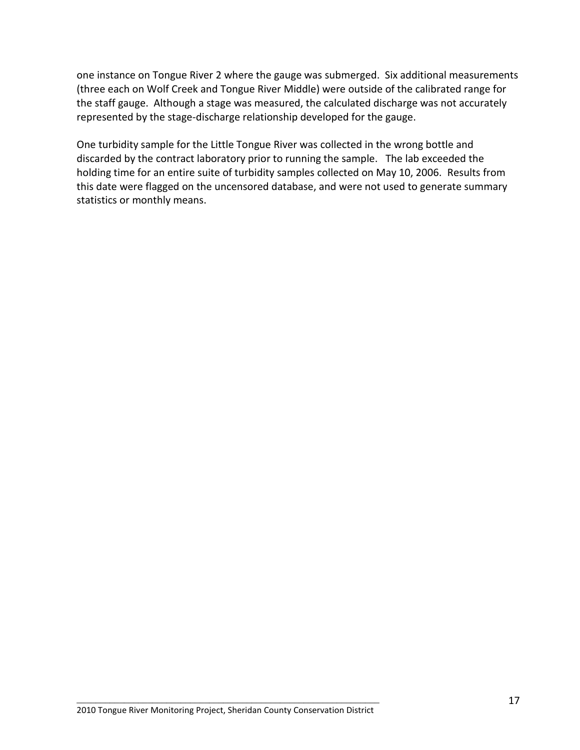one instance on Tongue River 2 where the gauge was submerged. Six additional measurements (three each on Wolf Creek and Tongue River Middle) were outside of the calibrated range for the staff gauge. Although a stage was measured, the calculated discharge was not accurately represented by the stage-discharge relationship developed for the gauge.

One turbidity sample for the Little Tongue River was collected in the wrong bottle and discarded by the contract laboratory prior to running the sample. The lab exceeded the holding time for an entire suite of turbidity samples collected on May 10, 2006. Results from this date were flagged on the uncensored database, and were not used to generate summary statistics or monthly means.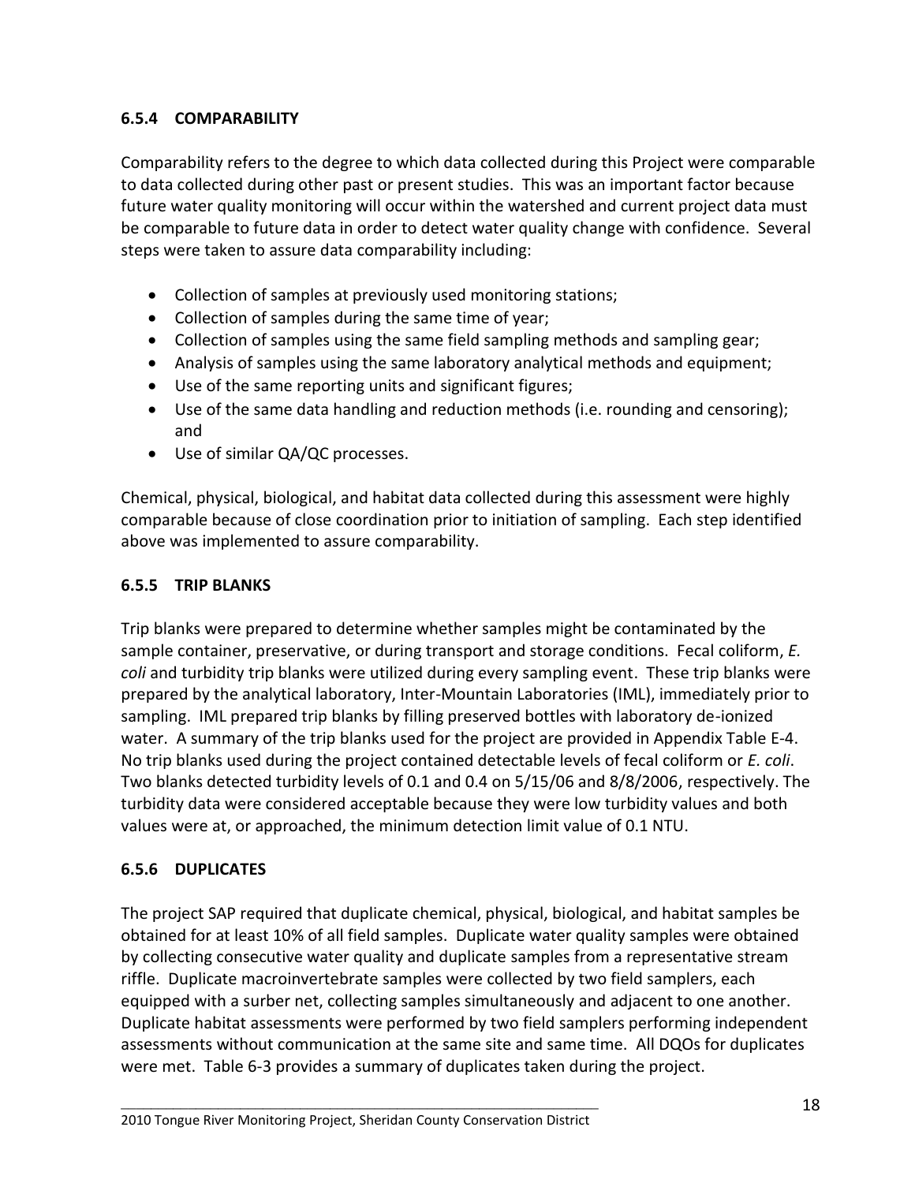### 6.5.4 COMPARABILITY

Comparability refers to the degree to which data collected during this Project were comparable to data collected during other past or present studies. This was an important factor because future water quality monitoring will occur within the watershed and current project data must be comparable to future data in order to detect water quality change with confidence. Several steps were taken to assure data comparability including:

- Collection of samples at previously used monitoring stations;
- Collection of samples during the same time of year;
- Collection of samples using the same field sampling methods and sampling gear;
- Analysis of samples using the same laboratory analytical methods and equipment;
- Use of the same reporting units and significant figures;
- Use of the same data handling and reduction methods (i.e. rounding and censoring); and
- Use of similar QA/QC processes.

Chemical, physical, biological, and habitat data collected during this assessment were highly comparable because of close coordination prior to initiation of sampling. Each step identified above was implemented to assure comparability.

### 6.5.5 TRIP BLANKS

Trip blanks were prepared to determine whether samples might be contaminated by the sample container, preservative, or during transport and storage conditions. Fecal coliform, *E. coli* and turbidity trip blanks were utilized during every sampling event. These trip blanks were prepared by the analytical laboratory, Inter-Mountain Laboratories (IML), immediately prior to sampling. IML prepared trip blanks by filling preserved bottles with laboratory de-ionized water. A summary of the trip blanks used for the project are provided in Appendix Table E-4. No trip blanks used during the project contained detectable levels of fecal coliform or *E. coli*. Two blanks detected turbidity levels of 0.1 and 0.4 on 5/15/06 and 8/8/2006, respectively. The turbidity data were considered acceptable because they were low turbidity values and both values were at, or approached, the minimum detection limit value of 0.1 NTU.

### 6.5.6 DUPLICATES

The project SAP required that duplicate chemical, physical, biological, and habitat samples be obtained for at least 10% of all field samples. Duplicate water quality samples were obtained by collecting consecutive water quality and duplicate samples from a representative stream riffle. Duplicate macroinvertebrate samples were collected by two field samplers, each equipped with a surber net, collecting samples simultaneously and adjacent to one another. Duplicate habitat assessments were performed by two field samplers performing independent assessments without communication at the same site and same time. All DQOs for duplicates were met. Table 6-3 provides a summary of duplicates taken during the project.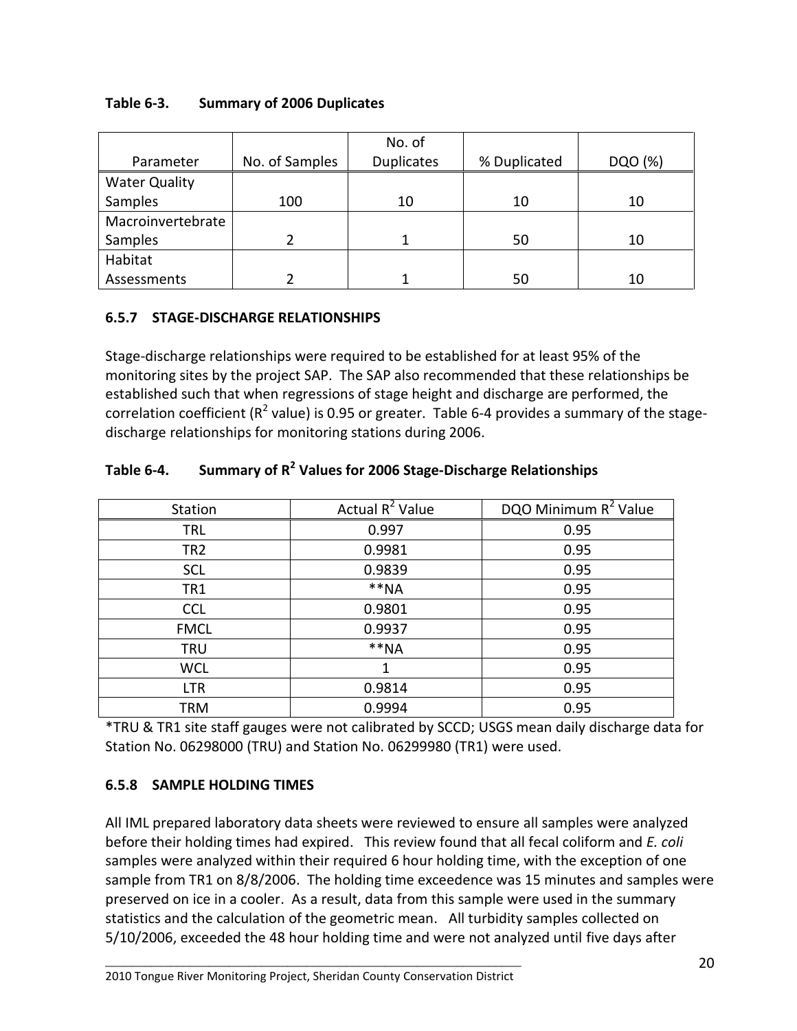**Table 6-3. Summary of 2006 Duplicates**

| Parameter | No. of Samples | No. of Duplicates | % Duplicated | DQO (%) |
|---|---|---|---|---|
| Water Quality Samples | 100 | 10 | 10 | 10 |
| Macroinvertebrate Samples | 2 | 1 | 50 | 10 |
| Habitat Assessments | 2 | 1 | 50 | 10 |

### 6.5.7 STAGE-DISCHARGE RELATIONSHIPS

Stage-discharge relationships were required to be established for at least 95% of the monitoring sites by the project SAP. The SAP also recommended that these relationships be established such that when regressions of stage height and discharge are performed, the correlation coefficient ($R^2$ value) is 0.95 or greater. Table 6-4 provides a summary of the stage-discharge relationships for monitoring stations during 2006.

**Table 6-4. Summary of $R^2$ Values for 2006 Stage-Discharge Relationships**

| Station | Actual $R^2$ Value | DQO Minimum $R^2$ Value |
|---|---|---|
| TRL | 0.997 | 0.95 |
| TR2 | 0.9981 | 0.95 |
| SCL | 0.9839 | 0.95 |
| TR1 | **NA | 0.95 |
| CCL | 0.9801 | 0.95 |
| FMCL | 0.9937 | 0.95 |
| TRU | **NA | 0.95 |
| WCL | 1 | 0.95 |
| LTR | 0.9814 | 0.95 |
| TRM | 0.9994 | 0.95 |

*TRU & TR1 site staff gauges were not calibrated by SCCD; USGS mean daily discharge data for Station No. 06298000 (TRU) and Station No. 06299980 (TR1) were used.

### 6.5.8 SAMPLE HOLDING TIMES

All IML prepared laboratory data sheets were reviewed to ensure all samples were analyzed before their holding times had expired. This review found that all fecal coliform and *E. coli* samples were analyzed within their required 6 hour holding time, with the exception of one sample from TR1 on 8/8/2006. The holding time exceedence was 15 minutes and samples were preserved on ice in a cooler. As a result, data from this sample were used in the summary statistics and the calculation of the geometric mean. All turbidity samples collected on 5/10/2006, exceeded the 48 hour holding time and were not analyzed until five days after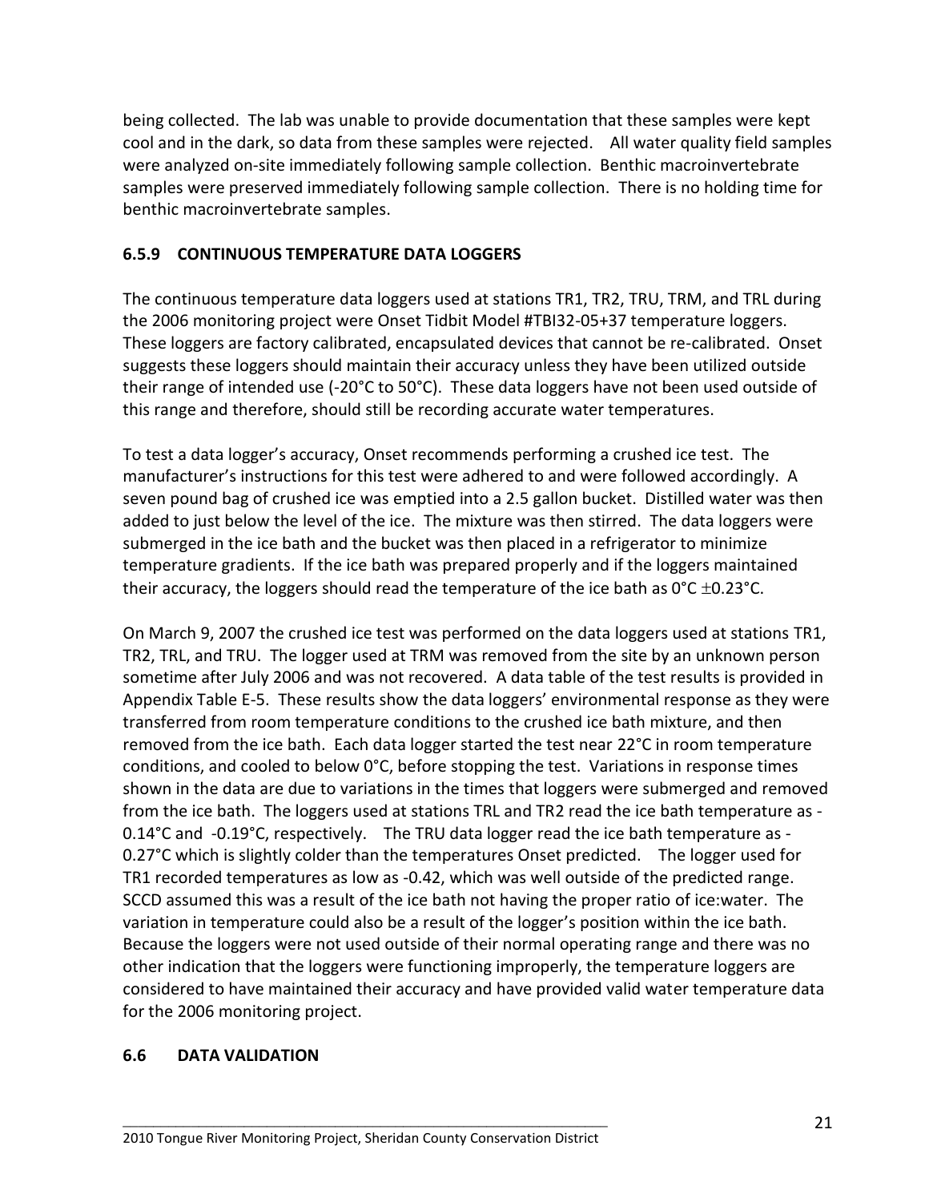being collected. The lab was unable to provide documentation that these samples were kept cool and in the dark, so data from these samples were rejected. All water quality field samples were analyzed on-site immediately following sample collection. Benthic macroinvertebrate samples were preserved immediately following sample collection. There is no holding time for benthic macroinvertebrate samples.

### 6.5.9 CONTINUOUS TEMPERATURE DATA LOGGERS

The continuous temperature data loggers used at stations TR1, TR2, TRU, TRM, and TRL during the 2006 monitoring project were Onset Tidbit Model #TBI32-05+37 temperature loggers. These loggers are factory calibrated, encapsulated devices that cannot be re-calibrated. Onset suggests these loggers should maintain their accuracy unless they have been utilized outside their range of intended use (-20°C to 50°C). These data loggers have not been used outside of this range and therefore, should still be recording accurate water temperatures.

To test a data logger's accuracy, Onset recommends performing a crushed ice test. The manufacturer's instructions for this test were adhered to and were followed accordingly. A seven pound bag of crushed ice was emptied into a 2.5 gallon bucket. Distilled water was then added to just below the level of the ice. The mixture was then stirred. The data loggers were submerged in the ice bath and the bucket was then placed in a refrigerator to minimize temperature gradients. If the ice bath was prepared properly and if the loggers maintained their accuracy, the loggers should read the temperature of the ice bath as 0°C ±0.23°C.

On March 9, 2007 the crushed ice test was performed on the data loggers used at stations TR1, TR2, TRL, and TRU. The logger used at TRM was removed from the site by an unknown person sometime after July 2006 and was not recovered. A data table of the test results is provided in Appendix Table E-5. These results show the data loggers' environmental response as they were transferred from room temperature conditions to the crushed ice bath mixture, and then removed from the ice bath. Each data logger started the test near 22°C in room temperature conditions, and cooled to below 0°C, before stopping the test. Variations in response times shown in the data are due to variations in the times that loggers were submerged and removed from the ice bath. The loggers used at stations TRL and TR2 read the ice bath temperature as -0.14°C and -0.19°C, respectively. The TRU data logger read the ice bath temperature as -0.27°C which is slightly colder than the temperatures Onset predicted. The logger used for TR1 recorded temperatures as low as -0.42, which was well outside of the predicted range. SCCD assumed this was a result of the ice bath not having the proper ratio of ice:water. The variation in temperature could also be a result of the logger's position within the ice bath. Because the loggers were not used outside of their normal operating range and there was no other indication that the loggers were functioning improperly, the temperature loggers are considered to have maintained their accuracy and have provided valid water temperature data for the 2006 monitoring project.

## 6.6 DATA VALIDATION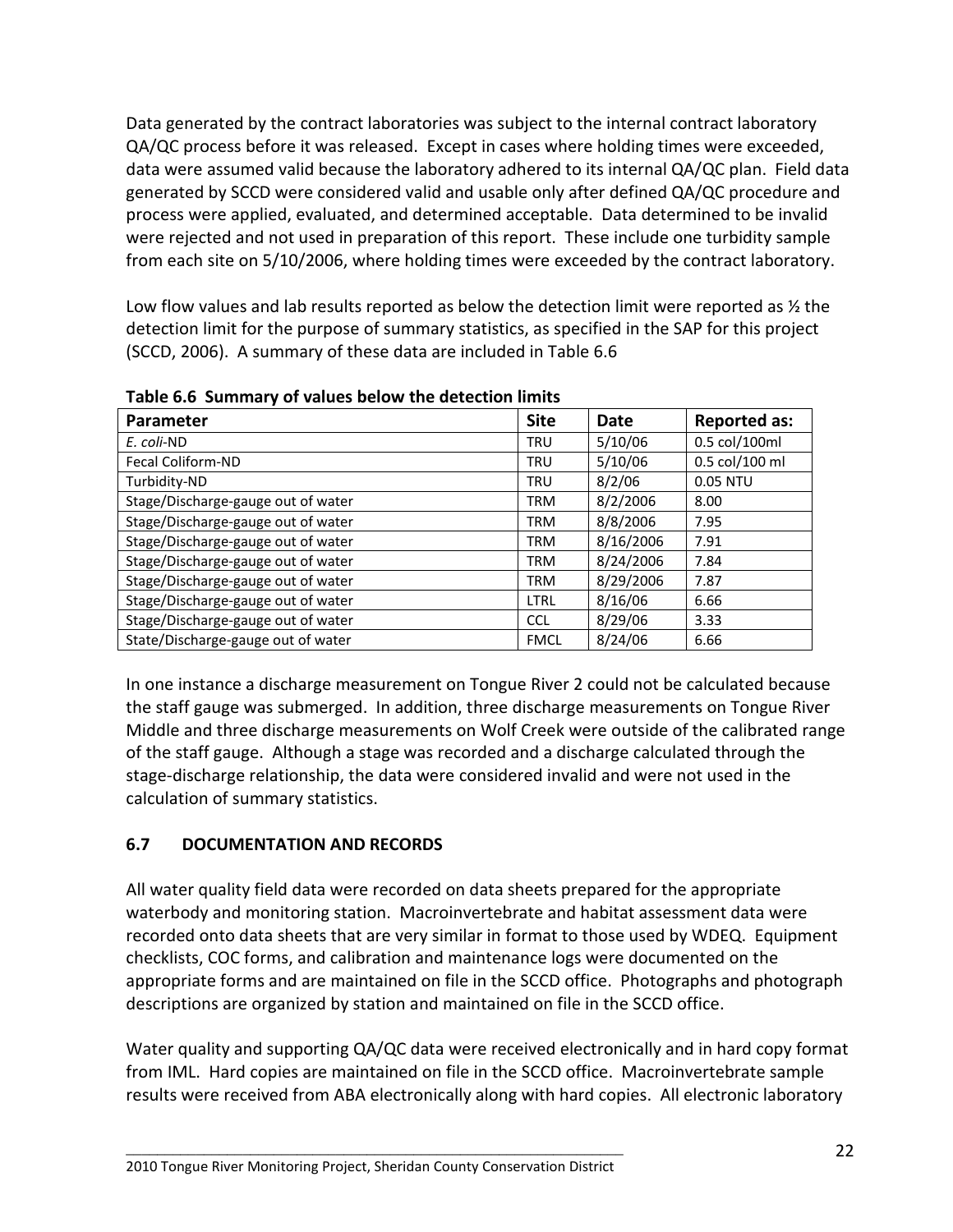Data generated by the contract laboratories was subject to the internal contract laboratory QA/QC process before it was released. Except in cases where holding times were exceeded, data were assumed valid because the laboratory adhered to its internal QA/QC plan. Field data generated by SCCD were considered valid and usable only after defined QA/QC procedure and process were applied, evaluated, and determined acceptable. Data determined to be invalid were rejected and not used in preparation of this report. These include one turbidity sample from each site on 5/10/2006, where holding times were exceeded by the contract laboratory.

Low flow values and lab results reported as below the detection limit were reported as ½ the detection limit for the purpose of summary statistics, as specified in the SAP for this project (SCCD, 2006). A summary of these data are included in Table 6.6

**Table 6.6 Summary of values below the detection limits**

| Parameter | Site | Date | Reported as: |
|---|---|---|---|
| *E. coli*-ND | TRU | 5/10/06 | 0.5 col/100ml |
| Fecal Coliform-ND | TRU | 5/10/06 | 0.5 col/100 ml |
| Turbidity-ND | TRU | 8/2/06 | 0.05 NTU |
| Stage/Discharge-gauge out of water | TRM | 8/2/2006 | 8.00 |
| Stage/Discharge-gauge out of water | TRM | 8/8/2006 | 7.95 |
| Stage/Discharge-gauge out of water | TRM | 8/16/2006 | 7.91 |
| Stage/Discharge-gauge out of water | TRM | 8/24/2006 | 7.84 |
| Stage/Discharge-gauge out of water | TRM | 8/29/2006 | 7.87 |
| Stage/Discharge-gauge out of water | LTRL | 8/16/06 | 6.66 |
| Stage/Discharge-gauge out of water | CCL | 8/29/06 | 3.33 |
| State/Discharge-gauge out of water | FMCL | 8/24/06 | 6.66 |

In one instance a discharge measurement on Tongue River 2 could not be calculated because the staff gauge was submerged. In addition, three discharge measurements on Tongue River Middle and three discharge measurements on Wolf Creek were outside of the calibrated range of the staff gauge. Although a stage was recorded and a discharge calculated through the stage-discharge relationship, the data were considered invalid and were not used in the calculation of summary statistics.

## 6.7 DOCUMENTATION AND RECORDS

All water quality field data were recorded on data sheets prepared for the appropriate waterbody and monitoring station. Macroinvertebrate and habitat assessment data were recorded onto data sheets that are very similar in format to those used by WDEQ. Equipment checklists, COC forms, and calibration and maintenance logs were documented on the appropriate forms and are maintained on file in the SCCD office. Photographs and photograph descriptions are organized by station and maintained on file in the SCCD office.

Water quality and supporting QA/QC data were received electronically and in hard copy format from IML. Hard copies are maintained on file in the SCCD office. Macroinvertebrate sample results were received from ABA electronically along with hard copies. All electronic laboratory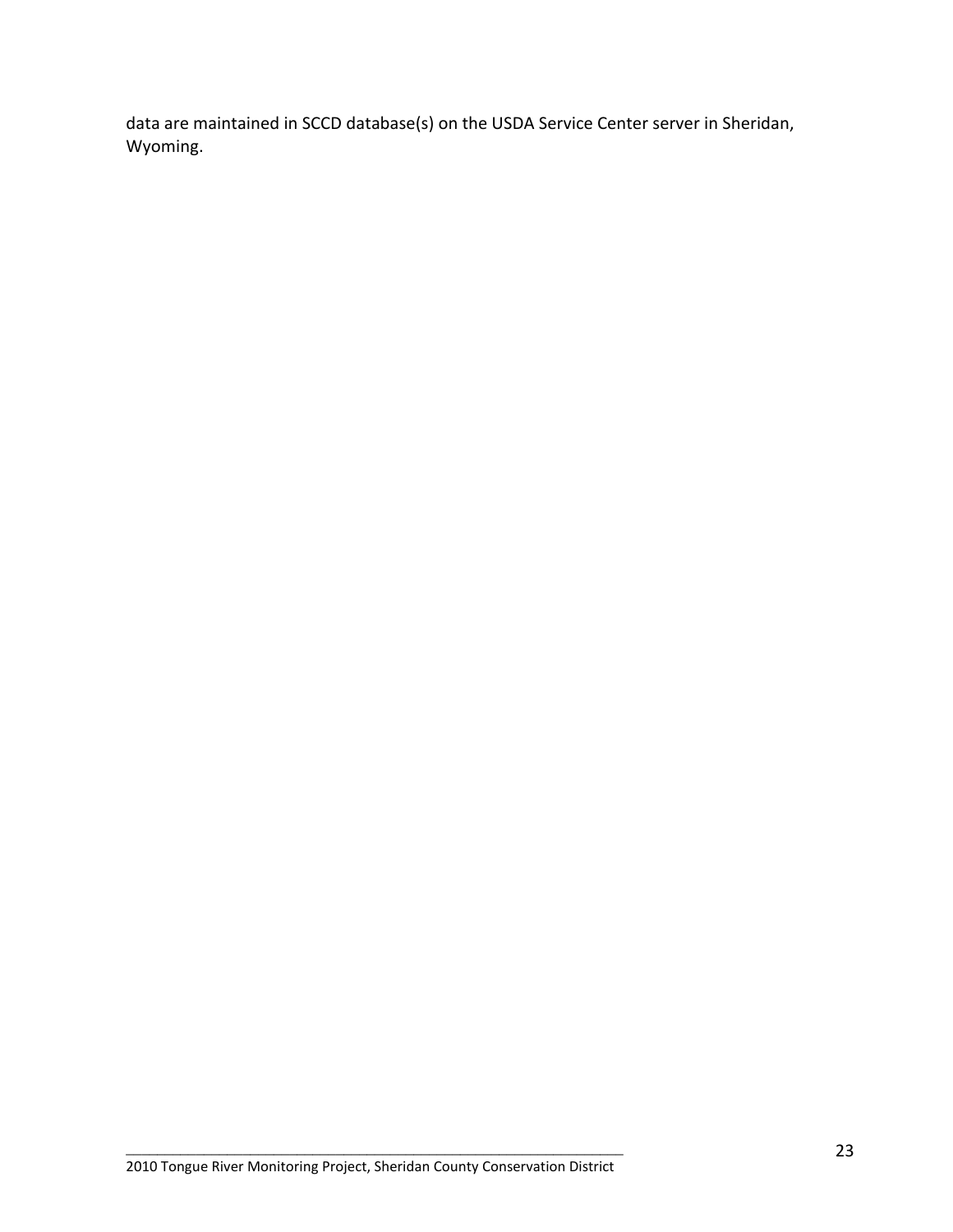data are maintained in SCCD database(s) on the USDA Service Center server in Sheridan, Wyoming.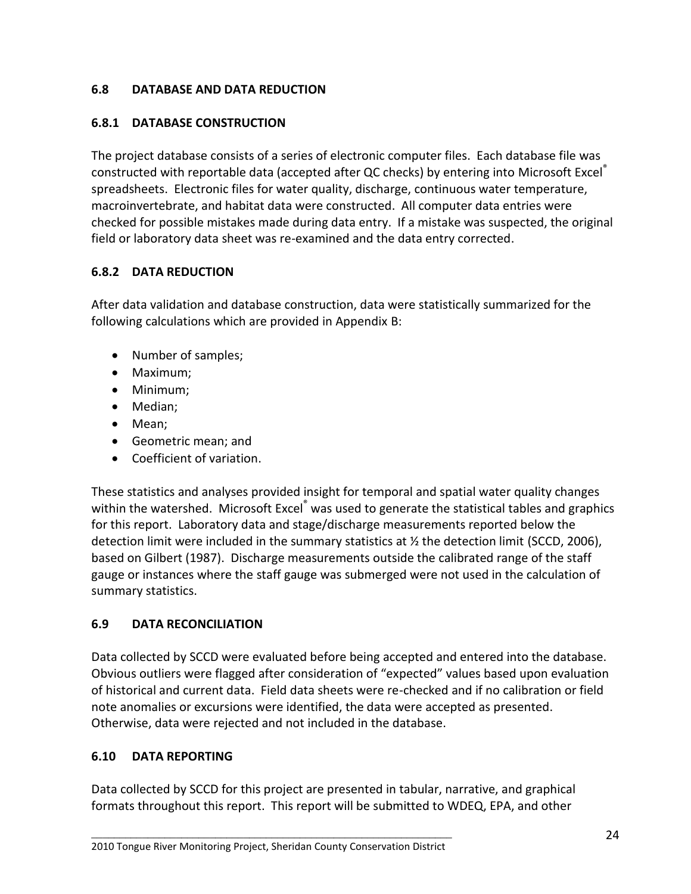### 6.8 DATABASE AND DATA REDUCTION

### 6.8.1 DATABASE CONSTRUCTION

The project database consists of a series of electronic computer files. Each database file was constructed with reportable data (accepted after QC checks) by entering into Microsoft Excel® spreadsheets. Electronic files for water quality, discharge, continuous water temperature, macroinvertebrate, and habitat data were constructed. All computer data entries were checked for possible mistakes made during data entry. If a mistake was suspected, the original field or laboratory data sheet was re-examined and the data entry corrected.

### 6.8.2 DATA REDUCTION

After data validation and database construction, data were statistically summarized for the following calculations which are provided in Appendix B:

- Number of samples;
- Maximum;
- Minimum;
- Median;
- Mean;
- Geometric mean; and
- Coefficient of variation.

These statistics and analyses provided insight for temporal and spatial water quality changes within the watershed. Microsoft Excel® was used to generate the statistical tables and graphics for this report. Laboratory data and stage/discharge measurements reported below the detection limit were included in the summary statistics at ½ the detection limit (SCCD, 2006), based on Gilbert (1987). Discharge measurements outside the calibrated range of the staff gauge or instances where the staff gauge was submerged were not used in the calculation of summary statistics.

### 6.9 DATA RECONCILIATION

Data collected by SCCD were evaluated before being accepted and entered into the database. Obvious outliers were flagged after consideration of "expected" values based upon evaluation of historical and current data. Field data sheets were re-checked and if no calibration or field note anomalies or excursions were identified, the data were accepted as presented. Otherwise, data were rejected and not included in the database.

### 6.10 DATA REPORTING

Data collected by SCCD for this project are presented in tabular, narrative, and graphical formats throughout this report. This report will be submitted to WDEQ, EPA, and other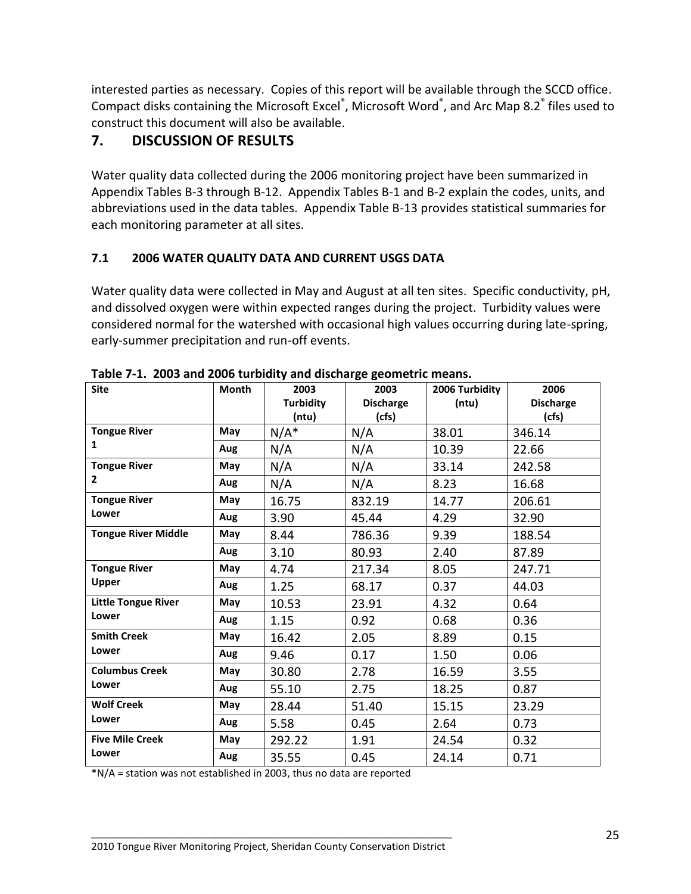interested parties as necessary. Copies of this report will be available through the SCCD office. Compact disks containing the Microsoft Excel®, Microsoft Word®, and Arc Map 8.2® files used to construct this document will also be available.

## 7. DISCUSSION OF RESULTS

Water quality data collected during the 2006 monitoring project have been summarized in Appendix Tables B-3 through B-12. Appendix Tables B-1 and B-2 explain the codes, units, and abbreviations used in the data tables. Appendix Table B-13 provides statistical summaries for each monitoring parameter at all sites.

### 7.1 2006 WATER QUALITY DATA AND CURRENT USGS DATA

Water quality data were collected in May and August at all ten sites. Specific conductivity, pH, and dissolved oxygen were within expected ranges during the project. Turbidity values were considered normal for the watershed with occasional high values occurring during late-spring, early-summer precipitation and run-off events.

**Table 7-1. 2003 and 2006 turbidity and discharge geometric means.**

| Site | Month | 2003 Turbidity (ntu) | 2003 Discharge (cfs) | 2006 Turbidity (ntu) | 2006 Discharge (cfs) |
|---|---|---|---|---|---|
| **Tongue River 1** | **May** | N/A* | N/A | 38.01 | 346.14 |
| | **Aug** | N/A | N/A | 10.39 | 22.66 |
| **Tongue River 2** | **May** | N/A | N/A | 33.14 | 242.58 |
| | **Aug** | N/A | N/A | 8.23 | 16.68 |
| **Tongue River Lower** | **May** | 16.75 | 832.19 | 14.77 | 206.61 |
| | **Aug** | 3.90 | 45.44 | 4.29 | 32.90 |
| **Tongue River Middle** | **May** | 8.44 | 786.36 | 9.39 | 188.54 |
| | **Aug** | 3.10 | 80.93 | 2.40 | 87.89 |
| **Tongue River Upper** | **May** | 4.74 | 217.34 | 8.05 | 247.71 |
| | **Aug** | 1.25 | 68.17 | 0.37 | 44.03 |
| **Little Tongue River Lower** | **May** | 10.53 | 23.91 | 4.32 | 0.64 |
| | **Aug** | 1.15 | 0.92 | 0.68 | 0.36 |
| **Smith Creek Lower** | **May** | 16.42 | 2.05 | 8.89 | 0.15 |
| | **Aug** | 9.46 | 0.17 | 1.50 | 0.06 |
| **Columbus Creek Lower** | **May** | 30.80 | 2.78 | 16.59 | 3.55 |
| | **Aug** | 55.10 | 2.75 | 18.25 | 0.87 |
| **Wolf Creek Lower** | **May** | 28.44 | 51.40 | 15.15 | 23.29 |
| | **Aug** | 5.58 | 0.45 | 2.64 | 0.73 |
| **Five Mile Creek Lower** | **May** | 292.22 | 1.91 | 24.54 | 0.32 |
| | **Aug** | 35.55 | 0.45 | 24.14 | 0.71 |

*N/A = station was not established in 2003, thus no data are reported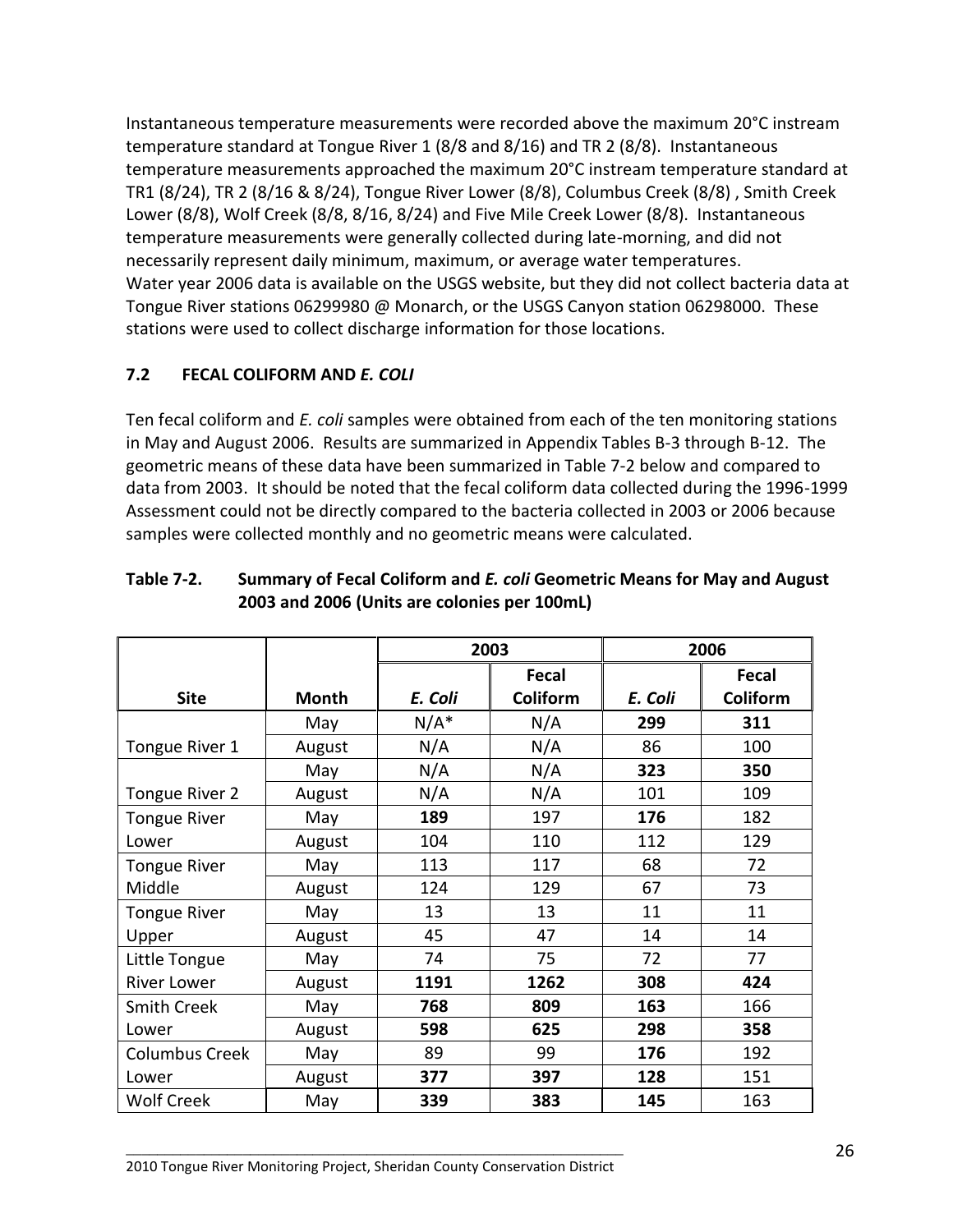Instantaneous temperature measurements were recorded above the maximum 20°C instream temperature standard at Tongue River 1 (8/8 and 8/16) and TR 2 (8/8). Instantaneous temperature measurements approached the maximum 20°C instream temperature standard at TR1 (8/24), TR 2 (8/16 & 8/24), Tongue River Lower (8/8), Columbus Creek (8/8) , Smith Creek Lower (8/8), Wolf Creek (8/8, 8/16, 8/24) and Five Mile Creek Lower (8/8). Instantaneous temperature measurements were generally collected during late-morning, and did not necessarily represent daily minimum, maximum, or average water temperatures.
Water year 2006 data is available on the USGS website, but they did not collect bacteria data at Tongue River stations 06299980 @ Monarch, or the USGS Canyon station 06298000. These stations were used to collect discharge information for those locations.

### 7.2 FECAL COLIFORM AND *E. COLI*

Ten fecal coliform and *E. coli* samples were obtained from each of the ten monitoring stations in May and August 2006. Results are summarized in Appendix Tables B-3 through B-12. The geometric means of these data have been summarized in Table 7-2 below and compared to data from 2003. It should be noted that the fecal coliform data collected during the 1996-1999 Assessment could not be directly compared to the bacteria collected in 2003 or 2006 because samples were collected monthly and no geometric means were calculated.

**Table 7-2. Summary of Fecal Coliform and *E. coli* Geometric Means for May and August 2003 and 2006 (Units are colonies per 100mL)**

| | | 2003 | | 2006 | |
|---|---|---|---|---|---|
| **Site** | **Month** | ***E. Coli*** | **Fecal Coliform** | ***E. Coli*** | **Fecal Coliform** |
| Tongue River 1 | May | N/A* | N/A | **299** | **311** |
| | August | N/A | N/A | 86 | 100 |
| Tongue River 2 | May | N/A | N/A | **323** | **350** |
| | August | N/A | N/A | 101 | 109 |
| Tongue River Lower | May | **189** | 197 | **176** | 182 |
| | August | 104 | 110 | 112 | 129 |
| Tongue River Middle | May | 113 | 117 | 68 | 72 |
| | August | 124 | 129 | 67 | 73 |
| Tongue River Upper | May | 13 | 13 | 11 | 11 |
| | August | 45 | 47 | 14 | 14 |
| Little Tongue River Lower | May | 74 | 75 | 72 | 77 |
| | August | **1191** | **1262** | **308** | **424** |
| Smith Creek Lower | May | **768** | **809** | **163** | 166 |
| | August | **598** | **625** | **298** | **358** |
| Columbus Creek Lower | May | 89 | 99 | **176** | 192 |
| | August | **377** | **397** | **128** | 151 |
| Wolf Creek | May | **339** | **383** | **145** | 163 |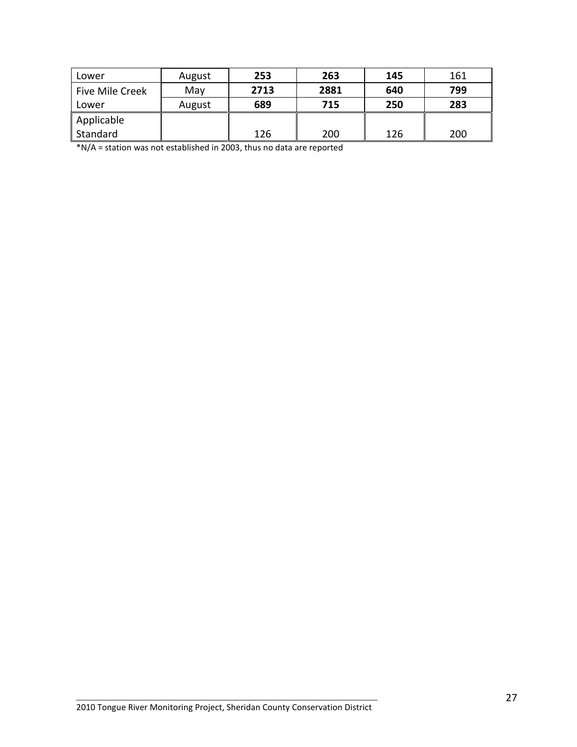| Lower | August | **253** | **263** | **145** | 161 |
|---|---|---|---|---|---|
| Five Mile Creek | May | **2713** | **2881** | **640** | **799** |
| Lower | August | **689** | **715** | **250** | **283** |
| Applicable Standard | | 126 | 200 | 126 | 200 |

*N/A = station was not established in 2003, thus no data are reported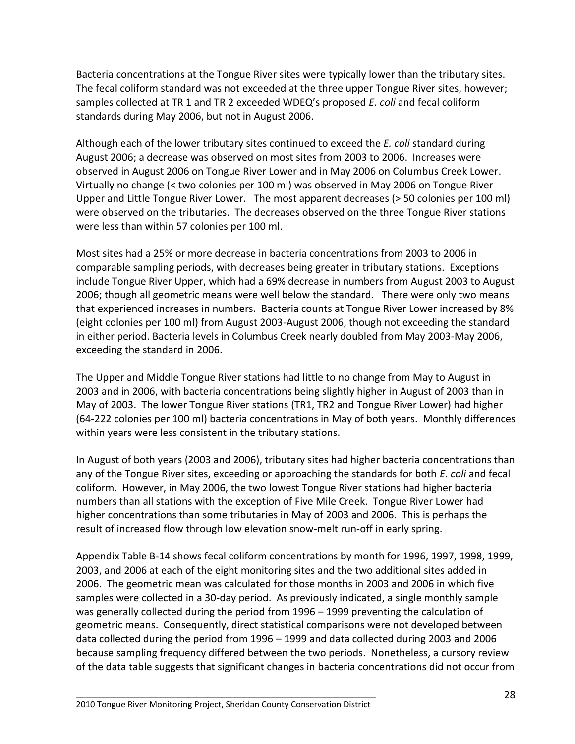Bacteria concentrations at the Tongue River sites were typically lower than the tributary sites. The fecal coliform standard was not exceeded at the three upper Tongue River sites, however; samples collected at TR 1 and TR 2 exceeded WDEQ's proposed *E. coli* and fecal coliform standards during May 2006, but not in August 2006.

Although each of the lower tributary sites continued to exceed the *E. coli* standard during August 2006; a decrease was observed on most sites from 2003 to 2006. Increases were observed in August 2006 on Tongue River Lower and in May 2006 on Columbus Creek Lower. Virtually no change (< two colonies per 100 ml) was observed in May 2006 on Tongue River Upper and Little Tongue River Lower. The most apparent decreases (> 50 colonies per 100 ml) were observed on the tributaries. The decreases observed on the three Tongue River stations were less than within 57 colonies per 100 ml.

Most sites had a 25% or more decrease in bacteria concentrations from 2003 to 2006 in comparable sampling periods, with decreases being greater in tributary stations. Exceptions include Tongue River Upper, which had a 69% decrease in numbers from August 2003 to August 2006; though all geometric means were well below the standard. There were only two means that experienced increases in numbers. Bacteria counts at Tongue River Lower increased by 8% (eight colonies per 100 ml) from August 2003-August 2006, though not exceeding the standard in either period. Bacteria levels in Columbus Creek nearly doubled from May 2003-May 2006, exceeding the standard in 2006.

The Upper and Middle Tongue River stations had little to no change from May to August in 2003 and in 2006, with bacteria concentrations being slightly higher in August of 2003 than in May of 2003. The lower Tongue River stations (TR1, TR2 and Tongue River Lower) had higher (64-222 colonies per 100 ml) bacteria concentrations in May of both years. Monthly differences within years were less consistent in the tributary stations.

In August of both years (2003 and 2006), tributary sites had higher bacteria concentrations than any of the Tongue River sites, exceeding or approaching the standards for both *E. coli* and fecal coliform. However, in May 2006, the two lowest Tongue River stations had higher bacteria numbers than all stations with the exception of Five Mile Creek. Tongue River Lower had higher concentrations than some tributaries in May of 2003 and 2006. This is perhaps the result of increased flow through low elevation snow-melt run-off in early spring.

Appendix Table B-14 shows fecal coliform concentrations by month for 1996, 1997, 1998, 1999, 2003, and 2006 at each of the eight monitoring sites and the two additional sites added in 2006. The geometric mean was calculated for those months in 2003 and 2006 in which five samples were collected in a 30-day period. As previously indicated, a single monthly sample was generally collected during the period from 1996 – 1999 preventing the calculation of geometric means. Consequently, direct statistical comparisons were not developed between data collected during the period from 1996 – 1999 and data collected during 2003 and 2006 because sampling frequency differed between the two periods. Nonetheless, a cursory review of the data table suggests that significant changes in bacteria concentrations did not occur from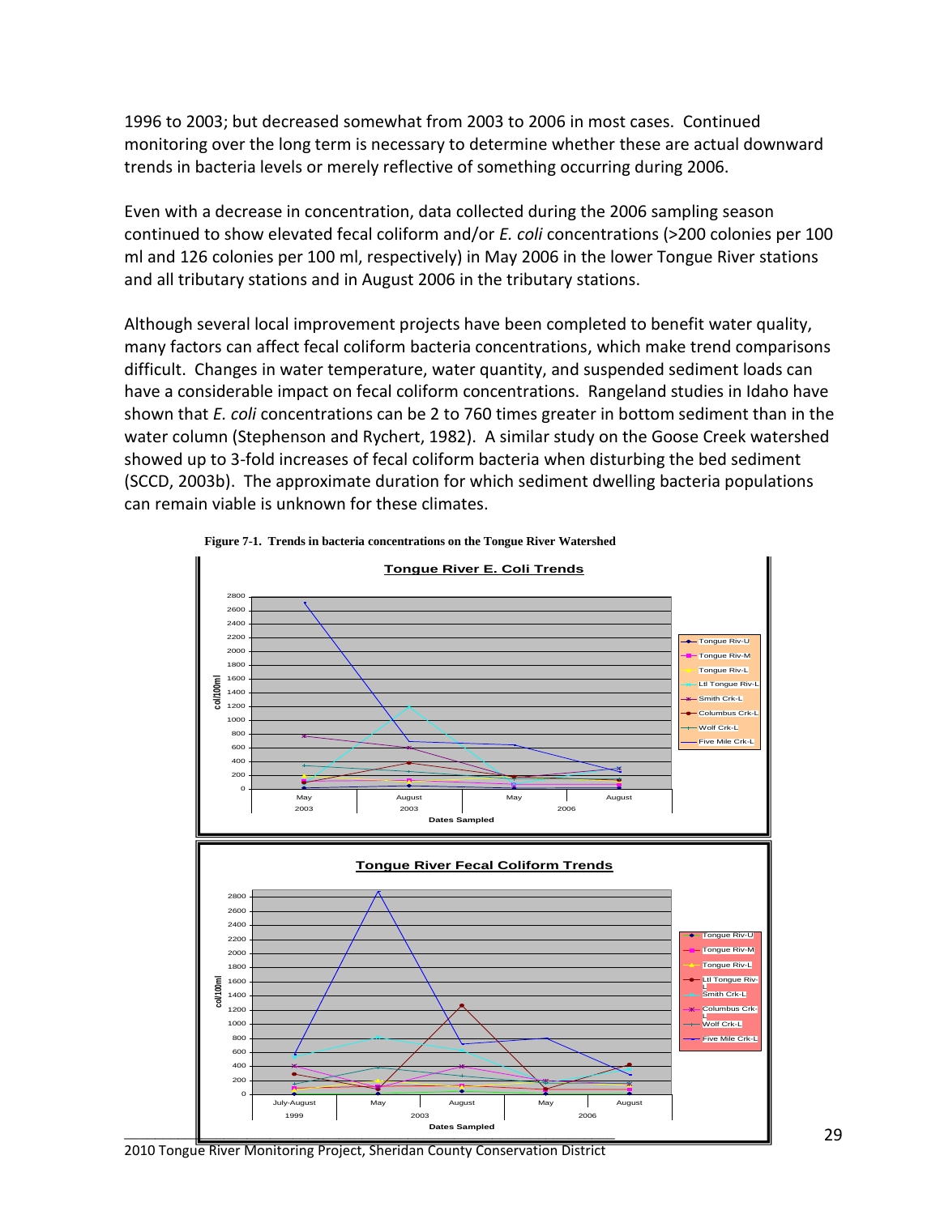1996 to 2003; but decreased somewhat from 2003 to 2006 in most cases. Continued monitoring over the long term is necessary to determine whether these are actual downward trends in bacteria levels or merely reflective of something occurring during 2006.

Even with a decrease in concentration, data collected during the 2006 sampling season continued to show elevated fecal coliform and/or *E. coli* concentrations (>200 colonies per 100 ml and 126 colonies per 100 ml, respectively) in May 2006 in the lower Tongue River stations and all tributary stations and in August 2006 in the tributary stations.

Although several local improvement projects have been completed to benefit water quality, many factors can affect fecal coliform bacteria concentrations, which make trend comparisons difficult. Changes in water temperature, water quantity, and suspended sediment loads can have a considerable impact on fecal coliform concentrations. Rangeland studies in Idaho have shown that *E. coli* concentrations can be 2 to 760 times greater in bottom sediment than in the water column (Stephenson and Rychert, 1982). A similar study on the Goose Creek watershed showed up to 3-fold increases of fecal coliform bacteria when disturbing the bed sediment (SCCD, 2003b). The approximate duration for which sediment dwelling bacteria populations can remain viable is unknown for these climates.

**Figure 7-1. Trends in bacteria concentrations on the Tongue River Watershed**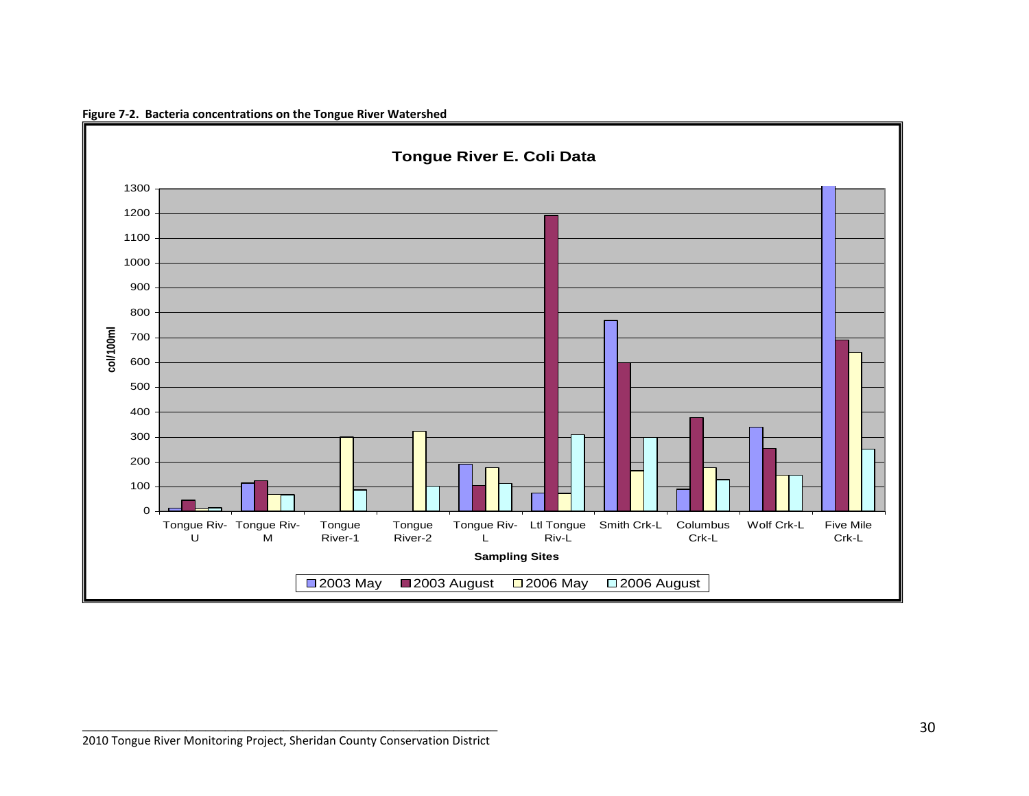**Figure 7-2. Bacteria concentrations on the Tongue River Watershed**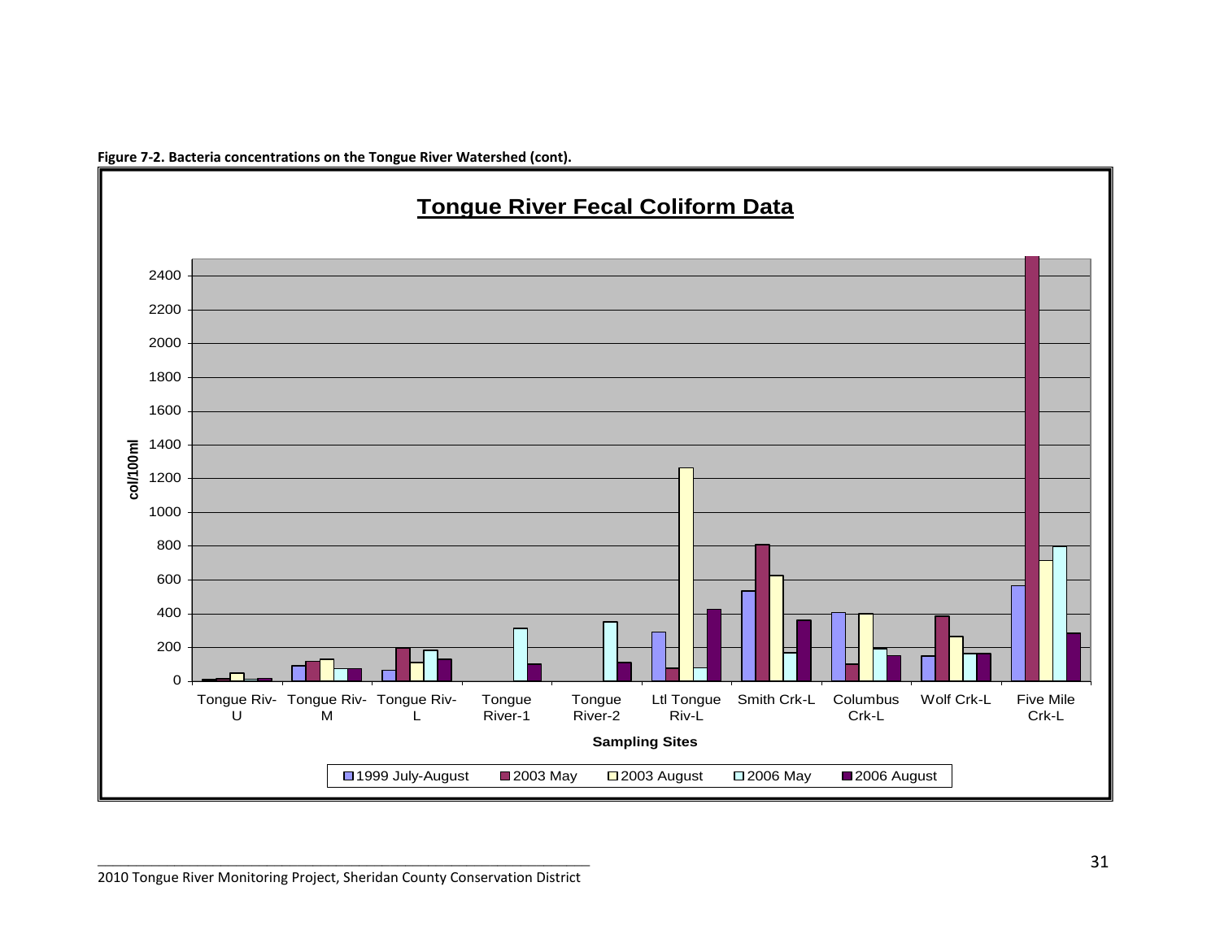**Figure 7-2. Bacteria concentrations on the Tongue River Watershed (cont).**

**Tongue River Fecal Coliform Data**

coll/100ml

Sampling Sites: Tongue Riv-U, Tongue Riv-M, Tongue Riv-L, Tongue River-1, Tongue River-2, Ltl Tongue Riv-L, Smith Crk-L, Columbus Crk-L, Wolf Crk-L, Five Mile Crk-L

Legend: 1999 July-August, 2003 May, 2003 August, 2006 May, 2006 August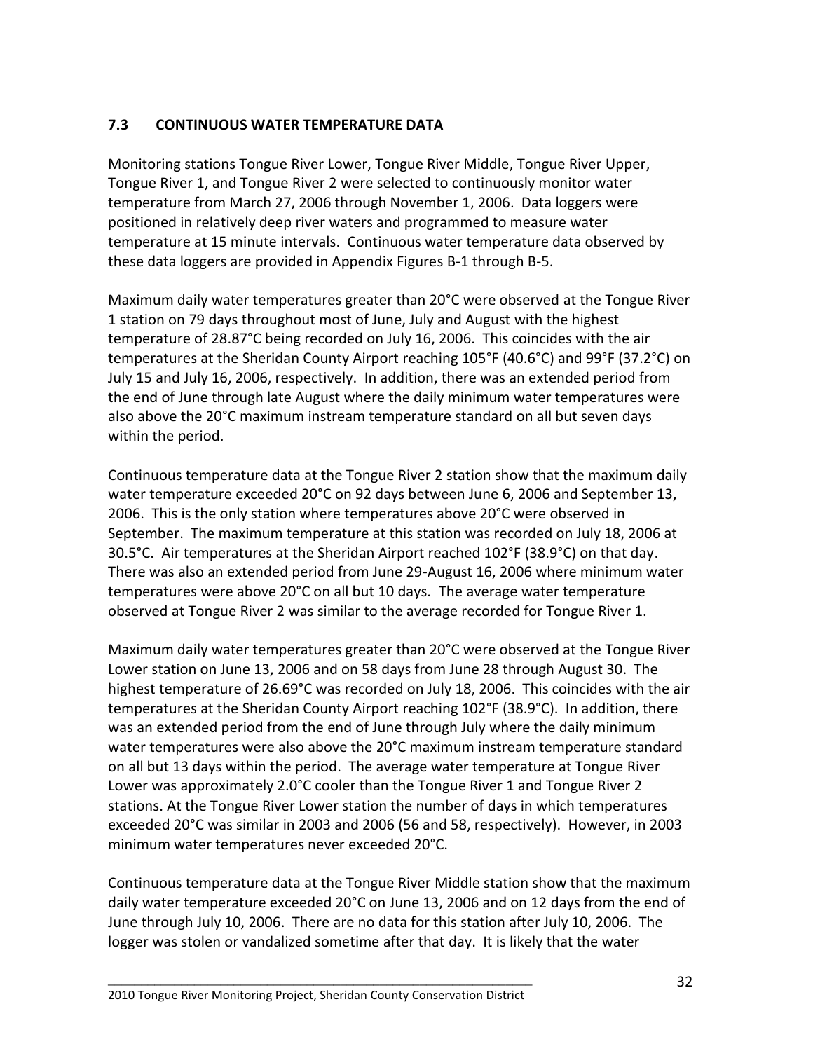## 7.3 CONTINUOUS WATER TEMPERATURE DATA

Monitoring stations Tongue River Lower, Tongue River Middle, Tongue River Upper, Tongue River 1, and Tongue River 2 were selected to continuously monitor water temperature from March 27, 2006 through November 1, 2006. Data loggers were positioned in relatively deep river waters and programmed to measure water temperature at 15 minute intervals. Continuous water temperature data observed by these data loggers are provided in Appendix Figures B-1 through B-5.

Maximum daily water temperatures greater than 20°C were observed at the Tongue River 1 station on 79 days throughout most of June, July and August with the highest temperature of 28.87°C being recorded on July 16, 2006. This coincides with the air temperatures at the Sheridan County Airport reaching 105°F (40.6°C) and 99°F (37.2°C) on July 15 and July 16, 2006, respectively. In addition, there was an extended period from the end of June through late August where the daily minimum water temperatures were also above the 20°C maximum instream temperature standard on all but seven days within the period.

Continuous temperature data at the Tongue River 2 station show that the maximum daily water temperature exceeded 20°C on 92 days between June 6, 2006 and September 13, 2006. This is the only station where temperatures above 20°C were observed in September. The maximum temperature at this station was recorded on July 18, 2006 at 30.5°C. Air temperatures at the Sheridan Airport reached 102°F (38.9°C) on that day. There was also an extended period from June 29-August 16, 2006 where minimum water temperatures were above 20°C on all but 10 days. The average water temperature observed at Tongue River 2 was similar to the average recorded for Tongue River 1.

Maximum daily water temperatures greater than 20°C were observed at the Tongue River Lower station on June 13, 2006 and on 58 days from June 28 through August 30. The highest temperature of 26.69°C was recorded on July 18, 2006. This coincides with the air temperatures at the Sheridan County Airport reaching 102°F (38.9°C). In addition, there was an extended period from the end of June through July where the daily minimum water temperatures were also above the 20°C maximum instream temperature standard on all but 13 days within the period. The average water temperature at Tongue River Lower was approximately 2.0°C cooler than the Tongue River 1 and Tongue River 2 stations. At the Tongue River Lower station the number of days in which temperatures exceeded 20°C was similar in 2003 and 2006 (56 and 58, respectively). However, in 2003 minimum water temperatures never exceeded 20°C.

Continuous temperature data at the Tongue River Middle station show that the maximum daily water temperature exceeded 20°C on June 13, 2006 and on 12 days from the end of June through July 10, 2006. There are no data for this station after July 10, 2006. The logger was stolen or vandalized sometime after that day. It is likely that the water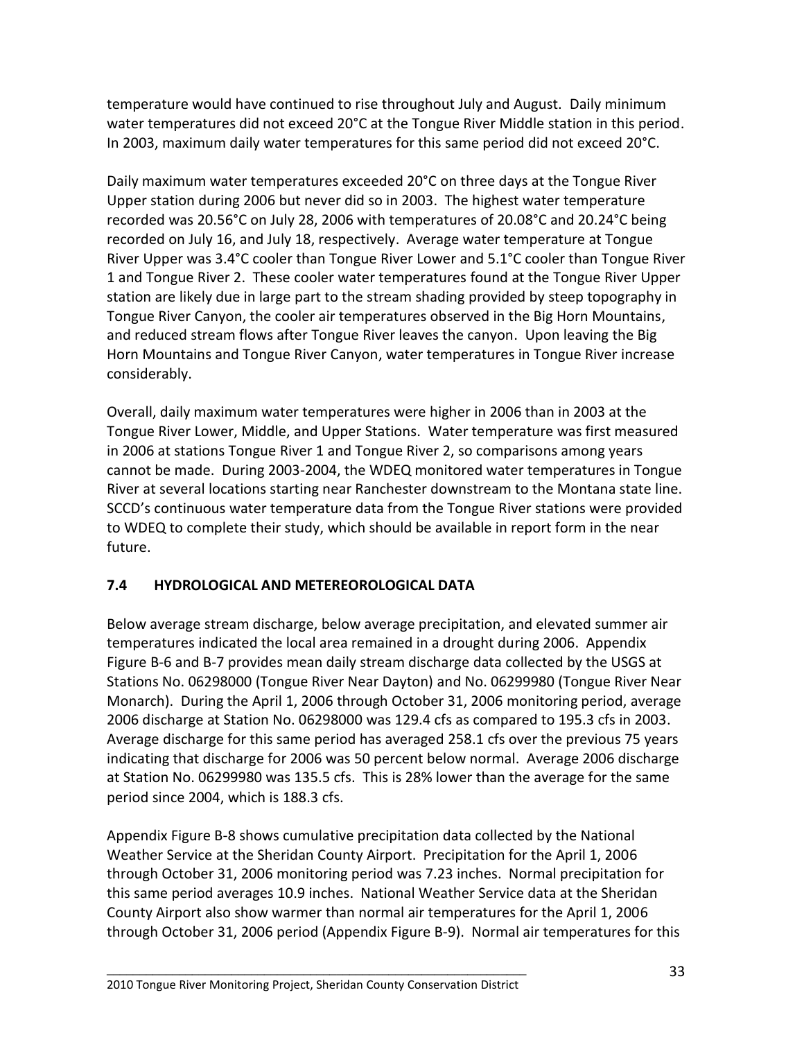temperature would have continued to rise throughout July and August. Daily minimum water temperatures did not exceed 20°C at the Tongue River Middle station in this period. In 2003, maximum daily water temperatures for this same period did not exceed 20°C.

Daily maximum water temperatures exceeded 20°C on three days at the Tongue River Upper station during 2006 but never did so in 2003. The highest water temperature recorded was 20.56°C on July 28, 2006 with temperatures of 20.08°C and 20.24°C being recorded on July 16, and July 18, respectively. Average water temperature at Tongue River Upper was 3.4°C cooler than Tongue River Lower and 5.1°C cooler than Tongue River 1 and Tongue River 2. These cooler water temperatures found at the Tongue River Upper station are likely due in large part to the stream shading provided by steep topography in Tongue River Canyon, the cooler air temperatures observed in the Big Horn Mountains, and reduced stream flows after Tongue River leaves the canyon. Upon leaving the Big Horn Mountains and Tongue River Canyon, water temperatures in Tongue River increase considerably.

Overall, daily maximum water temperatures were higher in 2006 than in 2003 at the Tongue River Lower, Middle, and Upper Stations. Water temperature was first measured in 2006 at stations Tongue River 1 and Tongue River 2, so comparisons among years cannot be made. During 2003-2004, the WDEQ monitored water temperatures in Tongue River at several locations starting near Ranchester downstream to the Montana state line. SCCD's continuous water temperature data from the Tongue River stations were provided to WDEQ to complete their study, which should be available in report form in the near future.

## 7.4 HYDROLOGICAL AND METEREOROLOGICAL DATA

Below average stream discharge, below average precipitation, and elevated summer air temperatures indicated the local area remained in a drought during 2006. Appendix Figure B-6 and B-7 provides mean daily stream discharge data collected by the USGS at Stations No. 06298000 (Tongue River Near Dayton) and No. 06299980 (Tongue River Near Monarch). During the April 1, 2006 through October 31, 2006 monitoring period, average 2006 discharge at Station No. 06298000 was 129.4 cfs as compared to 195.3 cfs in 2003. Average discharge for this same period has averaged 258.1 cfs over the previous 75 years indicating that discharge for 2006 was 50 percent below normal. Average 2006 discharge at Station No. 06299980 was 135.5 cfs. This is 28% lower than the average for the same period since 2004, which is 188.3 cfs.

Appendix Figure B-8 shows cumulative precipitation data collected by the National Weather Service at the Sheridan County Airport. Precipitation for the April 1, 2006 through October 31, 2006 monitoring period was 7.23 inches. Normal precipitation for this same period averages 10.9 inches. National Weather Service data at the Sheridan County Airport also show warmer than normal air temperatures for the April 1, 2006 through October 31, 2006 period (Appendix Figure B-9). Normal air temperatures for this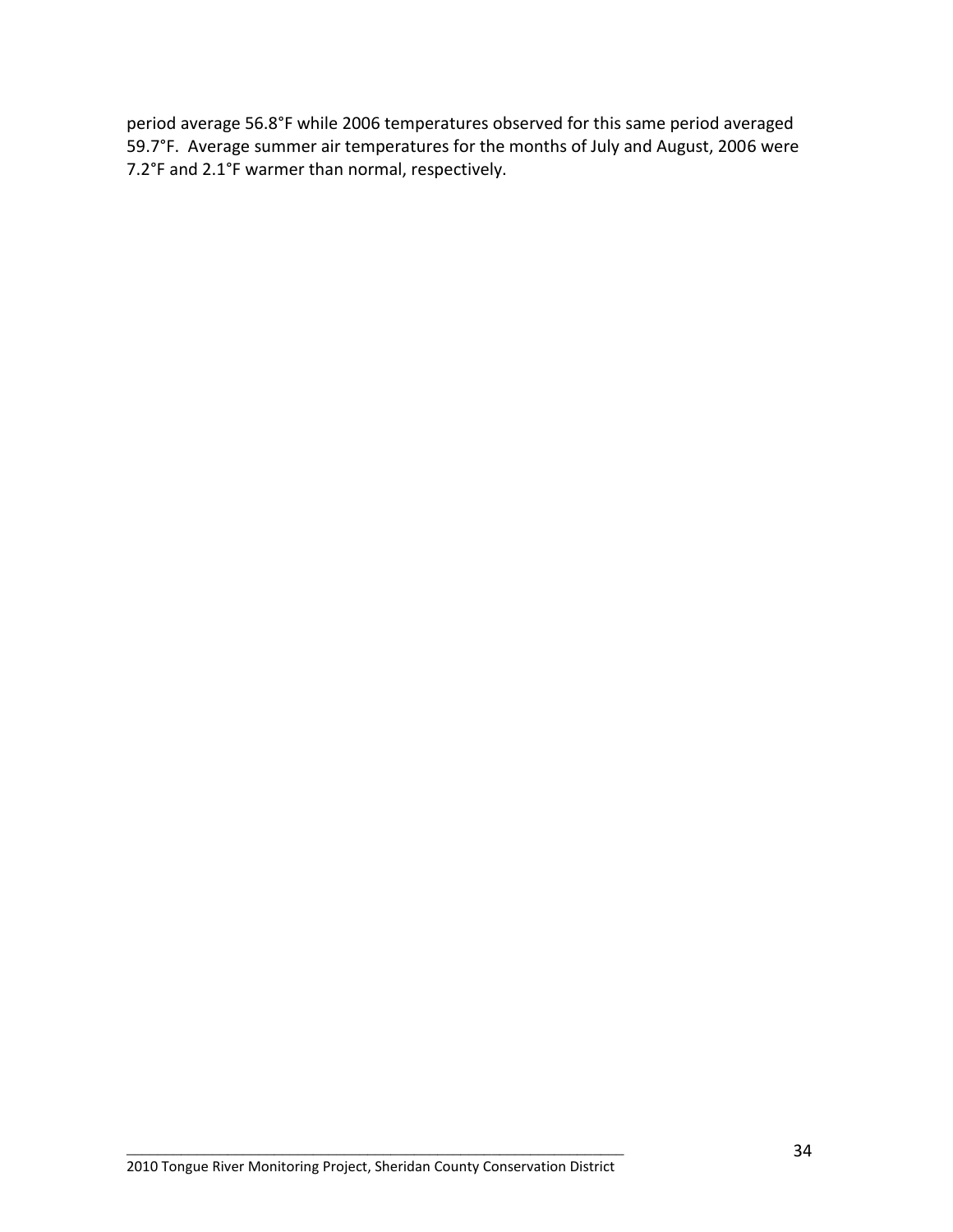period average 56.8°F while 2006 temperatures observed for this same period averaged 59.7°F. Average summer air temperatures for the months of July and August, 2006 were 7.2°F and 2.1°F warmer than normal, respectively.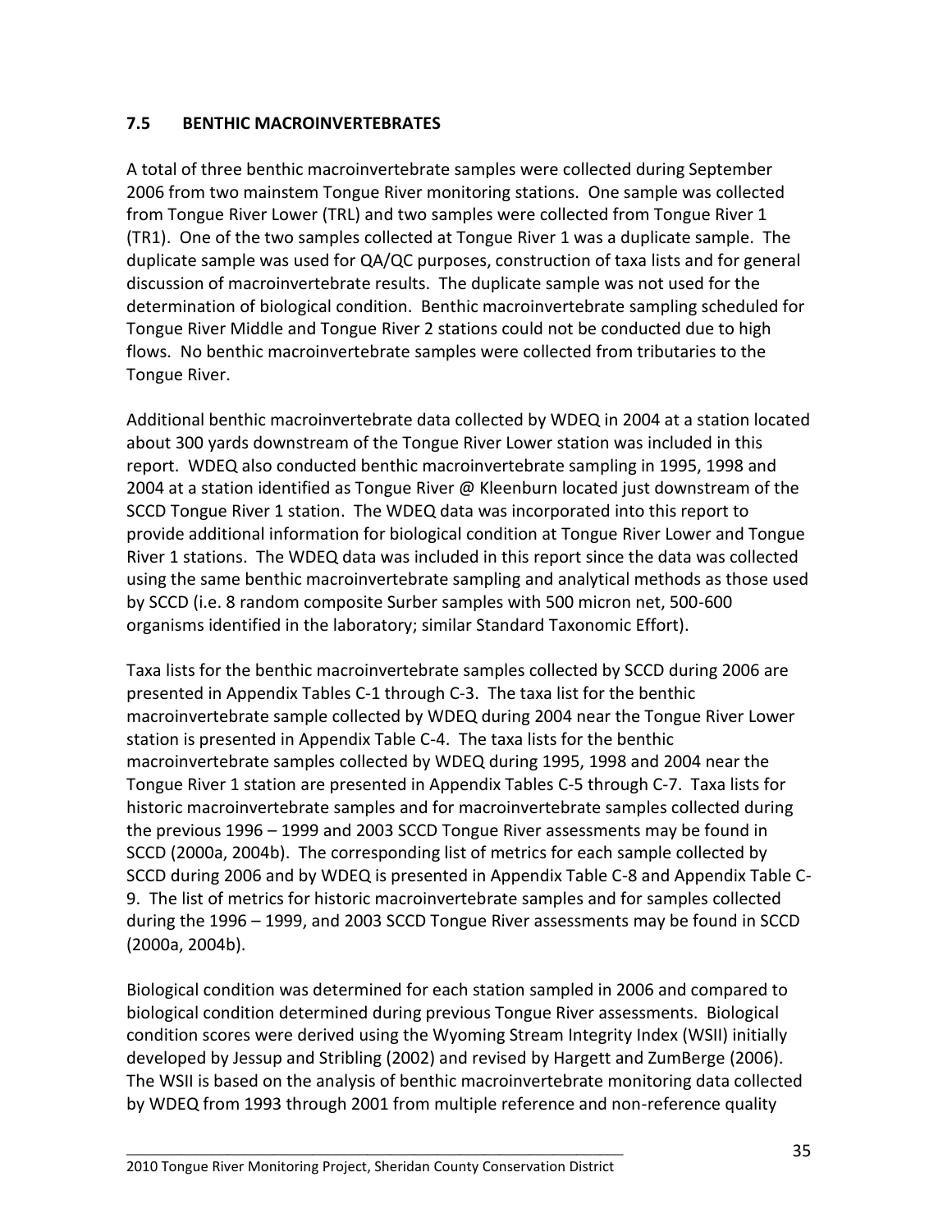### 7.5 BENTHIC MACROINVERTEBRATES

A total of three benthic macroinvertebrate samples were collected during September 2006 from two mainstem Tongue River monitoring stations. One sample was collected from Tongue River Lower (TRL) and two samples were collected from Tongue River 1 (TR1). One of the two samples collected at Tongue River 1 was a duplicate sample. The duplicate sample was used for QA/QC purposes, construction of taxa lists and for general discussion of macroinvertebrate results. The duplicate sample was not used for the determination of biological condition. Benthic macroinvertebrate sampling scheduled for Tongue River Middle and Tongue River 2 stations could not be conducted due to high flows. No benthic macroinvertebrate samples were collected from tributaries to the Tongue River.

Additional benthic macroinvertebrate data collected by WDEQ in 2004 at a station located about 300 yards downstream of the Tongue River Lower station was included in this report. WDEQ also conducted benthic macroinvertebrate sampling in 1995, 1998 and 2004 at a station identified as Tongue River @ Kleenburn located just downstream of the SCCD Tongue River 1 station. The WDEQ data was incorporated into this report to provide additional information for biological condition at Tongue River Lower and Tongue River 1 stations. The WDEQ data was included in this report since the data was collected using the same benthic macroinvertebrate sampling and analytical methods as those used by SCCD (i.e. 8 random composite Surber samples with 500 micron net, 500-600 organisms identified in the laboratory; similar Standard Taxonomic Effort).

Taxa lists for the benthic macroinvertebrate samples collected by SCCD during 2006 are presented in Appendix Tables C-1 through C-3. The taxa list for the benthic macroinvertebrate sample collected by WDEQ during 2004 near the Tongue River Lower station is presented in Appendix Table C-4. The taxa lists for the benthic macroinvertebrate samples collected by WDEQ during 1995, 1998 and 2004 near the Tongue River 1 station are presented in Appendix Tables C-5 through C-7. Taxa lists for historic macroinvertebrate samples and for macroinvertebrate samples collected during the previous 1996 – 1999 and 2003 SCCD Tongue River assessments may be found in SCCD (2000a, 2004b). The corresponding list of metrics for each sample collected by SCCD during 2006 and by WDEQ is presented in Appendix Table C-8 and Appendix Table C-9. The list of metrics for historic macroinvertebrate samples and for samples collected during the 1996 – 1999, and 2003 SCCD Tongue River assessments may be found in SCCD (2000a, 2004b).

Biological condition was determined for each station sampled in 2006 and compared to biological condition determined during previous Tongue River assessments. Biological condition scores were derived using the Wyoming Stream Integrity Index (WSII) initially developed by Jessup and Stribling (2002) and revised by Hargett and ZumBerge (2006). The WSII is based on the analysis of benthic macroinvertebrate monitoring data collected by WDEQ from 1993 through 2001 from multiple reference and non-reference quality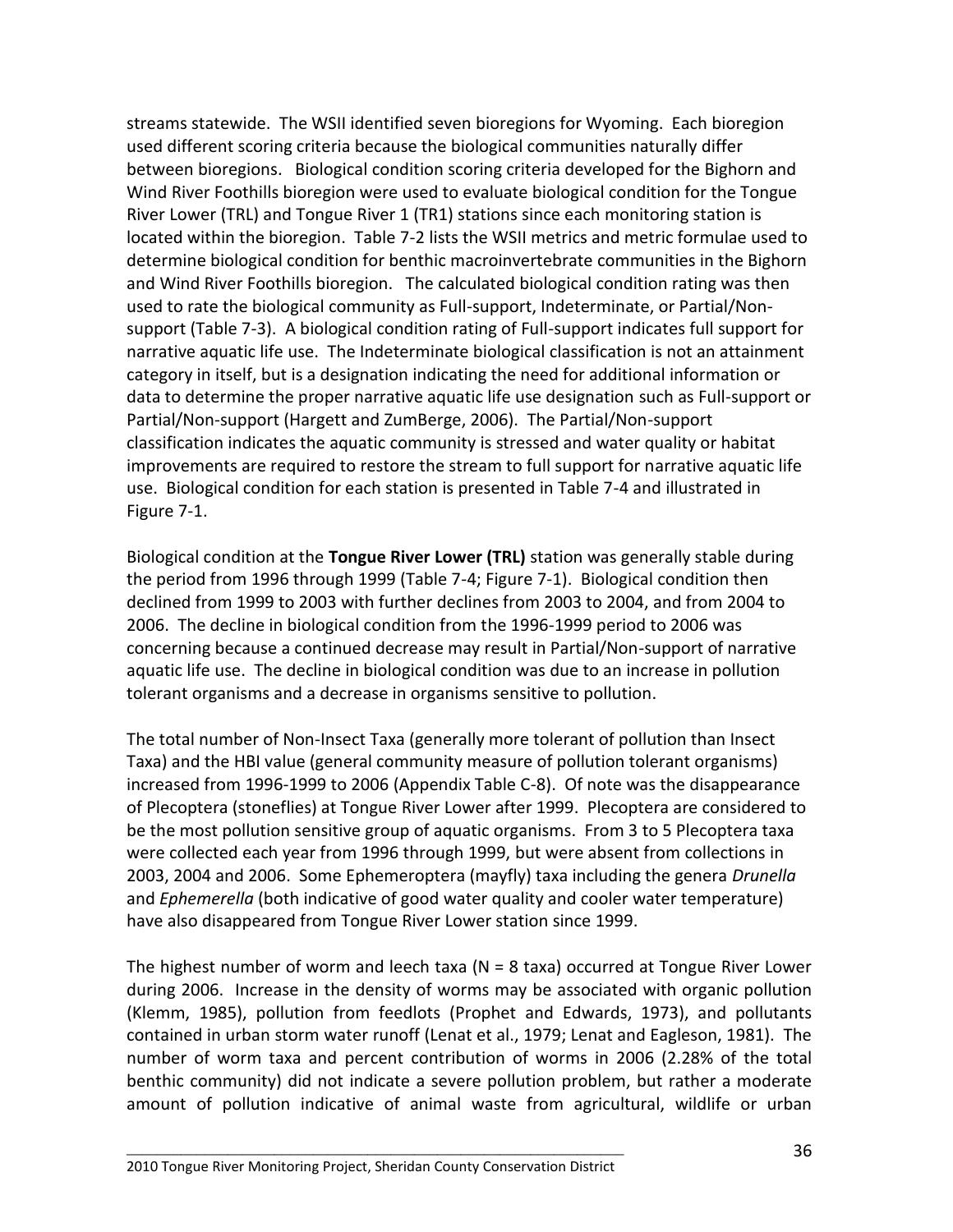streams statewide. The WSII identified seven bioregions for Wyoming. Each bioregion used different scoring criteria because the biological communities naturally differ between bioregions. Biological condition scoring criteria developed for the Bighorn and Wind River Foothills bioregion were used to evaluate biological condition for the Tongue River Lower (TRL) and Tongue River 1 (TR1) stations since each monitoring station is located within the bioregion. Table 7-2 lists the WSII metrics and metric formulae used to determine biological condition for benthic macroinvertebrate communities in the Bighorn and Wind River Foothills bioregion. The calculated biological condition rating was then used to rate the biological community as Full-support, Indeterminate, or Partial/Non-support (Table 7-3). A biological condition rating of Full-support indicates full support for narrative aquatic life use. The Indeterminate biological classification is not an attainment category in itself, but is a designation indicating the need for additional information or data to determine the proper narrative aquatic life use designation such as Full-support or Partial/Non-support (Hargett and ZumBerge, 2006). The Partial/Non-support classification indicates the aquatic community is stressed and water quality or habitat improvements are required to restore the stream to full support for narrative aquatic life use. Biological condition for each station is presented in Table 7-4 and illustrated in Figure 7-1.

Biological condition at the **Tongue River Lower (TRL)** station was generally stable during the period from 1996 through 1999 (Table 7-4; Figure 7-1). Biological condition then declined from 1999 to 2003 with further declines from 2003 to 2004, and from 2004 to 2006. The decline in biological condition from the 1996-1999 period to 2006 was concerning because a continued decrease may result in Partial/Non-support of narrative aquatic life use. The decline in biological condition was due to an increase in pollution tolerant organisms and a decrease in organisms sensitive to pollution.

The total number of Non-Insect Taxa (generally more tolerant of pollution than Insect Taxa) and the HBI value (general community measure of pollution tolerant organisms) increased from 1996-1999 to 2006 (Appendix Table C-8). Of note was the disappearance of Plecoptera (stoneflies) at Tongue River Lower after 1999. Plecoptera are considered to be the most pollution sensitive group of aquatic organisms. From 3 to 5 Plecoptera taxa were collected each year from 1996 through 1999, but were absent from collections in 2003, 2004 and 2006. Some Ephemeroptera (mayfly) taxa including the genera *Drunella* and *Ephemerella* (both indicative of good water quality and cooler water temperature) have also disappeared from Tongue River Lower station since 1999.

The highest number of worm and leech taxa (N = 8 taxa) occurred at Tongue River Lower during 2006. Increase in the density of worms may be associated with organic pollution (Klemm, 1985), pollution from feedlots (Prophet and Edwards, 1973), and pollutants contained in urban storm water runoff (Lenat et al., 1979; Lenat and Eagleson, 1981). The number of worm taxa and percent contribution of worms in 2006 (2.28% of the total benthic community) did not indicate a severe pollution problem, but rather a moderate amount of pollution indicative of animal waste from agricultural, wildlife or urban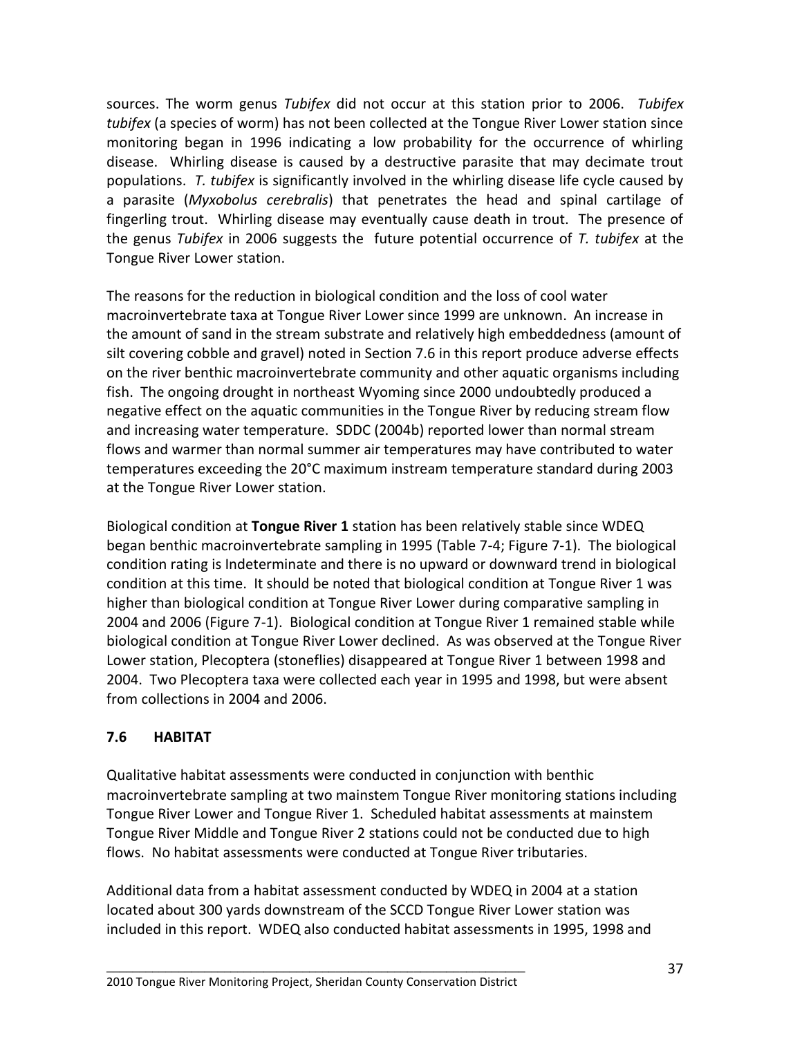sources. The worm genus *Tubifex* did not occur at this station prior to 2006. *Tubifex tubifex* (a species of worm) has not been collected at the Tongue River Lower station since monitoring began in 1996 indicating a low probability for the occurrence of whirling disease. Whirling disease is caused by a destructive parasite that may decimate trout populations. *T. tubifex* is significantly involved in the whirling disease life cycle caused by a parasite (*Myxobolus cerebralis*) that penetrates the head and spinal cartilage of fingerling trout. Whirling disease may eventually cause death in trout. The presence of the genus *Tubifex* in 2006 suggests the future potential occurrence of *T. tubifex* at the Tongue River Lower station.

The reasons for the reduction in biological condition and the loss of cool water macroinvertebrate taxa at Tongue River Lower since 1999 are unknown. An increase in the amount of sand in the stream substrate and relatively high embeddedness (amount of silt covering cobble and gravel) noted in Section 7.6 in this report produce adverse effects on the river benthic macroinvertebrate community and other aquatic organisms including fish. The ongoing drought in northeast Wyoming since 2000 undoubtedly produced a negative effect on the aquatic communities in the Tongue River by reducing stream flow and increasing water temperature. SDDC (2004b) reported lower than normal stream flows and warmer than normal summer air temperatures may have contributed to water temperatures exceeding the 20°C maximum instream temperature standard during 2003 at the Tongue River Lower station.

Biological condition at **Tongue River 1** station has been relatively stable since WDEQ began benthic macroinvertebrate sampling in 1995 (Table 7-4; Figure 7-1). The biological condition rating is Indeterminate and there is no upward or downward trend in biological condition at this time. It should be noted that biological condition at Tongue River 1 was higher than biological condition at Tongue River Lower during comparative sampling in 2004 and 2006 (Figure 7-1). Biological condition at Tongue River 1 remained stable while biological condition at Tongue River Lower declined. As was observed at the Tongue River Lower station, Plecoptera (stoneflies) disappeared at Tongue River 1 between 1998 and 2004. Two Plecoptera taxa were collected each year in 1995 and 1998, but were absent from collections in 2004 and 2006.

## 7.6 HABITAT

Qualitative habitat assessments were conducted in conjunction with benthic macroinvertebrate sampling at two mainstem Tongue River monitoring stations including Tongue River Lower and Tongue River 1. Scheduled habitat assessments at mainstem Tongue River Middle and Tongue River 2 stations could not be conducted due to high flows. No habitat assessments were conducted at Tongue River tributaries.

Additional data from a habitat assessment conducted by WDEQ in 2004 at a station located about 300 yards downstream of the SCCD Tongue River Lower station was included in this report. WDEQ also conducted habitat assessments in 1995, 1998 and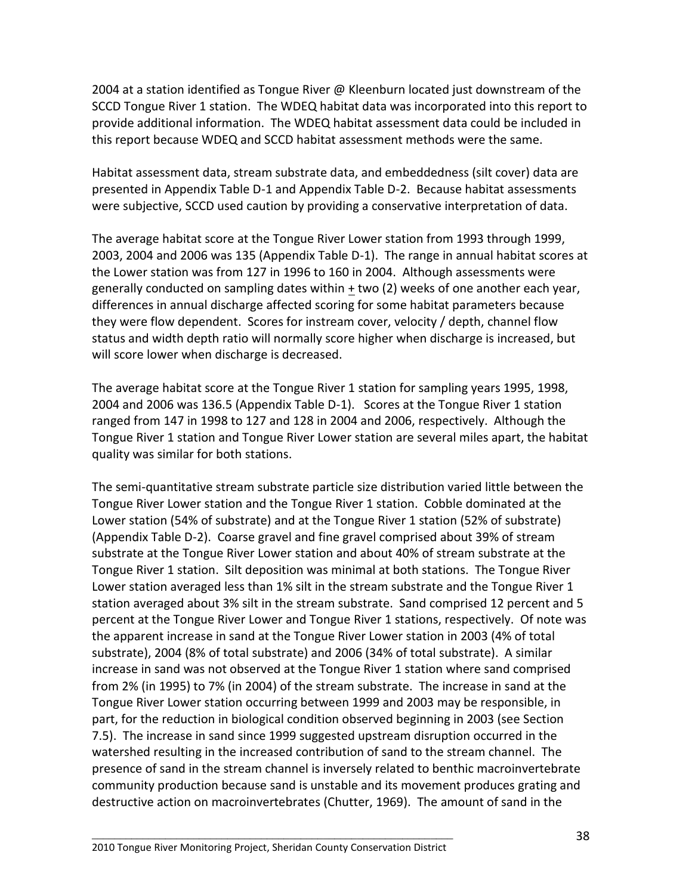2004 at a station identified as Tongue River @ Kleenburn located just downstream of the SCCD Tongue River 1 station. The WDEQ habitat data was incorporated into this report to provide additional information. The WDEQ habitat assessment data could be included in this report because WDEQ and SCCD habitat assessment methods were the same.

Habitat assessment data, stream substrate data, and embeddedness (silt cover) data are presented in Appendix Table D-1 and Appendix Table D-2. Because habitat assessments were subjective, SCCD used caution by providing a conservative interpretation of data.

The average habitat score at the Tongue River Lower station from 1993 through 1999, 2003, 2004 and 2006 was 135 (Appendix Table D-1). The range in annual habitat scores at the Lower station was from 127 in 1996 to 160 in 2004. Although assessments were generally conducted on sampling dates within ± two (2) weeks of one another each year, differences in annual discharge affected scoring for some habitat parameters because they were flow dependent. Scores for instream cover, velocity / depth, channel flow status and width depth ratio will normally score higher when discharge is increased, but will score lower when discharge is decreased.

The average habitat score at the Tongue River 1 station for sampling years 1995, 1998, 2004 and 2006 was 136.5 (Appendix Table D-1). Scores at the Tongue River 1 station ranged from 147 in 1998 to 127 and 128 in 2004 and 2006, respectively. Although the Tongue River 1 station and Tongue River Lower station are several miles apart, the habitat quality was similar for both stations.

The semi-quantitative stream substrate particle size distribution varied little between the Tongue River Lower station and the Tongue River 1 station. Cobble dominated at the Lower station (54% of substrate) and at the Tongue River 1 station (52% of substrate) (Appendix Table D-2). Coarse gravel and fine gravel comprised about 39% of stream substrate at the Tongue River Lower station and about 40% of stream substrate at the Tongue River 1 station. Silt deposition was minimal at both stations. The Tongue River Lower station averaged less than 1% silt in the stream substrate and the Tongue River 1 station averaged about 3% silt in the stream substrate. Sand comprised 12 percent and 5 percent at the Tongue River Lower and Tongue River 1 stations, respectively. Of note was the apparent increase in sand at the Tongue River Lower station in 2003 (4% of total substrate), 2004 (8% of total substrate) and 2006 (34% of total substrate). A similar increase in sand was not observed at the Tongue River 1 station where sand comprised from 2% (in 1995) to 7% (in 2004) of the stream substrate. The increase in sand at the Tongue River Lower station occurring between 1999 and 2003 may be responsible, in part, for the reduction in biological condition observed beginning in 2003 (see Section 7.5). The increase in sand since 1999 suggested upstream disruption occurred in the watershed resulting in the increased contribution of sand to the stream channel. The presence of sand in the stream channel is inversely related to benthic macroinvertebrate community production because sand is unstable and its movement produces grating and destructive action on macroinvertebrates (Chutter, 1969). The amount of sand in the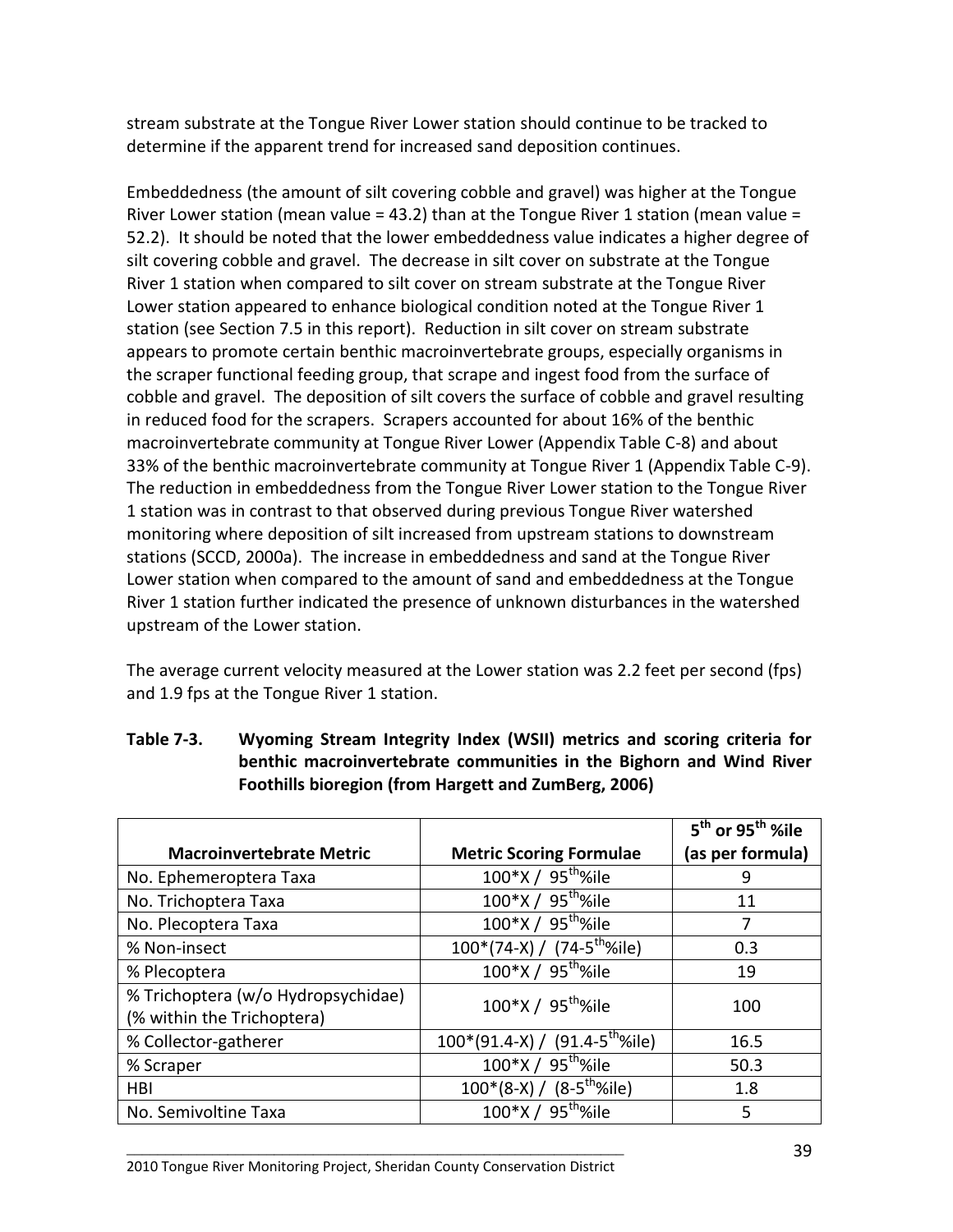stream substrate at the Tongue River Lower station should continue to be tracked to determine if the apparent trend for increased sand deposition continues.

Embeddedness (the amount of silt covering cobble and gravel) was higher at the Tongue River Lower station (mean value = 43.2) than at the Tongue River 1 station (mean value = 52.2). It should be noted that the lower embeddedness value indicates a higher degree of silt covering cobble and gravel. The decrease in silt cover on substrate at the Tongue River 1 station when compared to silt cover on stream substrate at the Tongue River Lower station appeared to enhance biological condition noted at the Tongue River 1 station (see Section 7.5 in this report). Reduction in silt cover on stream substrate appears to promote certain benthic macroinvertebrate groups, especially organisms in the scraper functional feeding group, that scrape and ingest food from the surface of cobble and gravel. The deposition of silt covers the surface of cobble and gravel resulting in reduced food for the scrapers. Scrapers accounted for about 16% of the benthic macroinvertebrate community at Tongue River Lower (Appendix Table C-8) and about 33% of the benthic macroinvertebrate community at Tongue River 1 (Appendix Table C-9). The reduction in embeddedness from the Tongue River Lower station to the Tongue River 1 station was in contrast to that observed during previous Tongue River watershed monitoring where deposition of silt increased from upstream stations to downstream stations (SCCD, 2000a). The increase in embeddedness and sand at the Tongue River Lower station when compared to the amount of sand and embeddedness at the Tongue River 1 station further indicated the presence of unknown disturbances in the watershed upstream of the Lower station.

The average current velocity measured at the Lower station was 2.2 feet per second (fps) and 1.9 fps at the Tongue River 1 station.

**Table 7-3. Wyoming Stream Integrity Index (WSII) metrics and scoring criteria for benthic macroinvertebrate communities in the Bighorn and Wind River Foothills bioregion (from Hargett and ZumBerg, 2006)**

| Macroinvertebrate Metric | Metric Scoring Formulae | $5^{th}$ or $95^{th}$ %ile (as per formula) |
|---|---|---|
| No. Ephemeroptera Taxa | $100*X / 95^{th}$%ile | 9 |
| No. Trichoptera Taxa | $100*X / 95^{th}$%ile | 11 |
| No. Plecoptera Taxa | $100*X / 95^{th}$%ile | 7 |
| % Non-insect | $100*(74-X) / (74-5^{th}$%ile) | 0.3 |
| % Plecoptera | $100*X / 95^{th}$%ile | 19 |
| % Trichoptera (w/o Hydropsychidae) (% within the Trichoptera) | $100*X / 95^{th}$%ile | 100 |
| % Collector-gatherer | $100*(91.4-X) / (91.4-5^{th}$%ile) | 16.5 |
| % Scraper | $100*X / 95^{th}$%ile | 50.3 |
| HBI | $100*(8-X) / (8-5^{th}$%ile) | 1.8 |
| No. Semivoltine Taxa | $100*X / 95^{th}$%ile | 5 |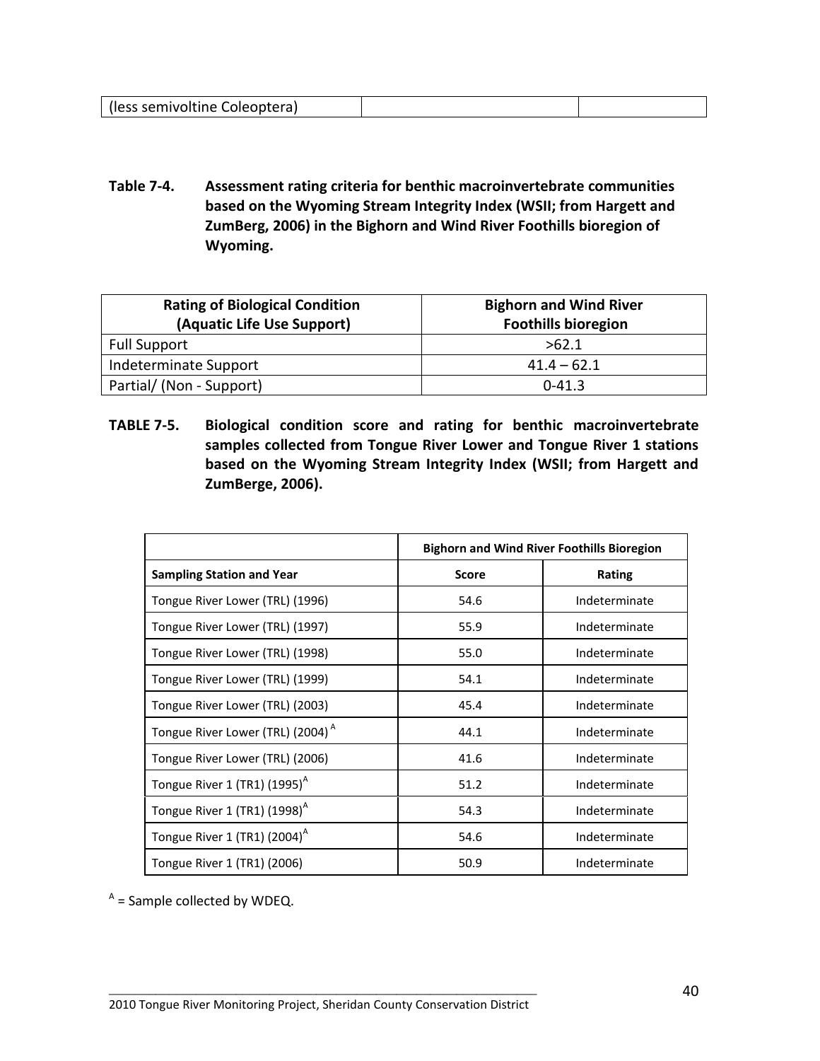| (less semivoltine Coleoptera) | | |
|---|---|---|

**Table 7-4. Assessment rating criteria for benthic macroinvertebrate communities based on the Wyoming Stream Integrity Index (WSII; from Hargett and ZumBerg, 2006) in the Bighorn and Wind River Foothills bioregion of Wyoming.**

| Rating of Biological Condition (Aquatic Life Use Support) | Bighorn and Wind River Foothills bioregion |
|---|---|
| Full Support | >62.1 |
| Indeterminate Support | 41.4 – 62.1 |
| Partial/ (Non - Support) | 0-41.3 |

**TABLE 7-5. Biological condition score and rating for benthic macroinvertebrate samples collected from Tongue River Lower and Tongue River 1 stations based on the Wyoming Stream Integrity Index (WSII; from Hargett and ZumBerge, 2006).**

| | Bighorn and Wind River Foothills Bioregion | |
|---|---|---|
| **Sampling Station and Year** | **Score** | **Rating** |
| Tongue River Lower (TRL) (1996) | 54.6 | Indeterminate |
| Tongue River Lower (TRL) (1997) | 55.9 | Indeterminate |
| Tongue River Lower (TRL) (1998) | 55.0 | Indeterminate |
| Tongue River Lower (TRL) (1999) | 54.1 | Indeterminate |
| Tongue River Lower (TRL) (2003) | 45.4 | Indeterminate |
| Tongue River Lower (TRL) (2004) [A] | 44.1 | Indeterminate |
| Tongue River Lower (TRL) (2006) | 41.6 | Indeterminate |
| Tongue River 1 (TR1) (1995)[A] | 51.2 | Indeterminate |
| Tongue River 1 (TR1) (1998)[A] | 54.3 | Indeterminate |
| Tongue River 1 (TR1) (2004)[A] | 54.6 | Indeterminate |
| Tongue River 1 (TR1) (2006) | 50.9 | Indeterminate |

[A] = Sample collected by WDEQ.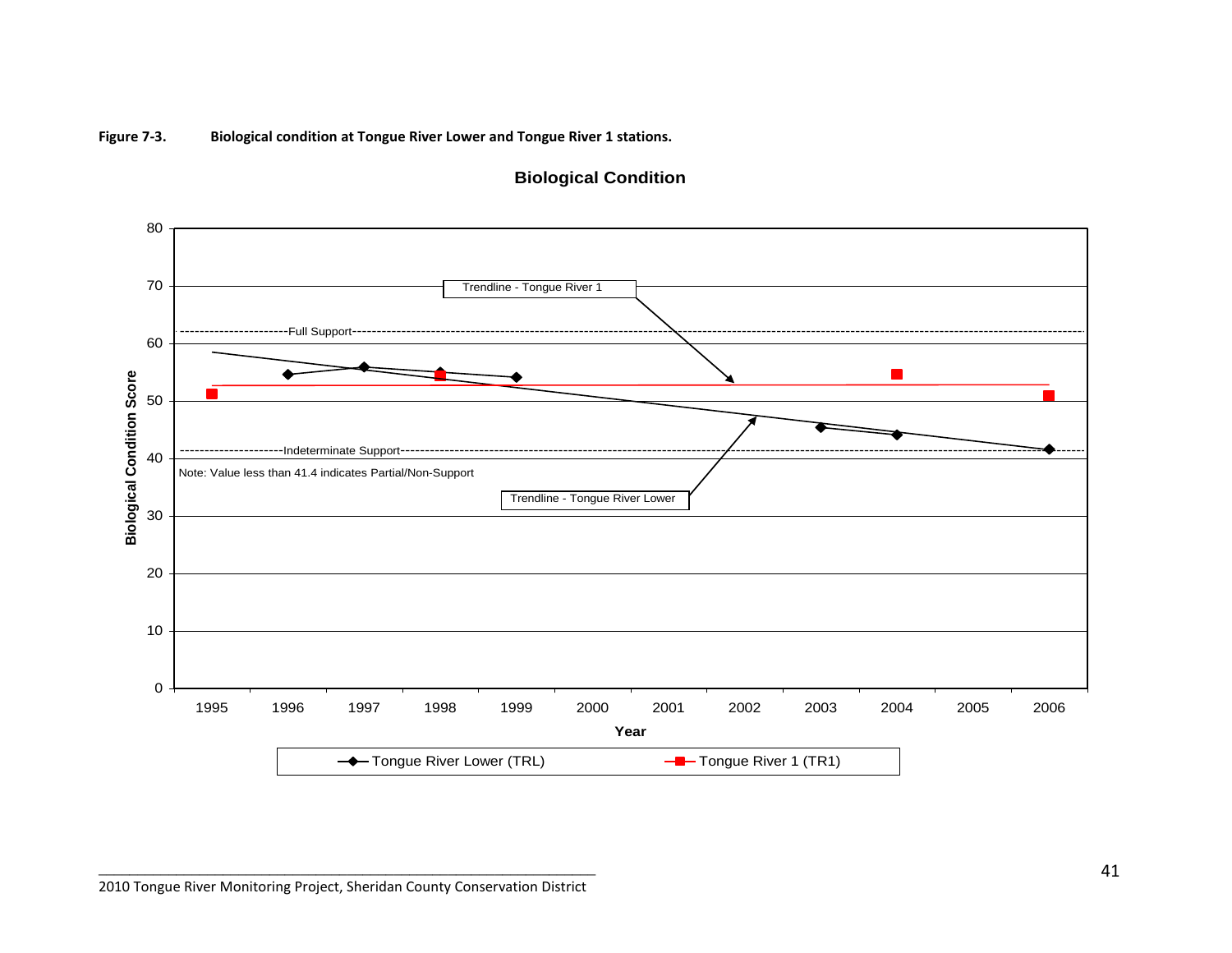**Figure 7-3. Biological condition at Tongue River Lower and Tongue River 1 stations.**

**Biological Condition**

Trendline - Tongue River 1

Full Support

Indeterminate Support

Note: Value less than 41.4 indicates Partial/Non-Support

Trendline - Tongue River Lower

Biological Condition Score

Year

Tongue River Lower (TRL)

Tongue River 1 (TR1)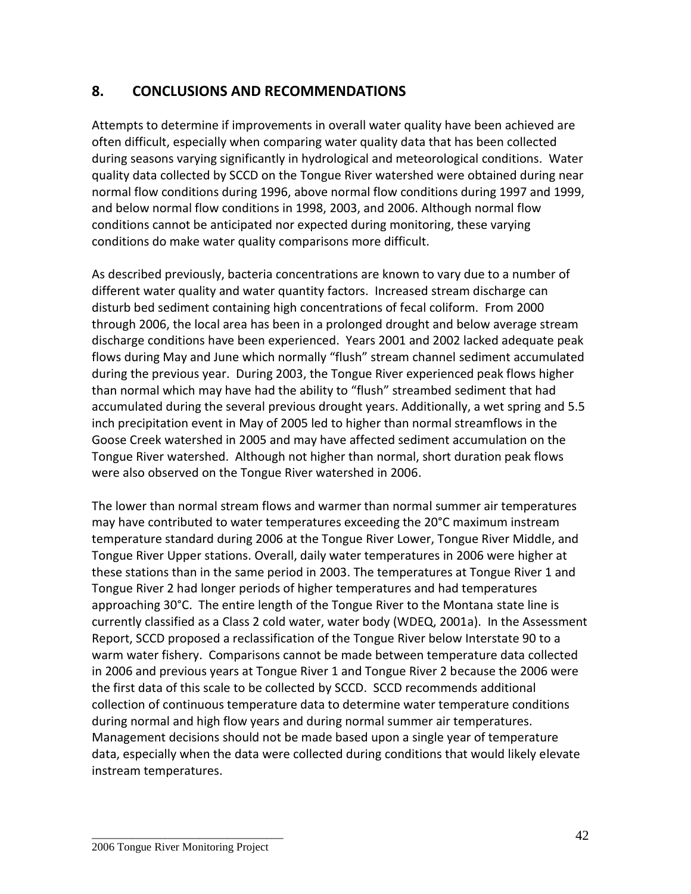## 8. CONCLUSIONS AND RECOMMENDATIONS

Attempts to determine if improvements in overall water quality have been achieved are often difficult, especially when comparing water quality data that has been collected during seasons varying significantly in hydrological and meteorological conditions. Water quality data collected by SCCD on the Tongue River watershed were obtained during near normal flow conditions during 1996, above normal flow conditions during 1997 and 1999, and below normal flow conditions in 1998, 2003, and 2006. Although normal flow conditions cannot be anticipated nor expected during monitoring, these varying conditions do make water quality comparisons more difficult.

As described previously, bacteria concentrations are known to vary due to a number of different water quality and water quantity factors. Increased stream discharge can disturb bed sediment containing high concentrations of fecal coliform. From 2000 through 2006, the local area has been in a prolonged drought and below average stream discharge conditions have been experienced. Years 2001 and 2002 lacked adequate peak flows during May and June which normally "flush" stream channel sediment accumulated during the previous year. During 2003, the Tongue River experienced peak flows higher than normal which may have had the ability to "flush" streambed sediment that had accumulated during the several previous drought years. Additionally, a wet spring and 5.5 inch precipitation event in May of 2005 led to higher than normal streamflows in the Goose Creek watershed in 2005 and may have affected sediment accumulation on the Tongue River watershed. Although not higher than normal, short duration peak flows were also observed on the Tongue River watershed in 2006.

The lower than normal stream flows and warmer than normal summer air temperatures may have contributed to water temperatures exceeding the 20°C maximum instream temperature standard during 2006 at the Tongue River Lower, Tongue River Middle, and Tongue River Upper stations. Overall, daily water temperatures in 2006 were higher at these stations than in the same period in 2003. The temperatures at Tongue River 1 and Tongue River 2 had longer periods of higher temperatures and had temperatures approaching 30°C. The entire length of the Tongue River to the Montana state line is currently classified as a Class 2 cold water, water body (WDEQ, 2001a). In the Assessment Report, SCCD proposed a reclassification of the Tongue River below Interstate 90 to a warm water fishery. Comparisons cannot be made between temperature data collected in 2006 and previous years at Tongue River 1 and Tongue River 2 because the 2006 were the first data of this scale to be collected by SCCD. SCCD recommends additional collection of continuous temperature data to determine water temperature conditions during normal and high flow years and during normal summer air temperatures. Management decisions should not be made based upon a single year of temperature data, especially when the data were collected during conditions that would likely elevate instream temperatures.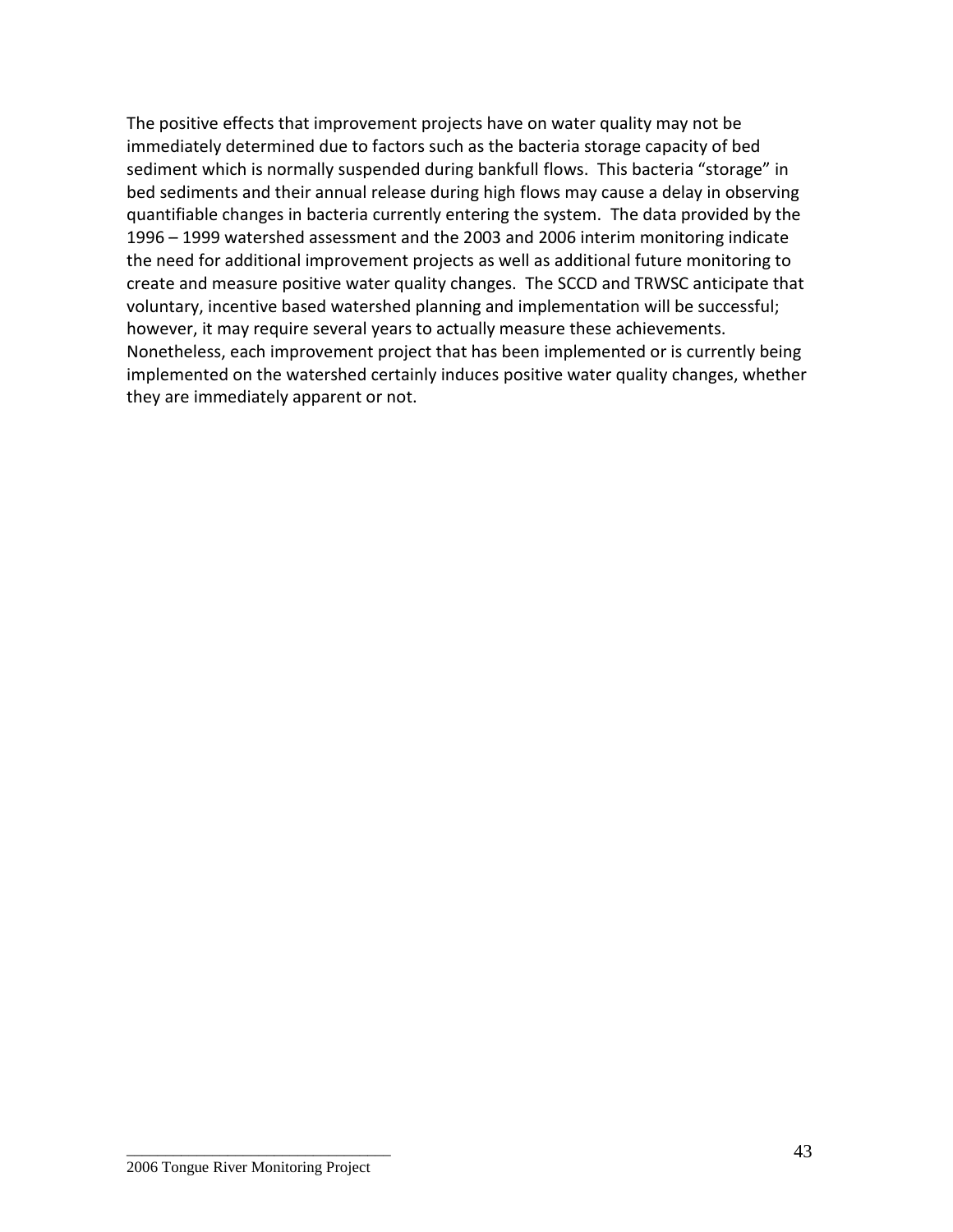The positive effects that improvement projects have on water quality may not be immediately determined due to factors such as the bacteria storage capacity of bed sediment which is normally suspended during bankfull flows. This bacteria "storage" in bed sediments and their annual release during high flows may cause a delay in observing quantifiable changes in bacteria currently entering the system. The data provided by the 1996 – 1999 watershed assessment and the 2003 and 2006 interim monitoring indicate the need for additional improvement projects as well as additional future monitoring to create and measure positive water quality changes. The SCCD and TRWSC anticipate that voluntary, incentive based watershed planning and implementation will be successful; however, it may require several years to actually measure these achievements. Nonetheless, each improvement project that has been implemented or is currently being implemented on the watershed certainly induces positive water quality changes, whether they are immediately apparent or not.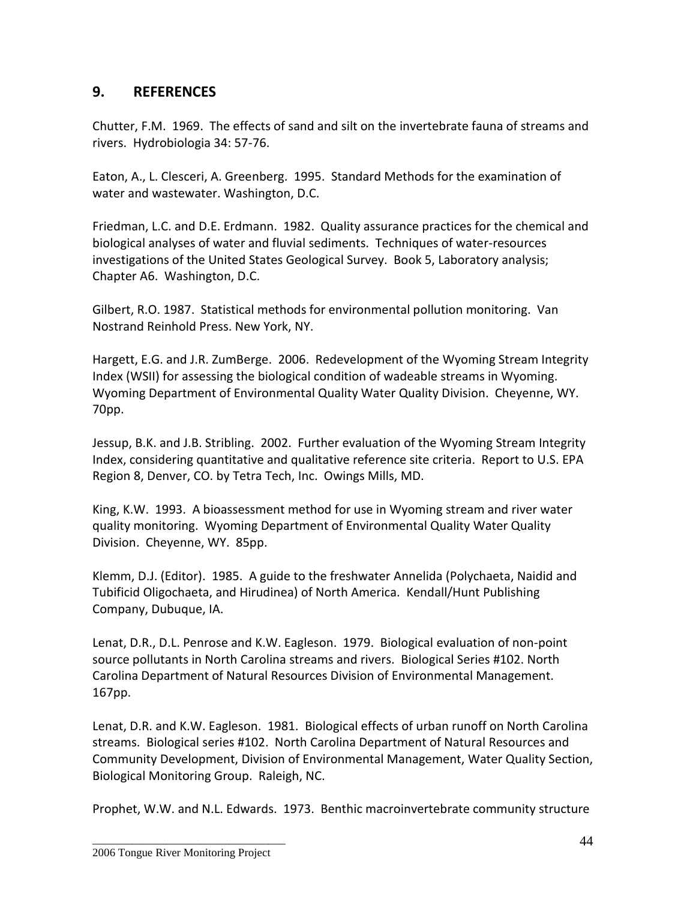## 9. REFERENCES

Chutter, F.M. 1969. The effects of sand and silt on the invertebrate fauna of streams and rivers. Hydrobiologia 34: 57-76.

Eaton, A., L. Clesceri, A. Greenberg. 1995. Standard Methods for the examination of water and wastewater. Washington, D.C.

Friedman, L.C. and D.E. Erdmann. 1982. Quality assurance practices for the chemical and biological analyses of water and fluvial sediments. Techniques of water-resources investigations of the United States Geological Survey. Book 5, Laboratory analysis; Chapter A6. Washington, D.C.

Gilbert, R.O. 1987. Statistical methods for environmental pollution monitoring. Van Nostrand Reinhold Press. New York, NY.

Hargett, E.G. and J.R. ZumBerge. 2006. Redevelopment of the Wyoming Stream Integrity Index (WSII) for assessing the biological condition of wadeable streams in Wyoming. Wyoming Department of Environmental Quality Water Quality Division. Cheyenne, WY. 70pp.

Jessup, B.K. and J.B. Stribling. 2002. Further evaluation of the Wyoming Stream Integrity Index, considering quantitative and qualitative reference site criteria. Report to U.S. EPA Region 8, Denver, CO. by Tetra Tech, Inc. Owings Mills, MD.

King, K.W. 1993. A bioassessment method for use in Wyoming stream and river water quality monitoring. Wyoming Department of Environmental Quality Water Quality Division. Cheyenne, WY. 85pp.

Klemm, D.J. (Editor). 1985. A guide to the freshwater Annelida (Polychaeta, Naidid and Tubificid Oligochaeta, and Hirudinea) of North America. Kendall/Hunt Publishing Company, Dubuque, IA.

Lenat, D.R., D.L. Penrose and K.W. Eagleson. 1979. Biological evaluation of non-point source pollutants in North Carolina streams and rivers. Biological Series #102. North Carolina Department of Natural Resources Division of Environmental Management. 167pp.

Lenat, D.R. and K.W. Eagleson. 1981. Biological effects of urban runoff on North Carolina streams. Biological series #102. North Carolina Department of Natural Resources and Community Development, Division of Environmental Management, Water Quality Section, Biological Monitoring Group. Raleigh, NC.

Prophet, W.W. and N.L. Edwards. 1973. Benthic macroinvertebrate community structure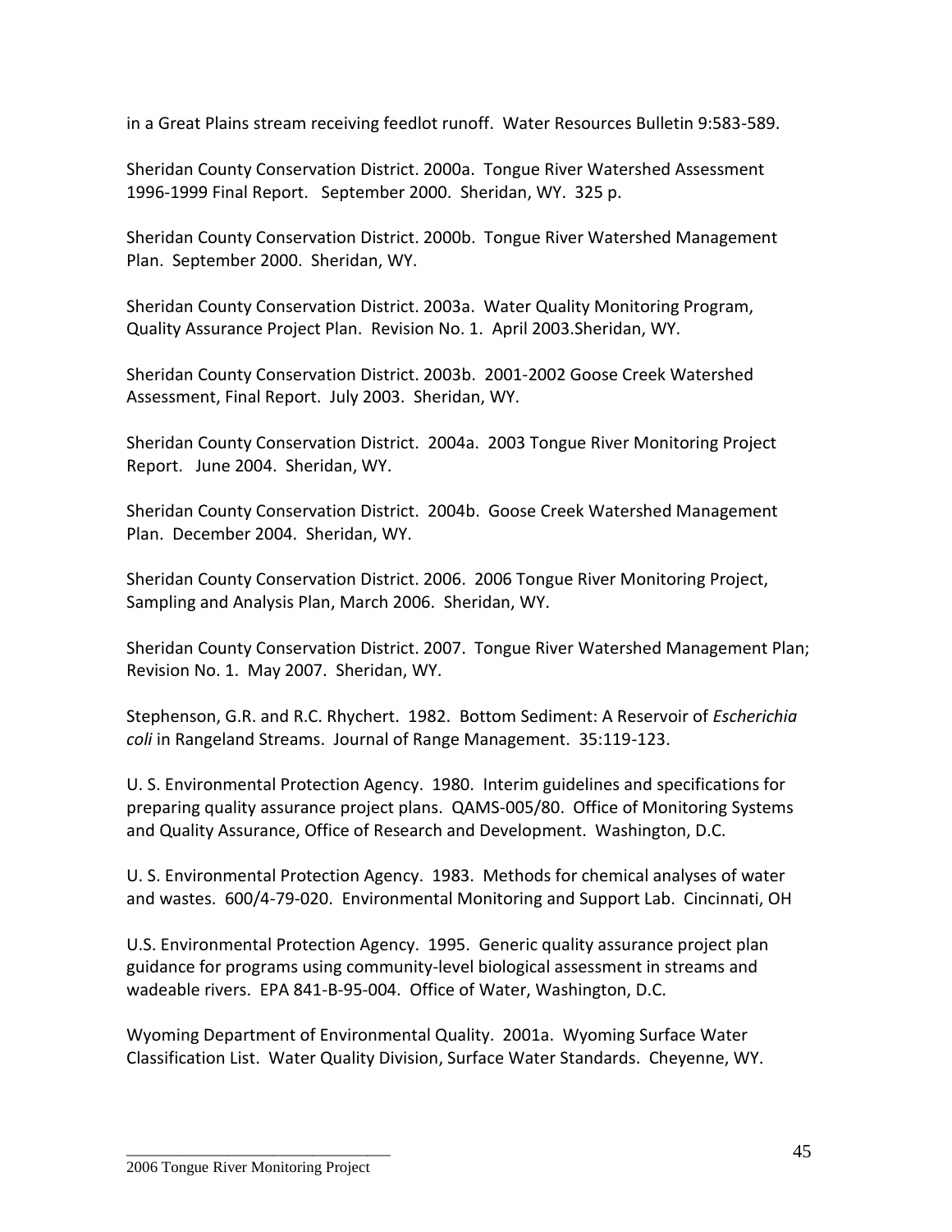in a Great Plains stream receiving feedlot runoff. Water Resources Bulletin 9:583-589.

Sheridan County Conservation District. 2000a. Tongue River Watershed Assessment 1996-1999 Final Report. September 2000. Sheridan, WY. 325 p.

Sheridan County Conservation District. 2000b. Tongue River Watershed Management Plan. September 2000. Sheridan, WY.

Sheridan County Conservation District. 2003a. Water Quality Monitoring Program, Quality Assurance Project Plan. Revision No. 1. April 2003.Sheridan, WY.

Sheridan County Conservation District. 2003b. 2001-2002 Goose Creek Watershed Assessment, Final Report. July 2003. Sheridan, WY.

Sheridan County Conservation District. 2004a. 2003 Tongue River Monitoring Project Report. June 2004. Sheridan, WY.

Sheridan County Conservation District. 2004b. Goose Creek Watershed Management Plan. December 2004. Sheridan, WY.

Sheridan County Conservation District. 2006. 2006 Tongue River Monitoring Project, Sampling and Analysis Plan, March 2006. Sheridan, WY.

Sheridan County Conservation District. 2007. Tongue River Watershed Management Plan; Revision No. 1. May 2007. Sheridan, WY.

Stephenson, G.R. and R.C. Rhychert. 1982. Bottom Sediment: A Reservoir of *Escherichia coli* in Rangeland Streams. Journal of Range Management. 35:119-123.

U. S. Environmental Protection Agency. 1980. Interim guidelines and specifications for preparing quality assurance project plans. QAMS-005/80. Office of Monitoring Systems and Quality Assurance, Office of Research and Development. Washington, D.C.

U. S. Environmental Protection Agency. 1983. Methods for chemical analyses of water and wastes. 600/4-79-020. Environmental Monitoring and Support Lab. Cincinnati, OH

U.S. Environmental Protection Agency. 1995. Generic quality assurance project plan guidance for programs using community-level biological assessment in streams and wadeable rivers. EPA 841-B-95-004. Office of Water, Washington, D.C.

Wyoming Department of Environmental Quality. 2001a. Wyoming Surface Water Classification List. Water Quality Division, Surface Water Standards. Cheyenne, WY.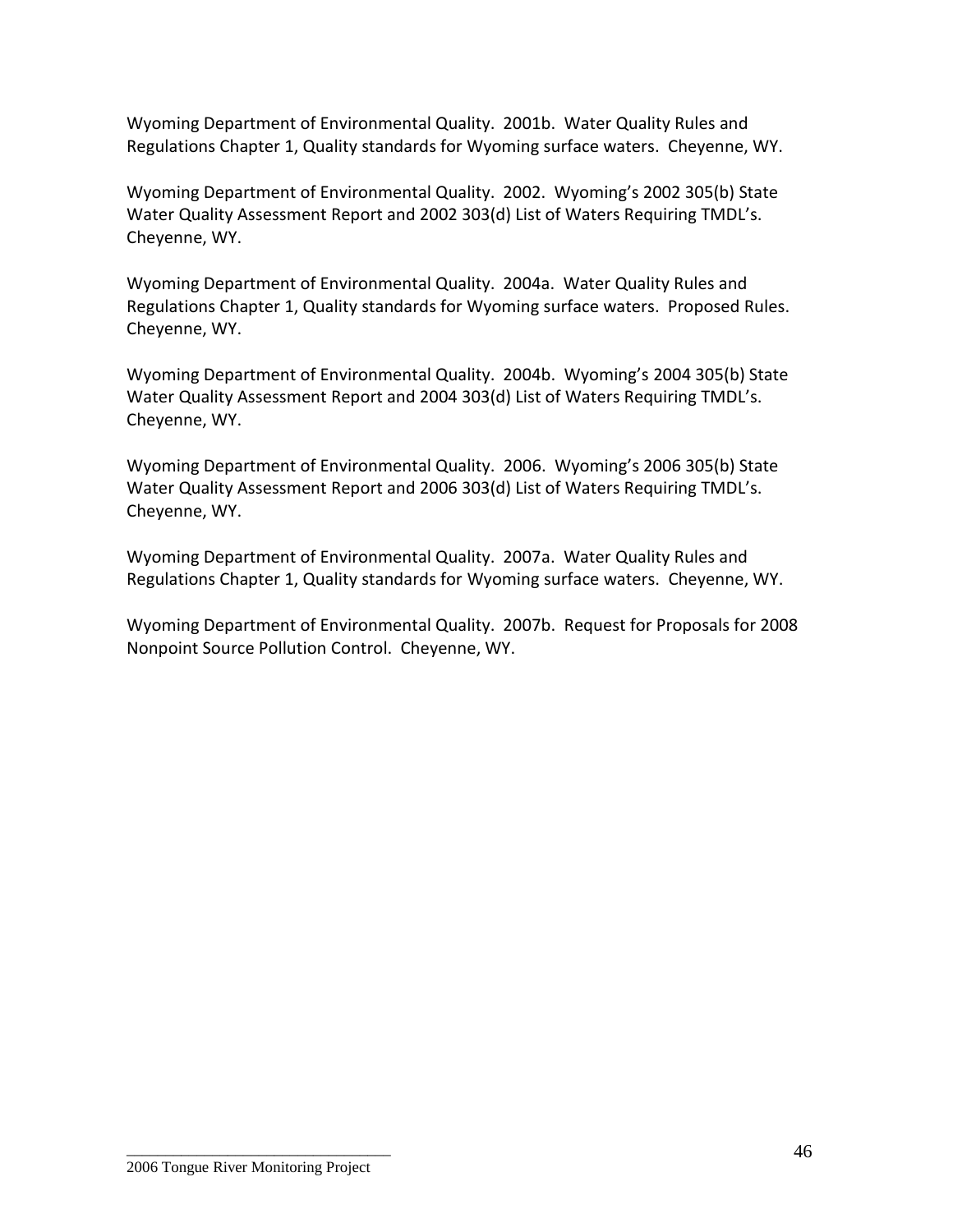Wyoming Department of Environmental Quality. 2001b. Water Quality Rules and Regulations Chapter 1, Quality standards for Wyoming surface waters. Cheyenne, WY.

Wyoming Department of Environmental Quality. 2002. Wyoming's 2002 305(b) State Water Quality Assessment Report and 2002 303(d) List of Waters Requiring TMDL's. Cheyenne, WY.

Wyoming Department of Environmental Quality. 2004a. Water Quality Rules and Regulations Chapter 1, Quality standards for Wyoming surface waters. Proposed Rules. Cheyenne, WY.

Wyoming Department of Environmental Quality. 2004b. Wyoming's 2004 305(b) State Water Quality Assessment Report and 2004 303(d) List of Waters Requiring TMDL's. Cheyenne, WY.

Wyoming Department of Environmental Quality. 2006. Wyoming's 2006 305(b) State Water Quality Assessment Report and 2006 303(d) List of Waters Requiring TMDL's. Cheyenne, WY.

Wyoming Department of Environmental Quality. 2007a. Water Quality Rules and Regulations Chapter 1, Quality standards for Wyoming surface waters. Cheyenne, WY.

Wyoming Department of Environmental Quality. 2007b. Request for Proposals for 2008 Nonpoint Source Pollution Control. Cheyenne, WY.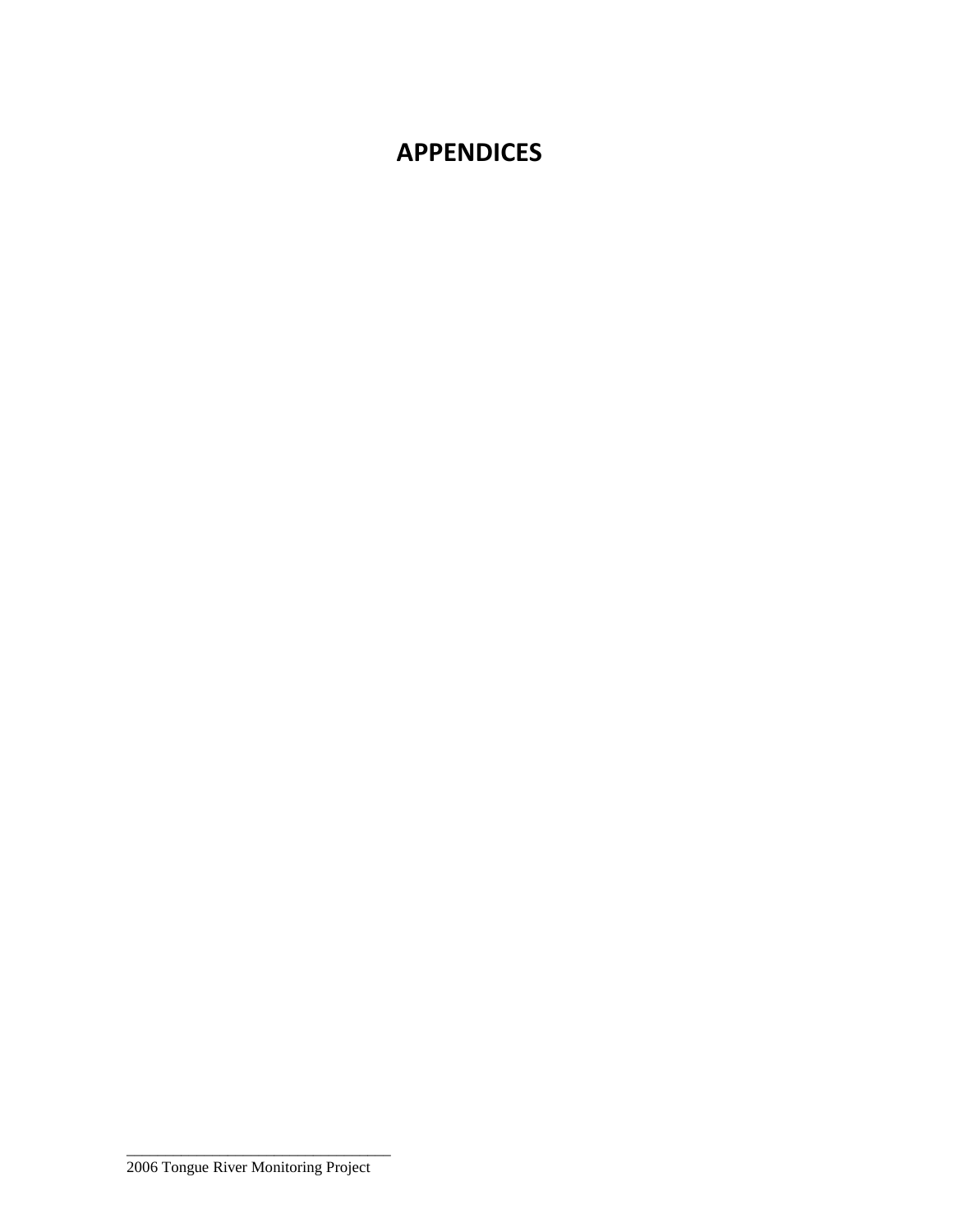# APPENDICES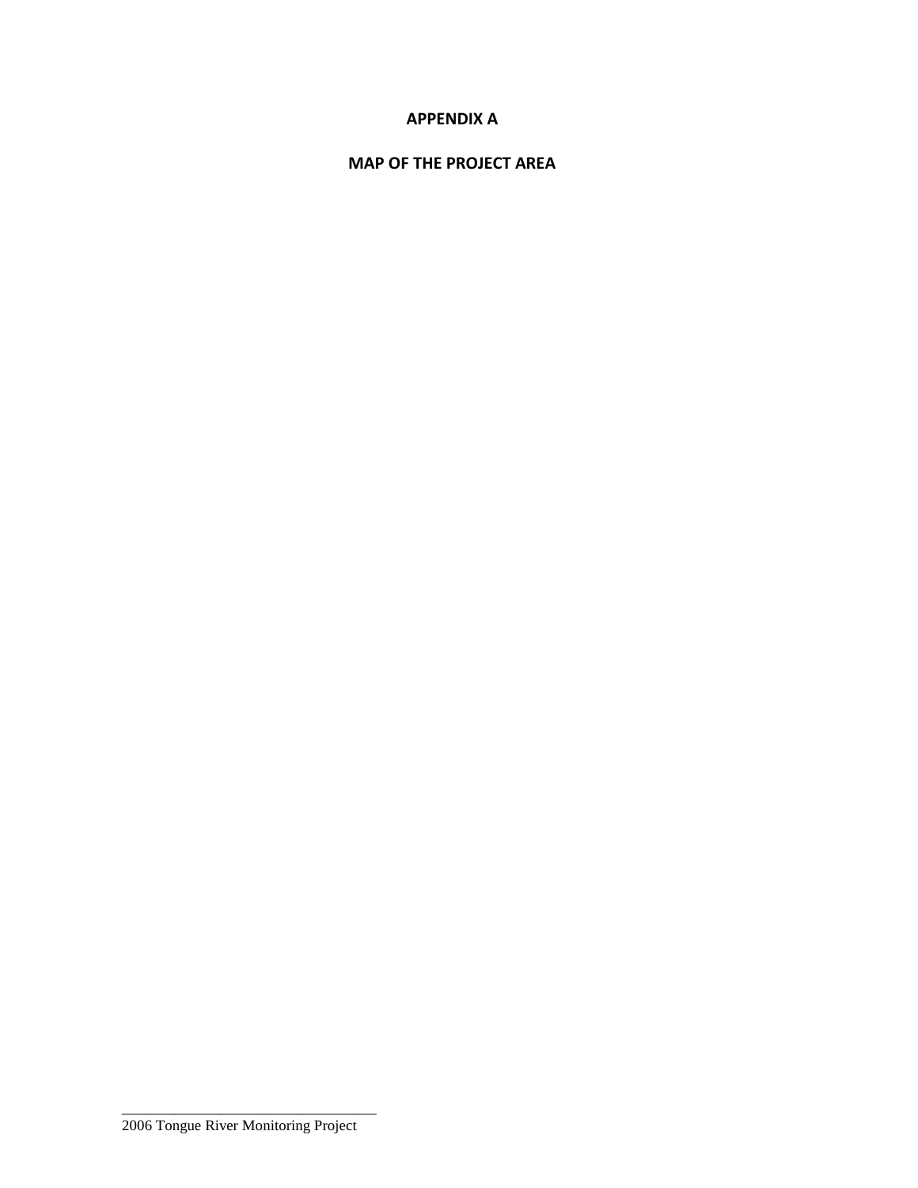# APPENDIX A

## MAP OF THE PROJECT AREA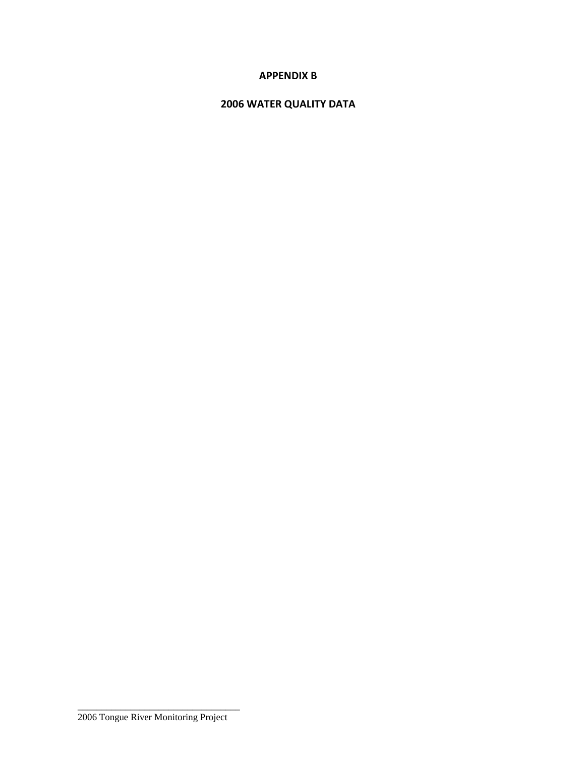# APPENDIX B

## 2006 WATER QUALITY DATA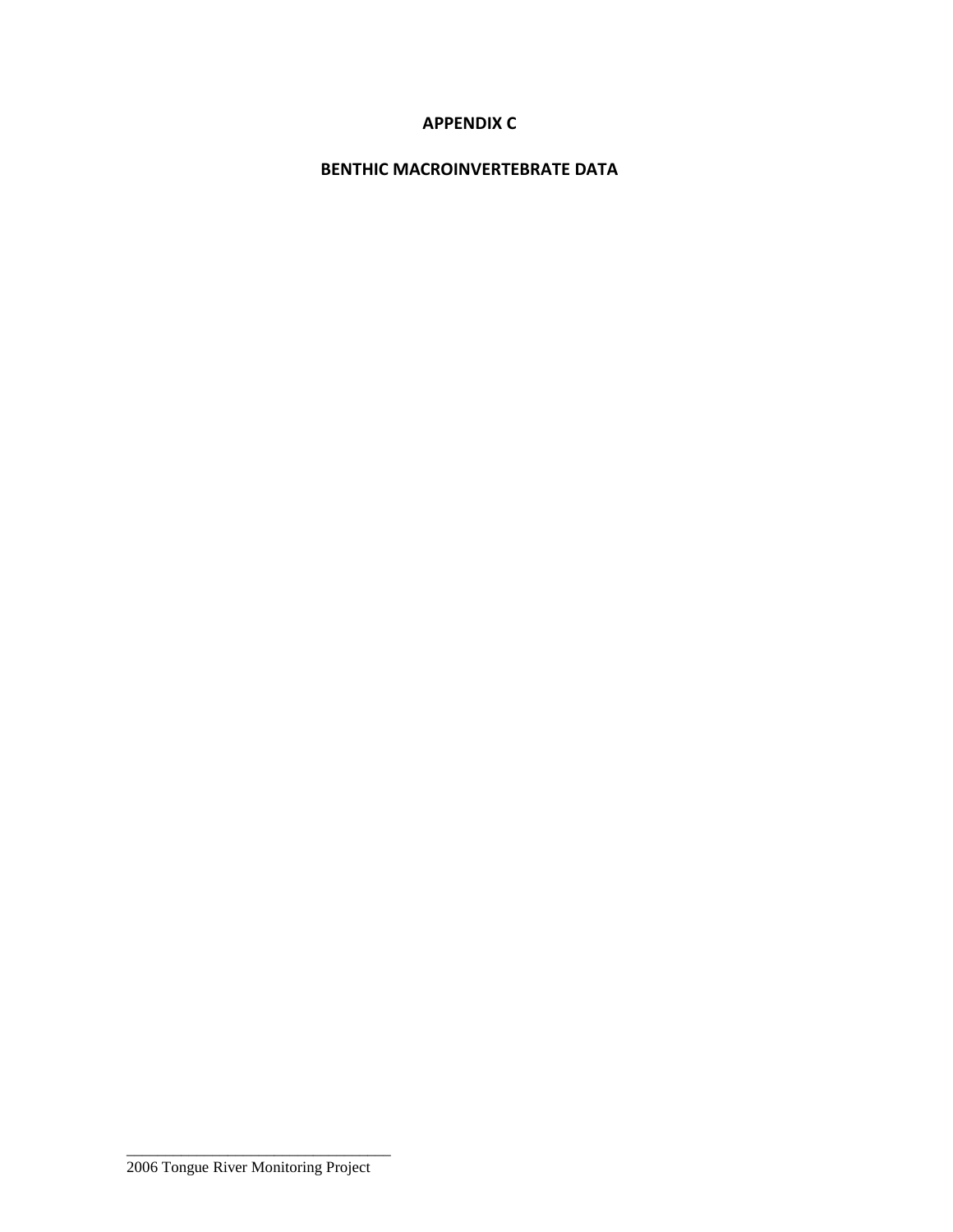# APPENDIX C

## BENTHIC MACROINVERTEBRATE DATA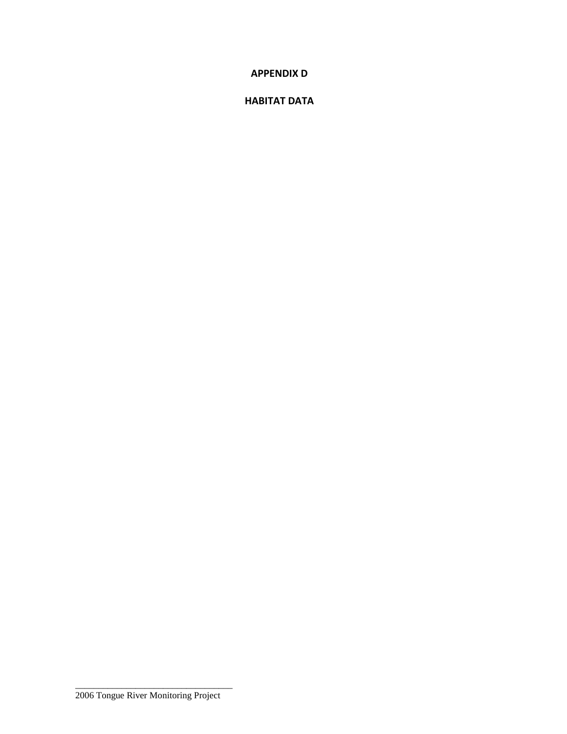# APPENDIX D

# HABITAT DATA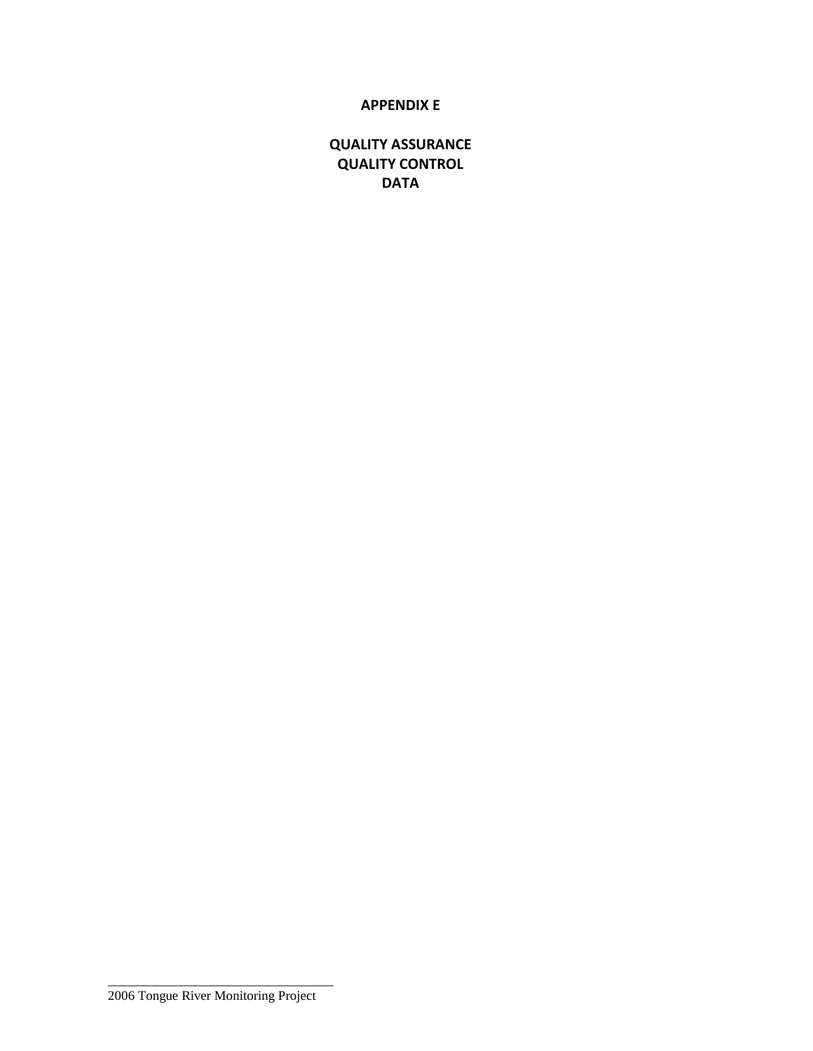# APPENDIX E

## QUALITY ASSURANCE
## QUALITY CONTROL
## DATA